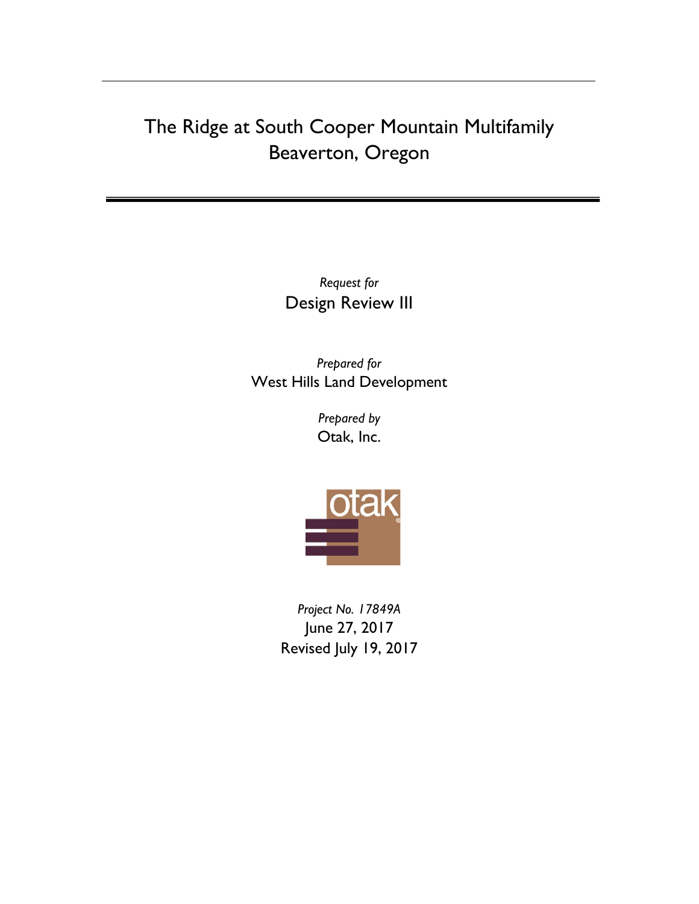# The Ridge at South Cooper Mountain Multifamily
# Beaverton, Oregon

*Request for*

Design Review III

*Prepared for*

West Hills Land Development

*Prepared by*

Otak, Inc.

*Project No. 17849A*

June 27, 2017

Revised July 19, 2017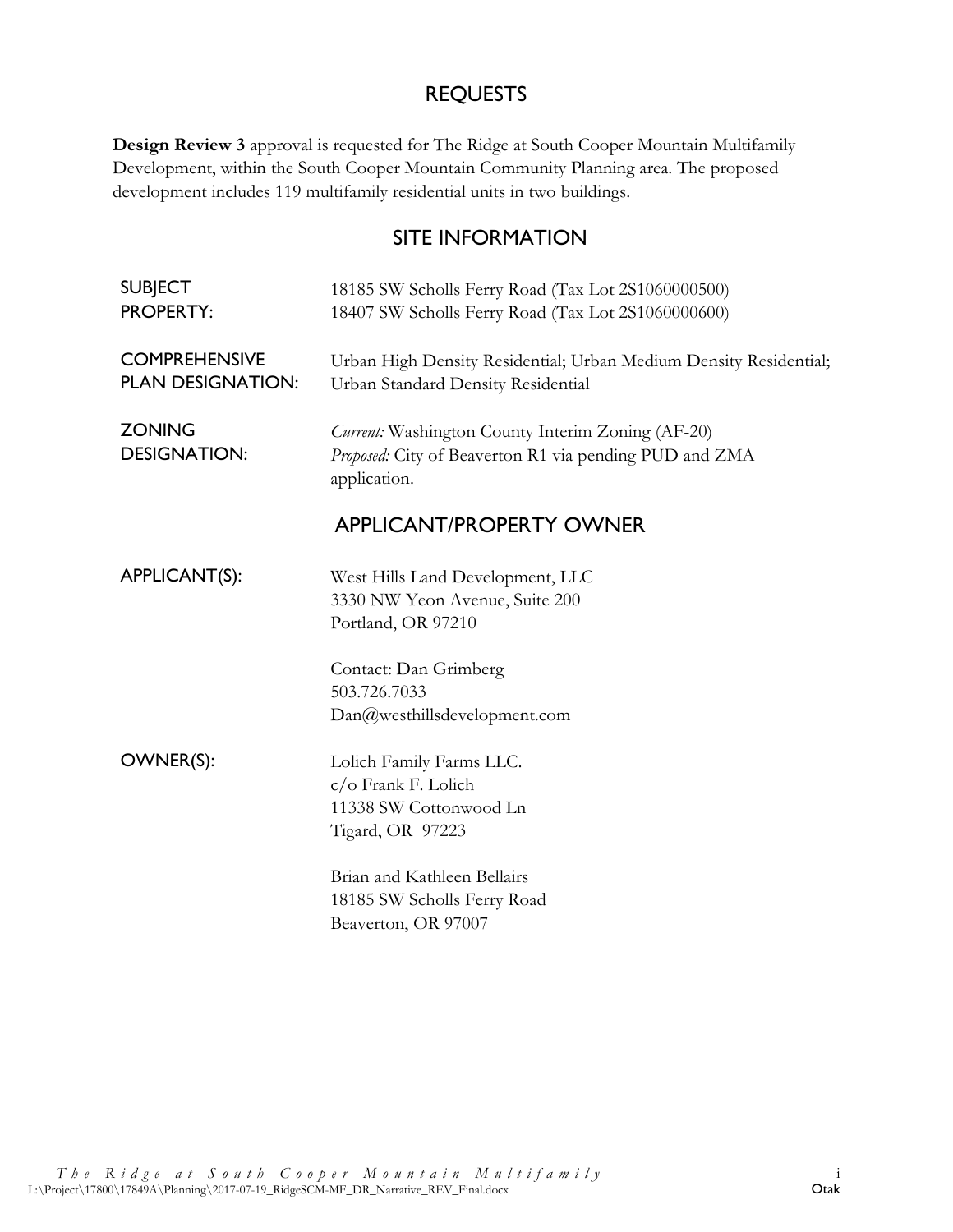## REQUESTS

**Design Review 3** approval is requested for The Ridge at South Cooper Mountain Multifamily Development, within the South Cooper Mountain Community Planning area. The proposed development includes 119 multifamily residential units in two buildings.

## SITE INFORMATION

| | |
|---|---|
| SUBJECT PROPERTY: | 18185 SW Scholls Ferry Road (Tax Lot 2S1060000500)<br>18407 SW Scholls Ferry Road (Tax Lot 2S1060000600) |
| COMPREHENSIVE PLAN DESIGNATION: | Urban High Density Residential; Urban Medium Density Residential; Urban Standard Density Residential |
| ZONING DESIGNATION: | *Current:* Washington County Interim Zoning (AF-20)<br>*Proposed:* City of Beaverton R1 via pending PUD and ZMA application. |

## APPLICANT/PROPERTY OWNER

| | |
|---|---|
| APPLICANT(S): | West Hills Land Development, LLC<br>3330 NW Yeon Avenue, Suite 200<br>Portland, OR 97210<br><br>Contact: Dan Grimberg<br>503.726.7033<br>Dan@westhillsdevelopment.com |
| OWNER(S): | Lolich Family Farms LLC.<br>c/o Frank F. Lolich<br>11338 SW Cottonwood Ln<br>Tigard, OR 97223<br><br>Brian and Kathleen Bellairs<br>18185 SW Scholls Ferry Road<br>Beaverton, OR 97007 |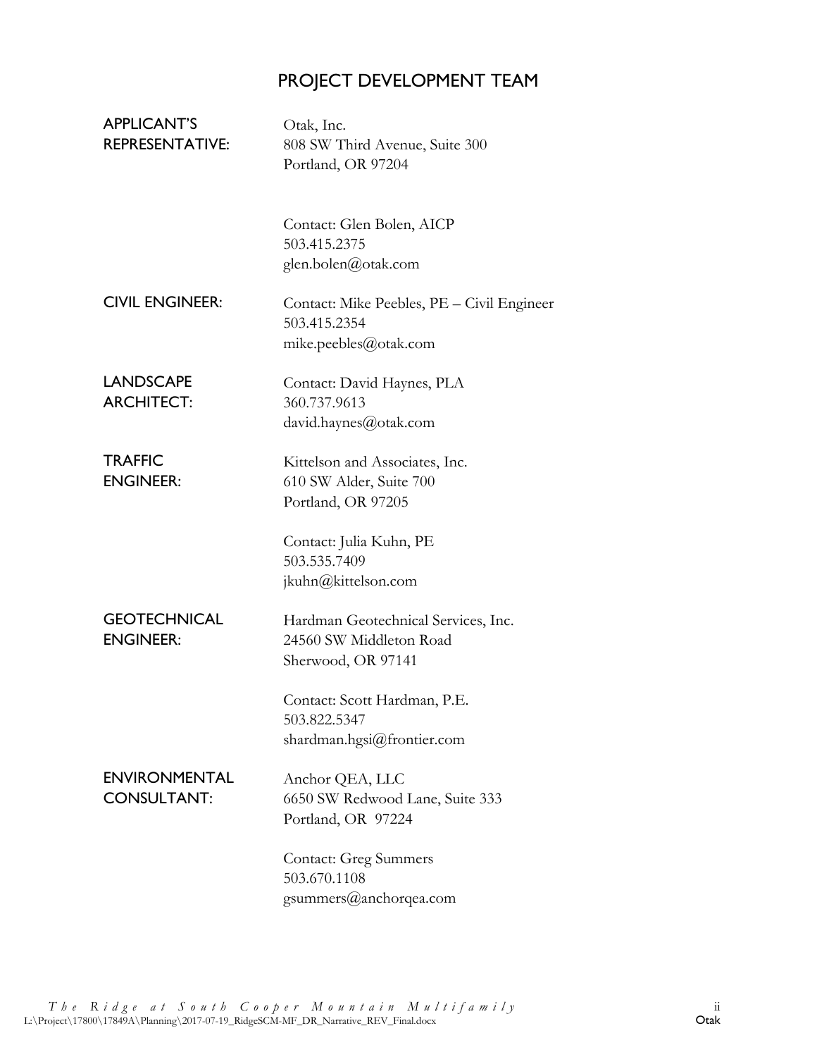# PROJECT DEVELOPMENT TEAM

| | |
|---|---|
| APPLICANT'S REPRESENTATIVE: | Otak, Inc.<br>808 SW Third Avenue, Suite 300<br>Portland, OR 97204<br><br>Contact: Glen Bolen, AICP<br>503.415.2375<br>glen.bolen@otak.com |
| CIVIL ENGINEER: | Contact: Mike Peebles, PE – Civil Engineer<br>503.415.2354<br>mike.peebles@otak.com |
| LANDSCAPE ARCHITECT: | Contact: David Haynes, PLA<br>360.737.9613<br>david.haynes@otak.com |
| TRAFFIC ENGINEER: | Kittelson and Associates, Inc.<br>610 SW Alder, Suite 700<br>Portland, OR 97205<br><br>Contact: Julia Kuhn, PE<br>503.535.7409<br>jkuhn@kittelson.com |
| GEOTECHNICAL ENGINEER: | Hardman Geotechnical Services, Inc.<br>24560 SW Middleton Road<br>Sherwood, OR 97141<br><br>Contact: Scott Hardman, P.E.<br>503.822.5347<br>shardman.hgsi@frontier.com |
| ENVIRONMENTAL CONSULTANT: | Anchor QEA, LLC<br>6650 SW Redwood Lane, Suite 333<br>Portland, OR 97224<br><br>Contact: Greg Summers<br>503.670.1108<br>gsummers@anchorqea.com |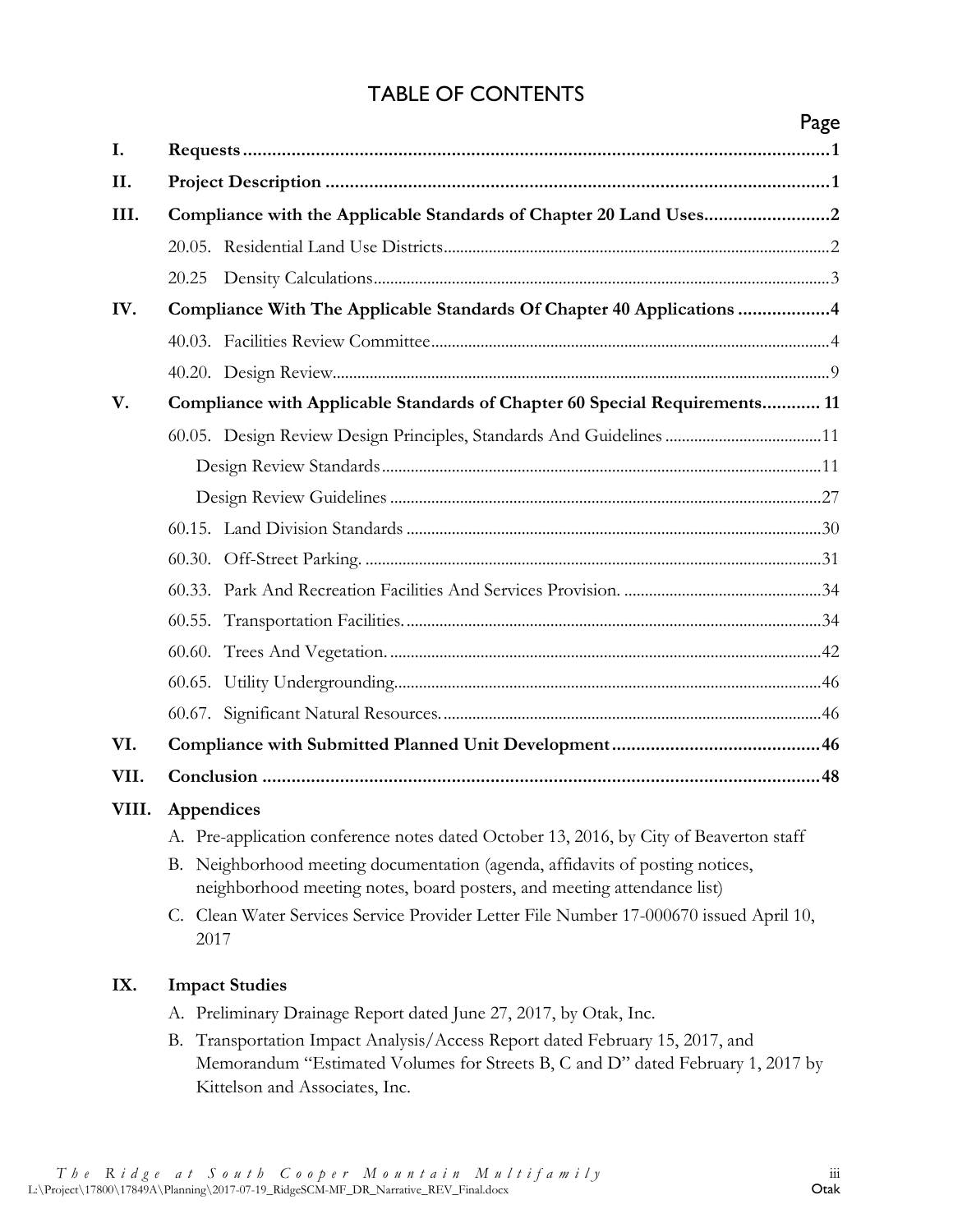# TABLE OF CONTENTS

| | | Page |
|---|---|---|
| **I.** | **Requests** | **1** |
| **II.** | **Project Description** | **1** |
| **III.** | **Compliance with the Applicable Standards of Chapter 20 Land Uses** | **2** |
| | 20.05. Residential Land Use Districts | 2 |
| | 20.25 Density Calculations | 3 |
| **IV.** | **Compliance With The Applicable Standards Of Chapter 40 Applications** | **4** |
| | 40.03. Facilities Review Committee | 4 |
| | 40.20. Design Review | 9 |
| **V.** | **Compliance with Applicable Standards of Chapter 60 Special Requirements** | **11** |
| | 60.05. Design Review Design Principles, Standards And Guidelines | 11 |
| | Design Review Standards | 11 |
| | Design Review Guidelines | 27 |
| | 60.15. Land Division Standards | 30 |
| | 60.30. Off-Street Parking. | 31 |
| | 60.33. Park And Recreation Facilities And Services Provision. | 34 |
| | 60.55. Transportation Facilities. | 34 |
| | 60.60. Trees And Vegetation. | 42 |
| | 60.65. Utility Undergrounding | 46 |
| | 60.67. Significant Natural Resources. | 46 |
| **VI.** | **Compliance with Submitted Planned Unit Development** | **46** |
| **VII.** | **Conclusion** | **48** |

**VIII. Appendices**

A. Pre-application conference notes dated October 13, 2016, by City of Beaverton staff

B. Neighborhood meeting documentation (agenda, affidavits of posting notices, neighborhood meeting notes, board posters, and meeting attendance list)

C. Clean Water Services Service Provider Letter File Number 17-000670 issued April 10, 2017

**IX. Impact Studies**

A. Preliminary Drainage Report dated June 27, 2017, by Otak, Inc.

B. Transportation Impact Analysis/Access Report dated February 15, 2017, and Memorandum "Estimated Volumes for Streets B, C and D" dated February 1, 2017 by Kittelson and Associates, Inc.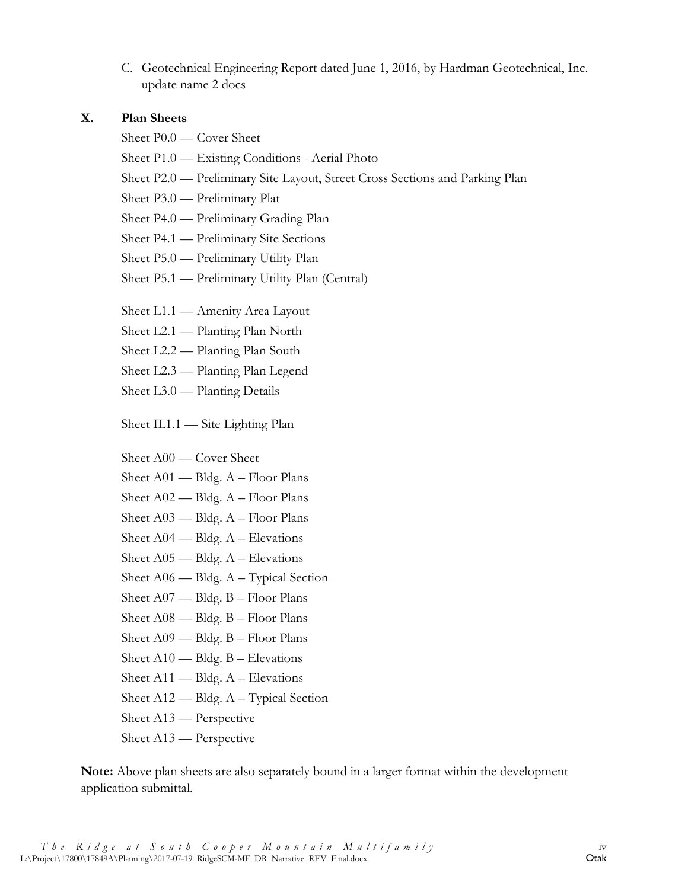C. Geotechnical Engineering Report dated June 1, 2016, by Hardman Geotechnical, Inc. update name 2 docs

## X. Plan Sheets

Sheet P0.0 — Cover Sheet

Sheet P1.0 — Existing Conditions - Aerial Photo

Sheet P2.0 — Preliminary Site Layout, Street Cross Sections and Parking Plan

Sheet P3.0 — Preliminary Plat

Sheet P4.0 — Preliminary Grading Plan

Sheet P4.1 — Preliminary Site Sections

Sheet P5.0 — Preliminary Utility Plan

Sheet P5.1 — Preliminary Utility Plan (Central)

Sheet L1.1 — Amenity Area Layout

Sheet L2.1 — Planting Plan North

Sheet L2.2 — Planting Plan South

Sheet L2.3 — Planting Plan Legend

Sheet L3.0 — Planting Details

Sheet IL1.1 — Site Lighting Plan

Sheet A00 — Cover Sheet

Sheet A01 — Bldg. A – Floor Plans

Sheet A02 — Bldg. A – Floor Plans

Sheet A03 — Bldg. A – Floor Plans

Sheet A04 — Bldg. A – Elevations

Sheet A05 — Bldg. A – Elevations

Sheet A06 — Bldg. A – Typical Section

Sheet A07 — Bldg. B – Floor Plans

Sheet A08 — Bldg. B – Floor Plans

Sheet A09 — Bldg. B – Floor Plans

Sheet A10 — Bldg. B – Elevations

Sheet A11 — Bldg. A – Elevations

Sheet A12 — Bldg. A – Typical Section

Sheet A13 — Perspective

Sheet A13 — Perspective

**Note:** Above plan sheets are also separately bound in a larger format within the development application submittal.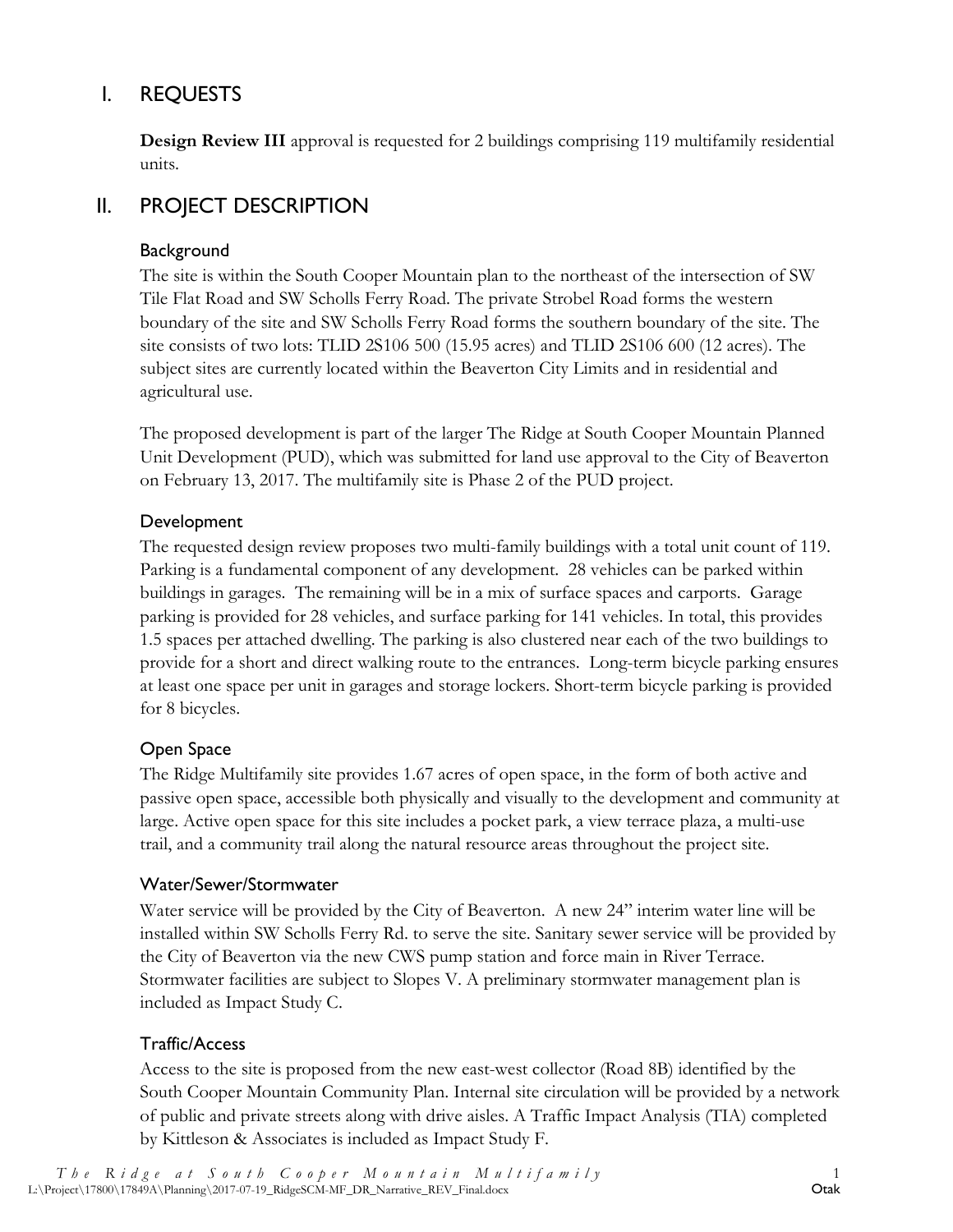# I. REQUESTS

**Design Review III** approval is requested for 2 buildings comprising 119 multifamily residential units.

# II. PROJECT DESCRIPTION

## Background

The site is within the South Cooper Mountain plan to the northeast of the intersection of SW Tile Flat Road and SW Scholls Ferry Road. The private Strobel Road forms the western boundary of the site and SW Scholls Ferry Road forms the southern boundary of the site. The site consists of two lots: TLID 2S106 500 (15.95 acres) and TLID 2S106 600 (12 acres). The subject sites are currently located within the Beaverton City Limits and in residential and agricultural use.

The proposed development is part of the larger The Ridge at South Cooper Mountain Planned Unit Development (PUD), which was submitted for land use approval to the City of Beaverton on February 13, 2017. The multifamily site is Phase 2 of the PUD project.

## Development

The requested design review proposes two multi-family buildings with a total unit count of 119. Parking is a fundamental component of any development. 28 vehicles can be parked within buildings in garages. The remaining will be in a mix of surface spaces and carports. Garage parking is provided for 28 vehicles, and surface parking for 141 vehicles. In total, this provides 1.5 spaces per attached dwelling. The parking is also clustered near each of the two buildings to provide for a short and direct walking route to the entrances. Long-term bicycle parking ensures at least one space per unit in garages and storage lockers. Short-term bicycle parking is provided for 8 bicycles.

## Open Space

The Ridge Multifamily site provides 1.67 acres of open space, in the form of both active and passive open space, accessible both physically and visually to the development and community at large. Active open space for this site includes a pocket park, a view terrace plaza, a multi-use trail, and a community trail along the natural resource areas throughout the project site.

## Water/Sewer/Stormwater

Water service will be provided by the City of Beaverton. A new 24" interim water line will be installed within SW Scholls Ferry Rd. to serve the site. Sanitary sewer service will be provided by the City of Beaverton via the new CWS pump station and force main in River Terrace. Stormwater facilities are subject to Slopes V. A preliminary stormwater management plan is included as Impact Study C.

## Traffic/Access

Access to the site is proposed from the new east-west collector (Road 8B) identified by the South Cooper Mountain Community Plan. Internal site circulation will be provided by a network of public and private streets along with drive aisles. A Traffic Impact Analysis (TIA) completed by Kittleson & Associates is included as Impact Study F.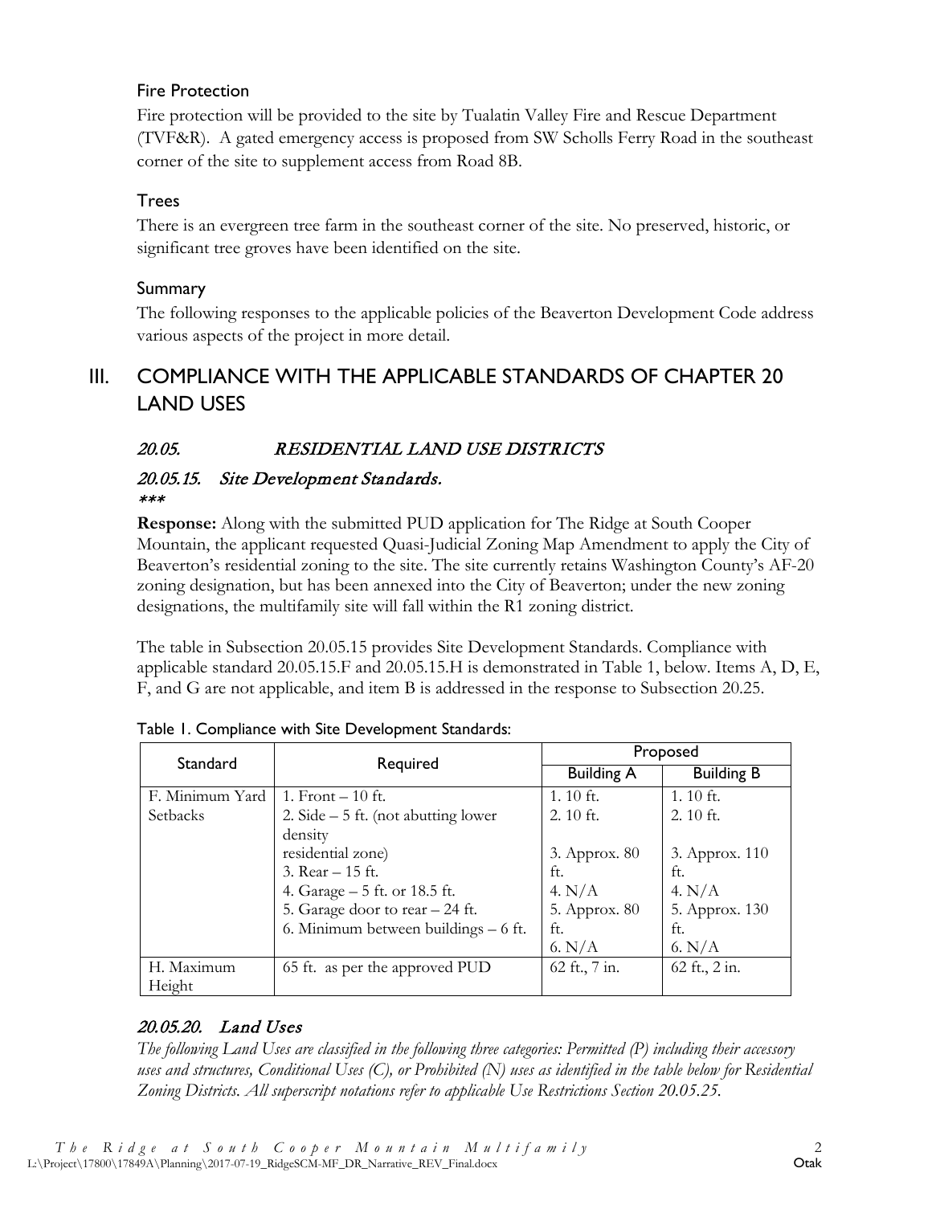### Fire Protection

Fire protection will be provided to the site by Tualatin Valley Fire and Rescue Department (TVF&R). A gated emergency access is proposed from SW Scholls Ferry Road in the southeast corner of the site to supplement access from Road 8B.

### Trees

There is an evergreen tree farm in the southeast corner of the site. No preserved, historic, or significant tree groves have been identified on the site.

### Summary

The following responses to the applicable policies of the Beaverton Development Code address various aspects of the project in more detail.

# III. COMPLIANCE WITH THE APPLICABLE STANDARDS OF CHAPTER 20 LAND USES

## *20.05. RESIDENTIAL LAND USE DISTRICTS*

### *20.05.15. Site Development Standards.*

****

**Response:** Along with the submitted PUD application for The Ridge at South Cooper Mountain, the applicant requested Quasi-Judicial Zoning Map Amendment to apply the City of Beaverton's residential zoning to the site. The site currently retains Washington County's AF-20 zoning designation, but has been annexed into the City of Beaverton; under the new zoning designations, the multifamily site will fall within the R1 zoning district.

The table in Subsection 20.05.15 provides Site Development Standards. Compliance with applicable standard 20.05.15.F and 20.05.15.H is demonstrated in Table 1, below. Items A, D, E, F, and G are not applicable, and item B is addressed in the response to Subsection 20.25.

Table 1. Compliance with Site Development Standards:

| Standard | Required | Proposed | |
|---|---|---|---|
| | | Building A | Building B |
| F. Minimum Yard Setbacks | 1. Front – 10 ft.<br>2. Side – 5 ft. (not abutting lower density residential zone)<br>3. Rear – 15 ft.<br>4. Garage – 5 ft. or 18.5 ft.<br>5. Garage door to rear – 24 ft.<br>6. Minimum between buildings – 6 ft. | 1. 10 ft.<br>2. 10 ft.<br>3. Approx. 80 ft.<br>4. N/A<br>5. Approx. 80 ft.<br>6. N/A | 1. 10 ft.<br>2. 10 ft.<br>3. Approx. 110 ft.<br>4. N/A<br>5. Approx. 130 ft.<br>6. N/A |
| H. Maximum Height | 65 ft. as per the approved PUD | 62 ft., 7 in. | 62 ft., 2 in. |

### *20.05.20. Land Uses*

*The following Land Uses are classified in the following three categories: Permitted (P) including their accessory uses and structures, Conditional Uses (C), or Prohibited (N) uses as identified in the table below for Residential Zoning Districts. All superscript notations refer to applicable Use Restrictions Section 20.05.25.*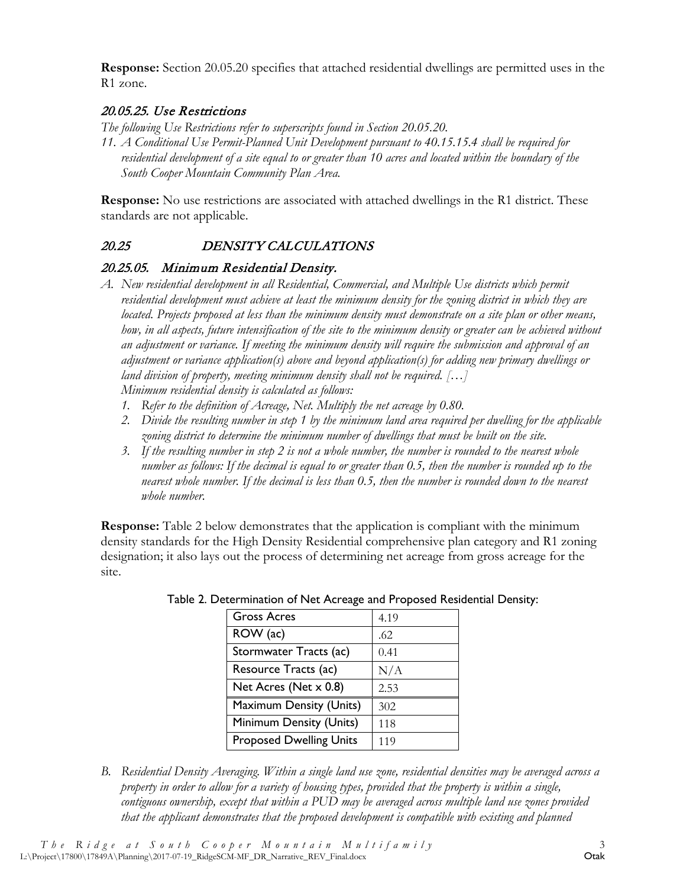**Response:** Section 20.05.20 specifies that attached residential dwellings are permitted uses in the R1 zone.

### *20.05.25. Use Restrictions*

*The following Use Restrictions refer to superscripts found in Section 20.05.20.*

*11. A Conditional Use Permit-Planned Unit Development pursuant to 40.15.15.4 shall be required for residential development of a site equal to or greater than 10 acres and located within the boundary of the South Cooper Mountain Community Plan Area.*

**Response:** No use restrictions are associated with attached dwellings in the R1 district. These standards are not applicable.

## *20.25 DENSITY CALCULATIONS*

### *20.25.05. Minimum Residential Density.*

*A. New residential development in all Residential, Commercial, and Multiple Use districts which permit residential development must achieve at least the minimum density for the zoning district in which they are located. Projects proposed at less than the minimum density must demonstrate on a site plan or other means, how, in all aspects, future intensification of the site to the minimum density or greater can be achieved without an adjustment or variance. If meeting the minimum density will require the submission and approval of an adjustment or variance application(s) above and beyond application(s) for adding new primary dwellings or land division of property, meeting minimum density shall not be required. […]*

*Minimum residential density is calculated as follows:*

1. *Refer to the definition of Acreage, Net. Multiply the net acreage by 0.80.*
2. *Divide the resulting number in step 1 by the minimum land area required per dwelling for the applicable zoning district to determine the minimum number of dwellings that must be built on the site.*
3. *If the resulting number in step 2 is not a whole number, the number is rounded to the nearest whole number as follows: If the decimal is equal to or greater than 0.5, then the number is rounded up to the nearest whole number. If the decimal is less than 0.5, then the number is rounded down to the nearest whole number.*

**Response:** Table 2 below demonstrates that the application is compliant with the minimum density standards for the High Density Residential comprehensive plan category and R1 zoning designation; it also lays out the process of determining net acreage from gross acreage for the site.

Table 2. Determination of Net Acreage and Proposed Residential Density:

| | |
|---|---|
| Gross Acres | 4.19 |
| ROW (ac) | .62 |
| Stormwater Tracts (ac) | 0.41 |
| Resource Tracts (ac) | N/A |
| Net Acres (Net x 0.8) | 2.53 |
| Maximum Density (Units) | 302 |
| Minimum Density (Units) | 118 |
| Proposed Dwelling Units | 119 |

*B. Residential Density Averaging. Within a single land use zone, residential densities may be averaged across a property in order to allow for a variety of housing types, provided that the property is within a single, contiguous ownership, except that within a PUD may be averaged across multiple land use zones provided that the applicant demonstrates that the proposed development is compatible with existing and planned*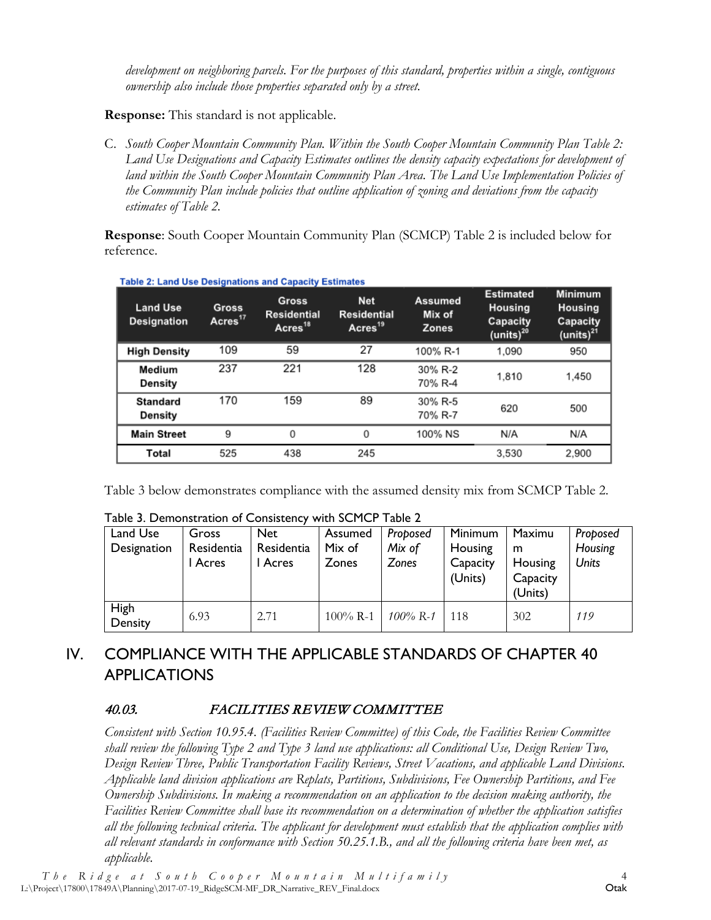*development on neighboring parcels. For the purposes of this standard, properties within a single, contiguous ownership also include those properties separated only by a street.*

**Response:** This standard is not applicable.

C. *South Cooper Mountain Community Plan. Within the South Cooper Mountain Community Plan Table 2: Land Use Designations and Capacity Estimates outlines the density capacity expectations for development of land within the South Cooper Mountain Community Plan Area. The Land Use Implementation Policies of the Community Plan include policies that outline application of zoning and deviations from the capacity estimates of Table 2.*

**Response**: South Cooper Mountain Community Plan (SCMCP) Table 2 is included below for reference.

**Table 2: Land Use Designations and Capacity Estimates**

| Land Use Designation | Gross Acres[17] | Gross Residential Acres[18] | Net Residential Acres[19] | Assumed Mix of Zones | Estimated Housing Capacity (units)[20] | Minimum Housing Capacity (units)[21] |
|---|---|---|---|---|---|---|
| High Density | 109 | 59 | 27 | 100% R-1 | 1,090 | 950 |
| Medium Density | 237 | 221 | 128 | 30% R-2<br>70% R-4 | 1,810 | 1,450 |
| Standard Density | 170 | 159 | 89 | 30% R-5<br>70% R-7 | 620 | 500 |
| Main Street | 9 | 0 | 0 | 100% NS | N/A | N/A |
| Total | 525 | 438 | 245 | | 3,530 | 2,900 |

Table 3 below demonstrates compliance with the assumed density mix from SCMCP Table 2.

Table 3. Demonstration of Consistency with SCMCP Table 2

| Land Use Designation | Gross Residential Acres | Net Residential Acres | Assumed Mix of Zones | *Proposed Mix of Zones* | Minimum Housing Capacity (Units) | Maximum Housing Capacity (Units) | *Proposed Housing Units* |
|---|---|---|---|---|---|---|---|
| High Density | 6.93 | 2.71 | 100% R-1 | *100% R-1* | 118 | 302 | *119* |

# IV. COMPLIANCE WITH THE APPLICABLE STANDARDS OF CHAPTER 40 APPLICATIONS

## *40.03. FACILITIES REVIEW COMMITTEE*

*Consistent with Section 10.95.4. (Facilities Review Committee) of this Code, the Facilities Review Committee shall review the following Type 2 and Type 3 land use applications: all Conditional Use, Design Review Two, Design Review Three, Public Transportation Facility Reviews, Street Vacations, and applicable Land Divisions. Applicable land division applications are Replats, Partitions, Subdivisions, Fee Ownership Partitions, and Fee Ownership Subdivisions. In making a recommendation on an application to the decision making authority, the Facilities Review Committee shall base its recommendation on a determination of whether the application satisfies all the following technical criteria. The applicant for development must establish that the application complies with all relevant standards in conformance with Section 50.25.1.B., and all the following criteria have been met, as applicable.*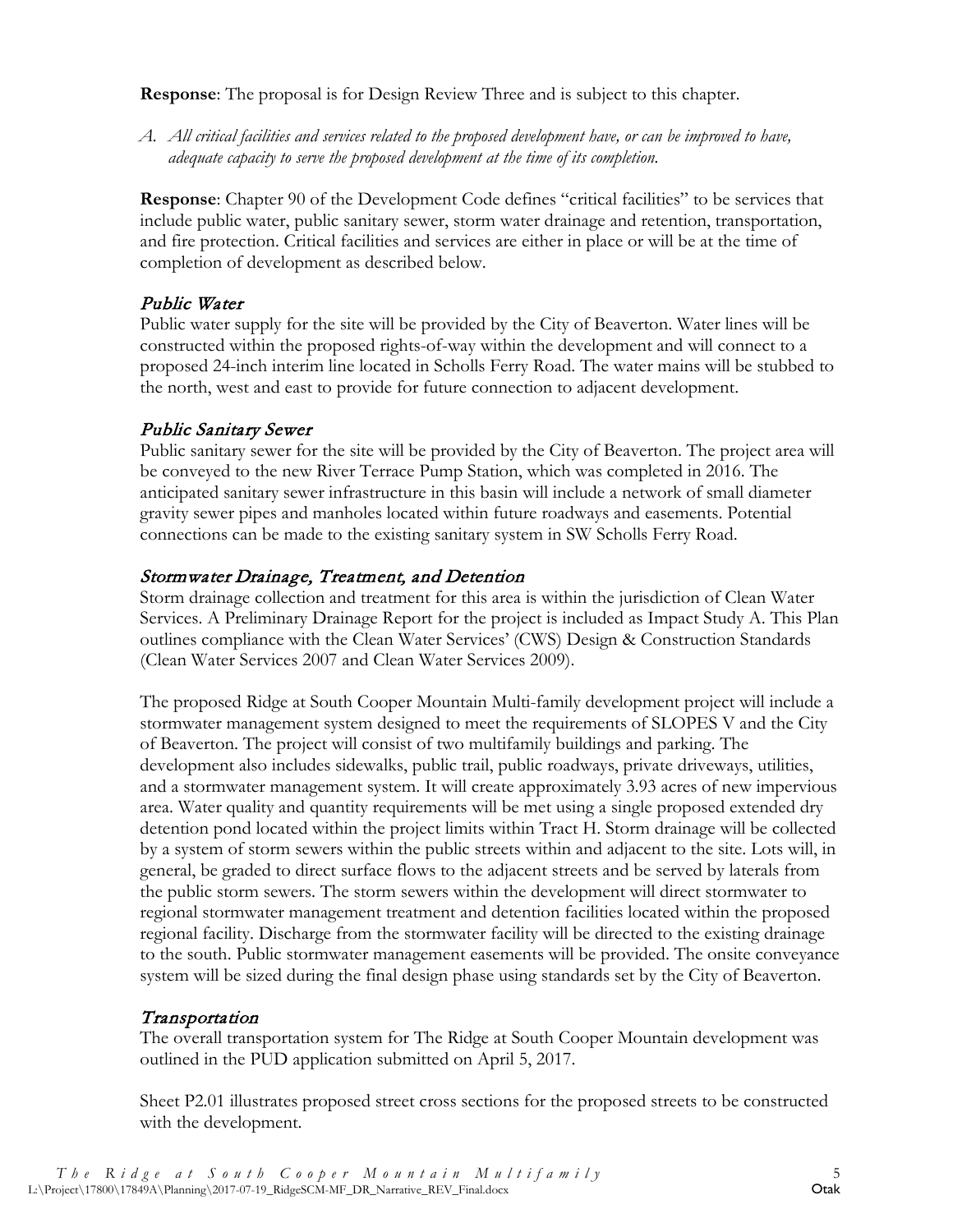**Response**: The proposal is for Design Review Three and is subject to this chapter.

*A. All critical facilities and services related to the proposed development have, or can be improved to have, adequate capacity to serve the proposed development at the time of its completion.*

**Response**: Chapter 90 of the Development Code defines "critical facilities" to be services that include public water, public sanitary sewer, storm water drainage and retention, transportation, and fire protection. Critical facilities and services are either in place or will be at the time of completion of development as described below.

### *Public Water*

Public water supply for the site will be provided by the City of Beaverton. Water lines will be constructed within the proposed rights-of-way within the development and will connect to a proposed 24-inch interim line located in Scholls Ferry Road. The water mains will be stubbed to the north, west and east to provide for future connection to adjacent development.

### *Public Sanitary Sewer*

Public sanitary sewer for the site will be provided by the City of Beaverton. The project area will be conveyed to the new River Terrace Pump Station, which was completed in 2016. The anticipated sanitary sewer infrastructure in this basin will include a network of small diameter gravity sewer pipes and manholes located within future roadways and easements. Potential connections can be made to the existing sanitary system in SW Scholls Ferry Road.

### *Stormwater Drainage, Treatment, and Detention*

Storm drainage collection and treatment for this area is within the jurisdiction of Clean Water Services. A Preliminary Drainage Report for the project is included as Impact Study A. This Plan outlines compliance with the Clean Water Services' (CWS) Design & Construction Standards (Clean Water Services 2007 and Clean Water Services 2009).

The proposed Ridge at South Cooper Mountain Multi-family development project will include a stormwater management system designed to meet the requirements of SLOPES V and the City of Beaverton. The project will consist of two multifamily buildings and parking. The development also includes sidewalks, public trail, public roadways, private driveways, utilities, and a stormwater management system. It will create approximately 3.93 acres of new impervious area. Water quality and quantity requirements will be met using a single proposed extended dry detention pond located within the project limits within Tract H. Storm drainage will be collected by a system of storm sewers within the public streets within and adjacent to the site. Lots will, in general, be graded to direct surface flows to the adjacent streets and be served by laterals from the public storm sewers. The storm sewers within the development will direct stormwater to regional stormwater management treatment and detention facilities located within the proposed regional facility. Discharge from the stormwater facility will be directed to the existing drainage to the south. Public stormwater management easements will be provided. The onsite conveyance system will be sized during the final design phase using standards set by the City of Beaverton.

### *Transportation*

The overall transportation system for The Ridge at South Cooper Mountain development was outlined in the PUD application submitted on April 5, 2017.

Sheet P2.01 illustrates proposed street cross sections for the proposed streets to be constructed with the development.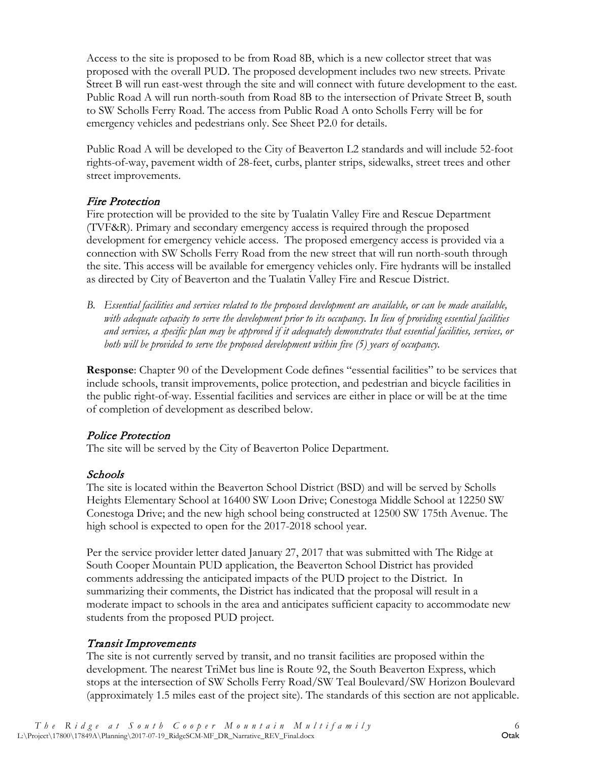Access to the site is proposed to be from Road 8B, which is a new collector street that was proposed with the overall PUD. The proposed development includes two new streets. Private Street B will run east-west through the site and will connect with future development to the east. Public Road A will run north-south from Road 8B to the intersection of Private Street B, south to SW Scholls Ferry Road. The access from Public Road A onto Scholls Ferry will be for emergency vehicles and pedestrians only. See Sheet P2.0 for details.

Public Road A will be developed to the City of Beaverton L2 standards and will include 52-foot rights-of-way, pavement width of 28-feet, curbs, planter strips, sidewalks, street trees and other street improvements.

### *Fire Protection*

Fire protection will be provided to the site by Tualatin Valley Fire and Rescue Department (TVF&R). Primary and secondary emergency access is required through the proposed development for emergency vehicle access. The proposed emergency access is provided via a connection with SW Scholls Ferry Road from the new street that will run north-south through the site. This access will be available for emergency vehicles only. Fire hydrants will be installed as directed by City of Beaverton and the Tualatin Valley Fire and Rescue District.

*B. Essential facilities and services related to the proposed development are available, or can be made available, with adequate capacity to serve the development prior to its occupancy. In lieu of providing essential facilities and services, a specific plan may be approved if it adequately demonstrates that essential facilities, services, or both will be provided to serve the proposed development within five (5) years of occupancy.*

**Response**: Chapter 90 of the Development Code defines "essential facilities" to be services that include schools, transit improvements, police protection, and pedestrian and bicycle facilities in the public right-of-way. Essential facilities and services are either in place or will be at the time of completion of development as described below.

### *Police Protection*

The site will be served by the City of Beaverton Police Department.

### *Schools*

The site is located within the Beaverton School District (BSD) and will be served by Scholls Heights Elementary School at 16400 SW Loon Drive; Conestoga Middle School at 12250 SW Conestoga Drive; and the new high school being constructed at 12500 SW 175th Avenue. The high school is expected to open for the 2017-2018 school year.

Per the service provider letter dated January 27, 2017 that was submitted with The Ridge at South Cooper Mountain PUD application, the Beaverton School District has provided comments addressing the anticipated impacts of the PUD project to the District. In summarizing their comments, the District has indicated that the proposal will result in a moderate impact to schools in the area and anticipates sufficient capacity to accommodate new students from the proposed PUD project.

### *Transit Improvements*

The site is not currently served by transit, and no transit facilities are proposed within the development. The nearest TriMet bus line is Route 92, the South Beaverton Express, which stops at the intersection of SW Scholls Ferry Road/SW Teal Boulevard/SW Horizon Boulevard (approximately 1.5 miles east of the project site). The standards of this section are not applicable.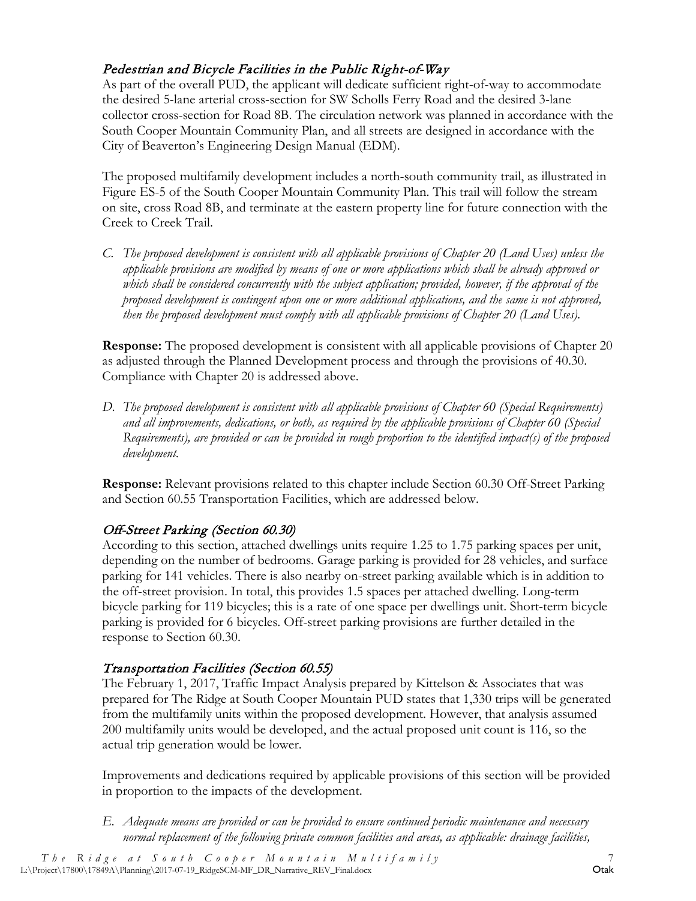### *Pedestrian and Bicycle Facilities in the Public Right-of-Way*

As part of the overall PUD, the applicant will dedicate sufficient right-of-way to accommodate the desired 5-lane arterial cross-section for SW Scholls Ferry Road and the desired 3-lane collector cross-section for Road 8B. The circulation network was planned in accordance with the South Cooper Mountain Community Plan, and all streets are designed in accordance with the City of Beaverton's Engineering Design Manual (EDM).

The proposed multifamily development includes a north-south community trail, as illustrated in Figure ES-5 of the South Cooper Mountain Community Plan. This trail will follow the stream on site, cross Road 8B, and terminate at the eastern property line for future connection with the Creek to Creek Trail.

*C. The proposed development is consistent with all applicable provisions of Chapter 20 (Land Uses) unless the applicable provisions are modified by means of one or more applications which shall be already approved or which shall be considered concurrently with the subject application; provided, however, if the approval of the proposed development is contingent upon one or more additional applications, and the same is not approved, then the proposed development must comply with all applicable provisions of Chapter 20 (Land Uses).*

**Response:** The proposed development is consistent with all applicable provisions of Chapter 20 as adjusted through the Planned Development process and through the provisions of 40.30. Compliance with Chapter 20 is addressed above.

*D. The proposed development is consistent with all applicable provisions of Chapter 60 (Special Requirements) and all improvements, dedications, or both, as required by the applicable provisions of Chapter 60 (Special Requirements), are provided or can be provided in rough proportion to the identified impact(s) of the proposed development.*

**Response:** Relevant provisions related to this chapter include Section 60.30 Off-Street Parking and Section 60.55 Transportation Facilities, which are addressed below.

### *Off-Street Parking (Section 60.30)*

According to this section, attached dwellings units require 1.25 to 1.75 parking spaces per unit, depending on the number of bedrooms. Garage parking is provided for 28 vehicles, and surface parking for 141 vehicles. There is also nearby on-street parking available which is in addition to the off-street provision. In total, this provides 1.5 spaces per attached dwelling. Long-term bicycle parking for 119 bicycles; this is a rate of one space per dwellings unit. Short-term bicycle parking is provided for 6 bicycles. Off-street parking provisions are further detailed in the response to Section 60.30.

### *Transportation Facilities (Section 60.55)*

The February 1, 2017, Traffic Impact Analysis prepared by Kittelson & Associates that was prepared for The Ridge at South Cooper Mountain PUD states that 1,330 trips will be generated from the multifamily units within the proposed development. However, that analysis assumed 200 multifamily units would be developed, and the actual proposed unit count is 116, so the actual trip generation would be lower.

Improvements and dedications required by applicable provisions of this section will be provided in proportion to the impacts of the development.

*E. Adequate means are provided or can be provided to ensure continued periodic maintenance and necessary normal replacement of the following private common facilities and areas, as applicable: drainage facilities,*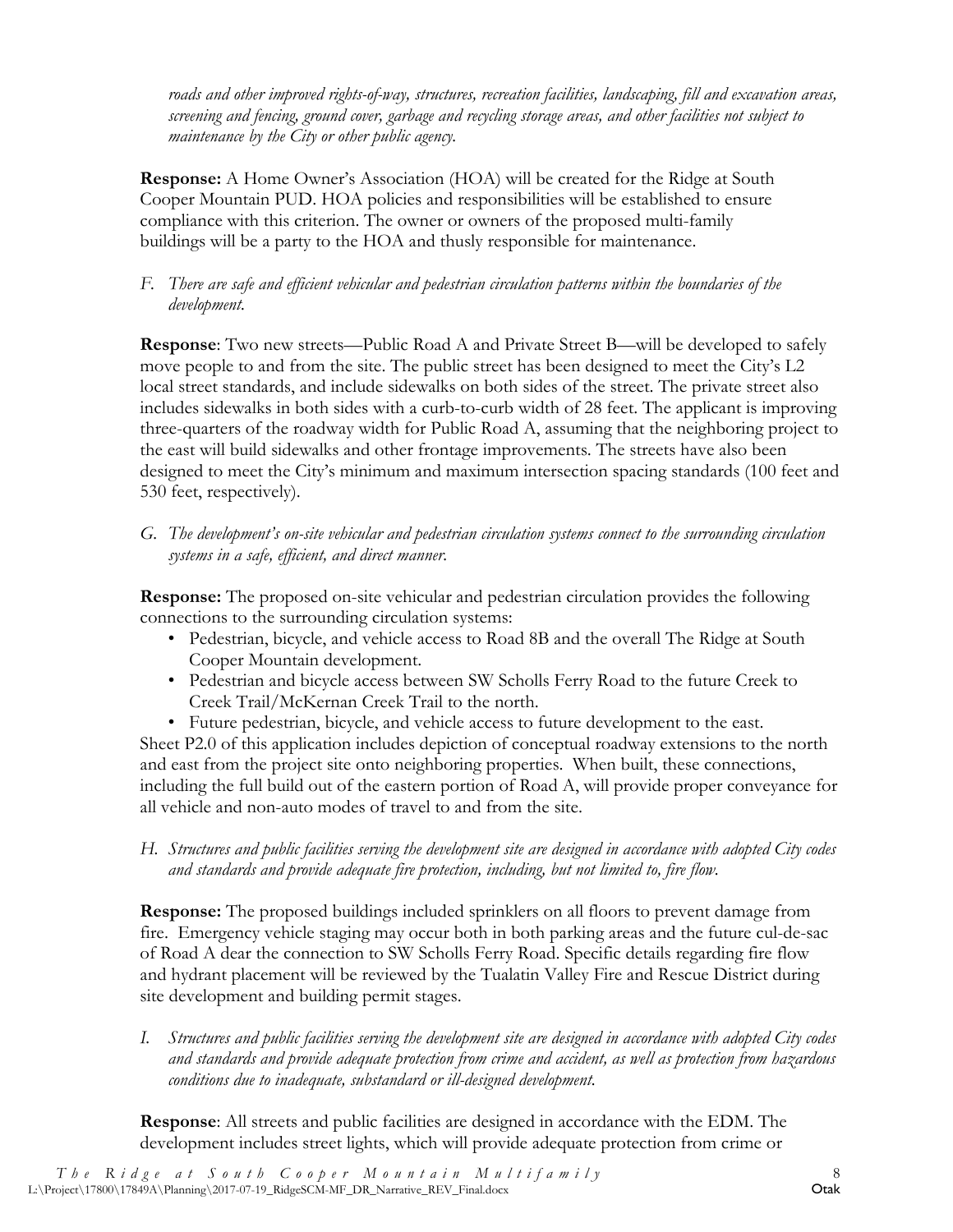*roads and other improved rights-of-way, structures, recreation facilities, landscaping, fill and excavation areas, screening and fencing, ground cover, garbage and recycling storage areas, and other facilities not subject to maintenance by the City or other public agency.*

**Response:** A Home Owner's Association (HOA) will be created for the Ridge at South Cooper Mountain PUD. HOA policies and responsibilities will be established to ensure compliance with this criterion. The owner or owners of the proposed multi-family buildings will be a party to the HOA and thusly responsible for maintenance.

F. *There are safe and efficient vehicular and pedestrian circulation patterns within the boundaries of the development.*

**Response**: Two new streets—Public Road A and Private Street B—will be developed to safely move people to and from the site. The public street has been designed to meet the City's L2 local street standards, and include sidewalks on both sides of the street. The private street also includes sidewalks in both sides with a curb-to-curb width of 28 feet. The applicant is improving three-quarters of the roadway width for Public Road A, assuming that the neighboring project to the east will build sidewalks and other frontage improvements. The streets have also been designed to meet the City's minimum and maximum intersection spacing standards (100 feet and 530 feet, respectively).

G. *The development's on-site vehicular and pedestrian circulation systems connect to the surrounding circulation systems in a safe, efficient, and direct manner.*

**Response:** The proposed on-site vehicular and pedestrian circulation provides the following connections to the surrounding circulation systems:

- Pedestrian, bicycle, and vehicle access to Road 8B and the overall The Ridge at South Cooper Mountain development.
- Pedestrian and bicycle access between SW Scholls Ferry Road to the future Creek to Creek Trail/McKernan Creek Trail to the north.
- Future pedestrian, bicycle, and vehicle access to future development to the east.

Sheet P2.0 of this application includes depiction of conceptual roadway extensions to the north and east from the project site onto neighboring properties. When built, these connections, including the full build out of the eastern portion of Road A, will provide proper conveyance for all vehicle and non-auto modes of travel to and from the site.

H. *Structures and public facilities serving the development site are designed in accordance with adopted City codes and standards and provide adequate fire protection, including, but not limited to, fire flow.*

**Response:** The proposed buildings included sprinklers on all floors to prevent damage from fire. Emergency vehicle staging may occur both in both parking areas and the future cul-de-sac of Road A dear the connection to SW Scholls Ferry Road. Specific details regarding fire flow and hydrant placement will be reviewed by the Tualatin Valley Fire and Rescue District during site development and building permit stages.

I. *Structures and public facilities serving the development site are designed in accordance with adopted City codes and standards and provide adequate protection from crime and accident, as well as protection from hazardous conditions due to inadequate, substandard or ill-designed development.*

**Response**: All streets and public facilities are designed in accordance with the EDM. The development includes street lights, which will provide adequate protection from crime or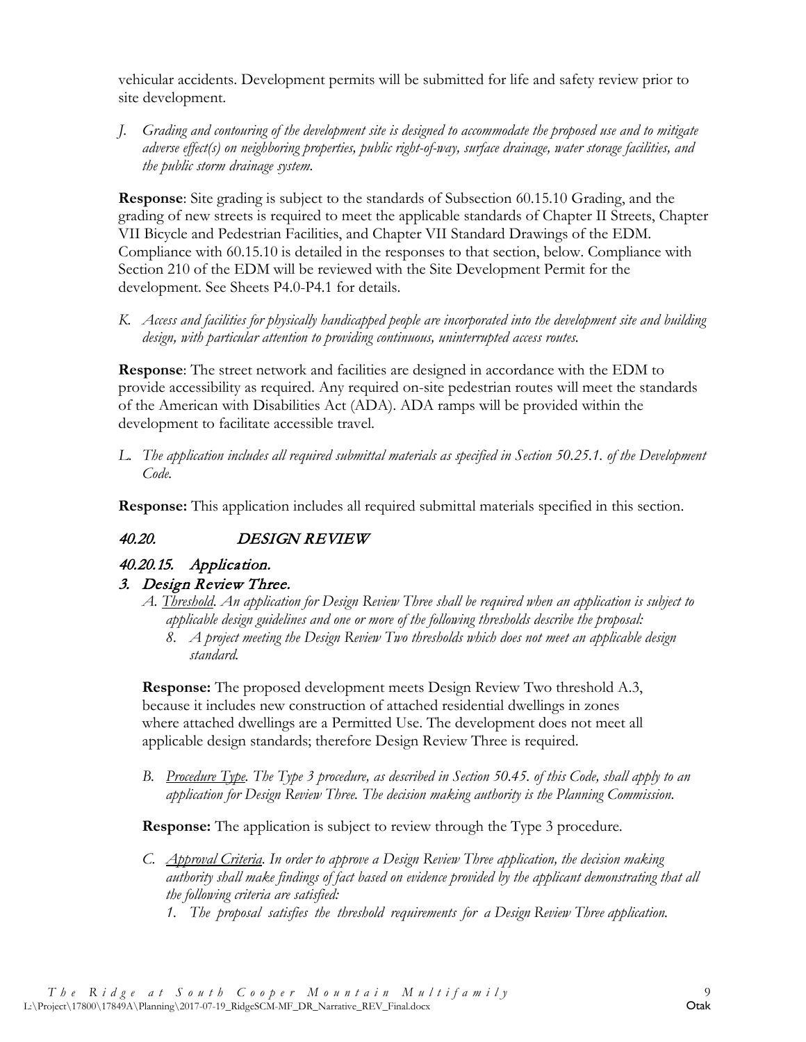vehicular accidents. Development permits will be submitted for life and safety review prior to site development.

*J. Grading and contouring of the development site is designed to accommodate the proposed use and to mitigate adverse effect(s) on neighboring properties, public right-of-way, surface drainage, water storage facilities, and the public storm drainage system.*

**Response**: Site grading is subject to the standards of Subsection 60.15.10 Grading, and the grading of new streets is required to meet the applicable standards of Chapter II Streets, Chapter VII Bicycle and Pedestrian Facilities, and Chapter VII Standard Drawings of the EDM. Compliance with 60.15.10 is detailed in the responses to that section, below. Compliance with Section 210 of the EDM will be reviewed with the Site Development Permit for the development. See Sheets P4.0-P4.1 for details.

*K. Access and facilities for physically handicapped people are incorporated into the development site and building design, with particular attention to providing continuous, uninterrupted access routes.*

**Response**: The street network and facilities are designed in accordance with the EDM to provide accessibility as required. Any required on-site pedestrian routes will meet the standards of the American with Disabilities Act (ADA). ADA ramps will be provided within the development to facilitate accessible travel.

*L. The application includes all required submittal materials as specified in Section 50.25.1. of the Development Code.*

**Response:** This application includes all required submittal materials specified in this section.

## *40.20. DESIGN REVIEW*

### *40.20.15. Application.*

### *3. Design Review Three.*

*A. Threshold. An application for Design Review Three shall be required when an application is subject to applicable design guidelines and one or more of the following thresholds describe the proposal:*

*8. A project meeting the Design Review Two thresholds which does not meet an applicable design standard.*

**Response:** The proposed development meets Design Review Two threshold A.3, because it includes new construction of attached residential dwellings in zones where attached dwellings are a Permitted Use. The development does not meet all applicable design standards; therefore Design Review Three is required.

*B. Procedure Type. The Type 3 procedure, as described in Section 50.45. of this Code, shall apply to an application for Design Review Three. The decision making authority is the Planning Commission.*

**Response:** The application is subject to review through the Type 3 procedure.

*C. Approval Criteria. In order to approve a Design Review Three application, the decision making authority shall make findings of fact based on evidence provided by the applicant demonstrating that all the following criteria are satisfied:*

*1. The proposal satisfies the threshold requirements for a Design Review Three application.*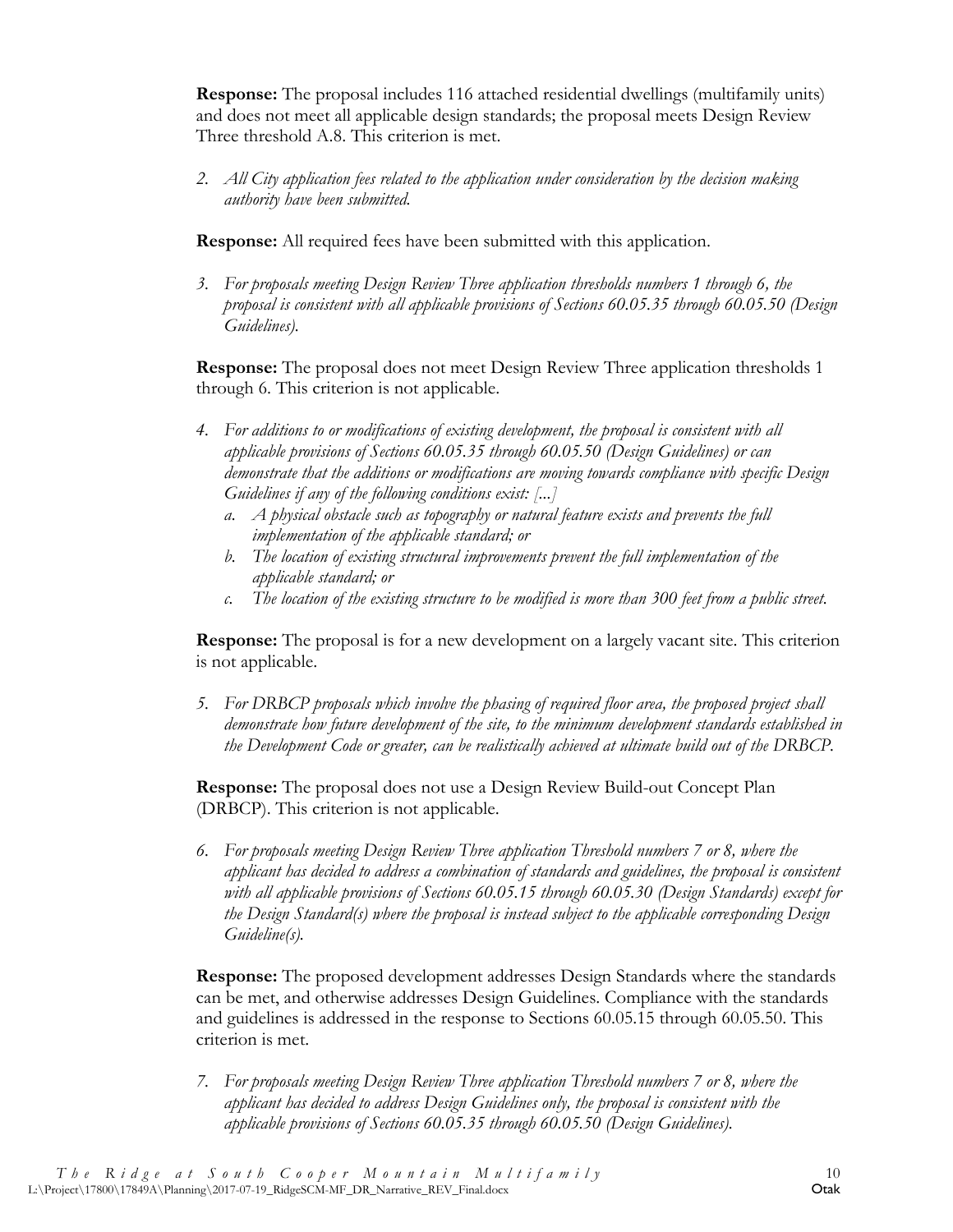**Response:** The proposal includes 116 attached residential dwellings (multifamily units) and does not meet all applicable design standards; the proposal meets Design Review Three threshold A.8. This criterion is met.

2. *All City application fees related to the application under consideration by the decision making authority have been submitted.*

**Response:** All required fees have been submitted with this application.

3. *For proposals meeting Design Review Three application thresholds numbers 1 through 6, the proposal is consistent with all applicable provisions of Sections 60.05.35 through 60.05.50 (Design Guidelines).*

**Response:** The proposal does not meet Design Review Three application thresholds 1 through 6. This criterion is not applicable.

4. *For additions to or modifications of existing development, the proposal is consistent with all applicable provisions of Sections 60.05.35 through 60.05.50 (Design Guidelines) or can demonstrate that the additions or modifications are moving towards compliance with specific Design Guidelines if any of the following conditions exist: [...]*
   a. *A physical obstacle such as topography or natural feature exists and prevents the full implementation of the applicable standard; or*
   b. *The location of existing structural improvements prevent the full implementation of the applicable standard; or*
   c. *The location of the existing structure to be modified is more than 300 feet from a public street.*

**Response:** The proposal is for a new development on a largely vacant site. This criterion is not applicable.

5. *For DRBCP proposals which involve the phasing of required floor area, the proposed project shall demonstrate how future development of the site, to the minimum development standards established in the Development Code or greater, can be realistically achieved at ultimate build out of the DRBCP.*

**Response:** The proposal does not use a Design Review Build-out Concept Plan (DRBCP). This criterion is not applicable.

6. *For proposals meeting Design Review Three application Threshold numbers 7 or 8, where the applicant has decided to address a combination of standards and guidelines, the proposal is consistent with all applicable provisions of Sections 60.05.15 through 60.05.30 (Design Standards) except for the Design Standard(s) where the proposal is instead subject to the applicable corresponding Design Guideline(s).*

**Response:** The proposed development addresses Design Standards where the standards can be met, and otherwise addresses Design Guidelines. Compliance with the standards and guidelines is addressed in the response to Sections 60.05.15 through 60.05.50. This criterion is met.

7. *For proposals meeting Design Review Three application Threshold numbers 7 or 8, where the applicant has decided to address Design Guidelines only, the proposal is consistent with the applicable provisions of Sections 60.05.35 through 60.05.50 (Design Guidelines).*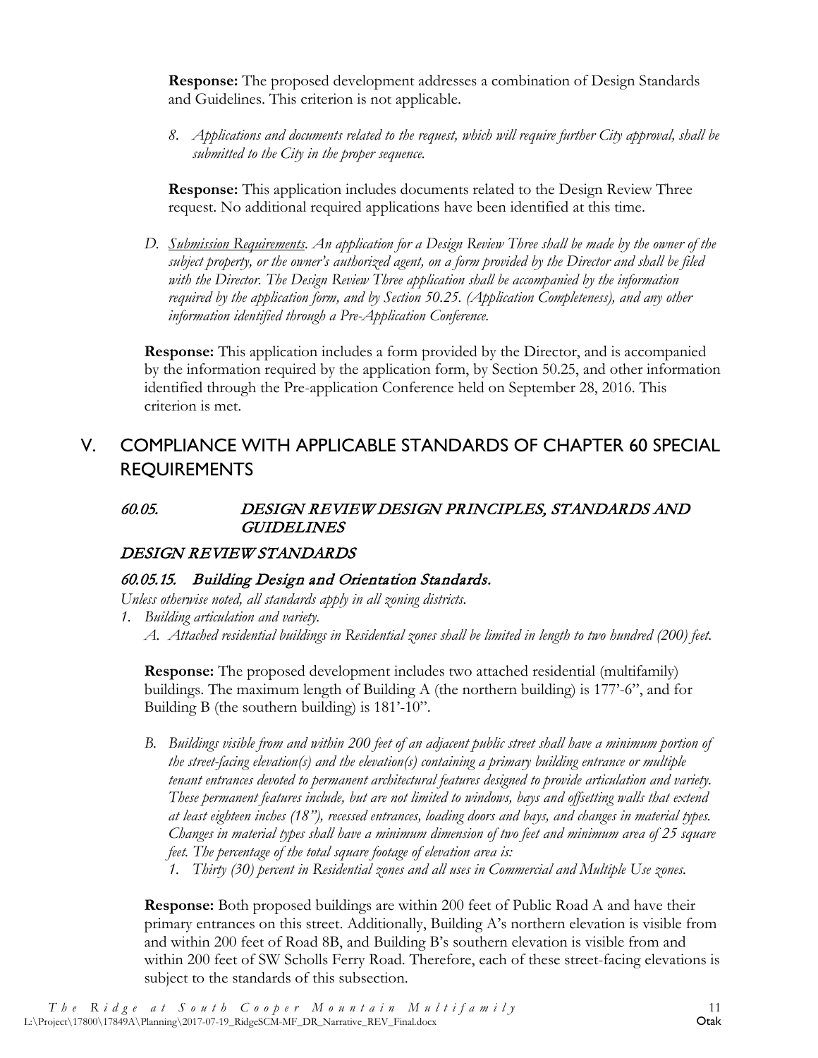**Response:** The proposed development addresses a combination of Design Standards and Guidelines. This criterion is not applicable.

8. *Applications and documents related to the request, which will require further City approval, shall be submitted to the City in the proper sequence.*

**Response:** This application includes documents related to the Design Review Three request. No additional required applications have been identified at this time.

D. *Submission Requirements. An application for a Design Review Three shall be made by the owner of the subject property, or the owner's authorized agent, on a form provided by the Director and shall be filed with the Director. The Design Review Three application shall be accompanied by the information required by the application form, and by Section 50.25. (Application Completeness), and any other information identified through a Pre-Application Conference.*

**Response:** This application includes a form provided by the Director, and is accompanied by the information required by the application form, by Section 50.25, and other information identified through the Pre-application Conference held on September 28, 2016. This criterion is met.

## V. COMPLIANCE WITH APPLICABLE STANDARDS OF CHAPTER 60 SPECIAL REQUIREMENTS

### 60.05. DESIGN REVIEW DESIGN PRINCIPLES, STANDARDS AND GUIDELINES

### DESIGN REVIEW STANDARDS

#### 60.05.15. Building Design and Orientation Standards.

*Unless otherwise noted, all standards apply in all zoning districts.*

1. *Building articulation and variety.*
   A. *Attached residential buildings in Residential zones shall be limited in length to two hundred (200) feet.*

**Response:** The proposed development includes two attached residential (multifamily) buildings. The maximum length of Building A (the northern building) is 177'-6", and for Building B (the southern building) is 181'-10".

B. *Buildings visible from and within 200 feet of an adjacent public street shall have a minimum portion of the street-facing elevation(s) and the elevation(s) containing a primary building entrance or multiple tenant entrances devoted to permanent architectural features designed to provide articulation and variety. These permanent features include, but are not limited to windows, bays and offsetting walls that extend at least eighteen inches (18"), recessed entrances, loading doors and bays, and changes in material types. Changes in material types shall have a minimum dimension of two feet and minimum area of 25 square feet. The percentage of the total square footage of elevation area is:*
   1. *Thirty (30) percent in Residential zones and all uses in Commercial and Multiple Use zones.*

**Response:** Both proposed buildings are within 200 feet of Public Road A and have their primary entrances on this street. Additionally, Building A's northern elevation is visible from and within 200 feet of Road 8B, and Building B's southern elevation is visible from and within 200 feet of SW Scholls Ferry Road. Therefore, each of these street-facing elevations is subject to the standards of this subsection.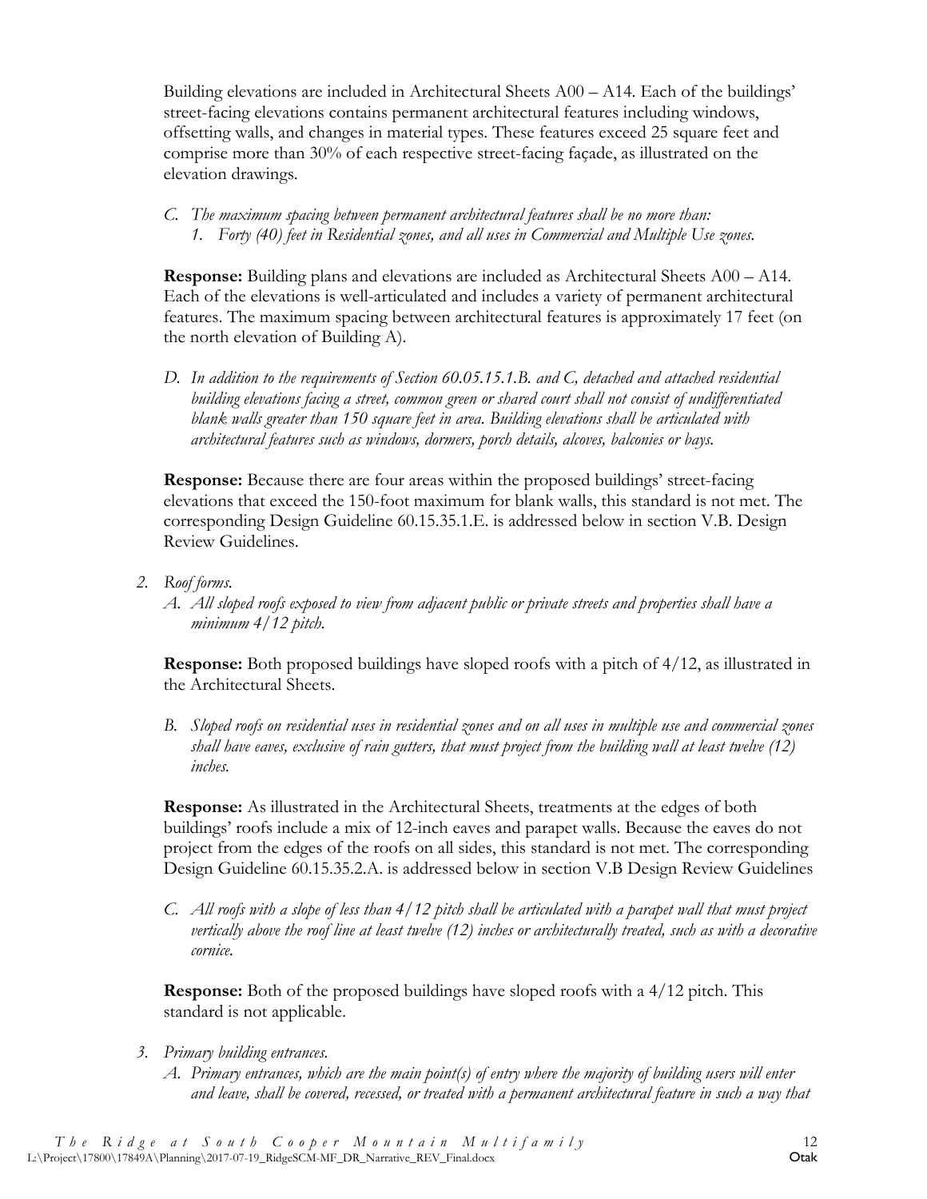Building elevations are included in Architectural Sheets A00 – A14. Each of the buildings' street-facing elevations contains permanent architectural features including windows, offsetting walls, and changes in material types. These features exceed 25 square feet and comprise more than 30% of each respective street-facing façade, as illustrated on the elevation drawings.

*C. The maximum spacing between permanent architectural features shall be no more than:*
   *1. Forty (40) feet in Residential zones, and all uses in Commercial and Multiple Use zones.*

**Response:** Building plans and elevations are included as Architectural Sheets A00 – A14. Each of the elevations is well-articulated and includes a variety of permanent architectural features. The maximum spacing between architectural features is approximately 17 feet (on the north elevation of Building A).

*D. In addition to the requirements of Section 60.05.15.1.B. and C, detached and attached residential building elevations facing a street, common green or shared court shall not consist of undifferentiated blank walls greater than 150 square feet in area. Building elevations shall be articulated with architectural features such as windows, dormers, porch details, alcoves, balconies or bays.*

**Response:** Because there are four areas within the proposed buildings' street-facing elevations that exceed the 150-foot maximum for blank walls, this standard is not met. The corresponding Design Guideline 60.15.35.1.E. is addressed below in section V.B. Design Review Guidelines.

*2. Roof forms.*

*A. All sloped roofs exposed to view from adjacent public or private streets and properties shall have a minimum 4/12 pitch.*

**Response:** Both proposed buildings have sloped roofs with a pitch of 4/12, as illustrated in the Architectural Sheets.

*B. Sloped roofs on residential uses in residential zones and on all uses in multiple use and commercial zones shall have eaves, exclusive of rain gutters, that must project from the building wall at least twelve (12) inches.*

**Response:** As illustrated in the Architectural Sheets, treatments at the edges of both buildings' roofs include a mix of 12-inch eaves and parapet walls. Because the eaves do not project from the edges of the roofs on all sides, this standard is not met. The corresponding Design Guideline 60.15.35.2.A. is addressed below in section V.B Design Review Guidelines

*C. All roofs with a slope of less than 4/12 pitch shall be articulated with a parapet wall that must project vertically above the roof line at least twelve (12) inches or architecturally treated, such as with a decorative cornice.*

**Response:** Both of the proposed buildings have sloped roofs with a 4/12 pitch. This standard is not applicable.

*3. Primary building entrances.*

*A. Primary entrances, which are the main point(s) of entry where the majority of building users will enter and leave, shall be covered, recessed, or treated with a permanent architectural feature in such a way that*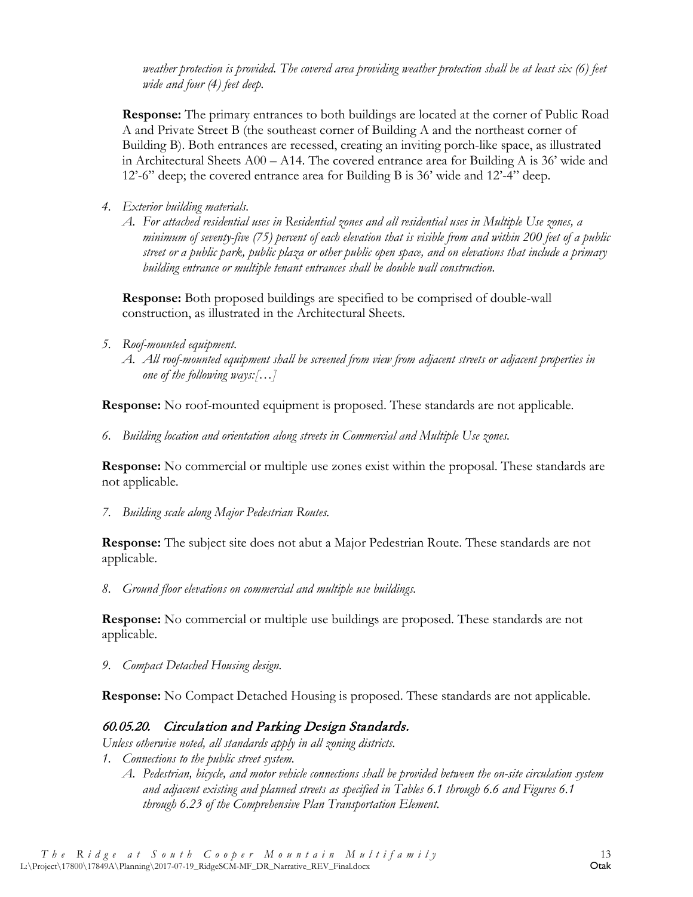*weather protection is provided. The covered area providing weather protection shall be at least six (6) feet wide and four (4) feet deep.*

**Response:** The primary entrances to both buildings are located at the corner of Public Road A and Private Street B (the southeast corner of Building A and the northeast corner of Building B). Both entrances are recessed, creating an inviting porch-like space, as illustrated in Architectural Sheets A00 – A14. The covered entrance area for Building A is 36' wide and 12'-6" deep; the covered entrance area for Building B is 36' wide and 12'-4" deep.

4. *Exterior building materials.*
   A. *For attached residential uses in Residential zones and all residential uses in Multiple Use zones, a minimum of seventy-five (75) percent of each elevation that is visible from and within 200 feet of a public street or a public park, public plaza or other public open space, and on elevations that include a primary building entrance or multiple tenant entrances shall be double wall construction.*

**Response:** Both proposed buildings are specified to be comprised of double-wall construction, as illustrated in the Architectural Sheets.

5. *Roof-mounted equipment.*
   A. *All roof-mounted equipment shall be screened from view from adjacent streets or adjacent properties in one of the following ways:[…]*

**Response:** No roof-mounted equipment is proposed. These standards are not applicable.

6. *Building location and orientation along streets in Commercial and Multiple Use zones.*

**Response:** No commercial or multiple use zones exist within the proposal. These standards are not applicable.

7. *Building scale along Major Pedestrian Routes.*

**Response:** The subject site does not abut a Major Pedestrian Route. These standards are not applicable.

8. *Ground floor elevations on commercial and multiple use buildings.*

**Response:** No commercial or multiple vehicle buildings are proposed. These standards are not applicable.

9. *Compact Detached Housing design.*

**Response:** No Compact Detached Housing is proposed. These standards are not applicable.

## *60.05.20. Circulation and Parking Design Standards.*

*Unless otherwise noted, all standards apply in all zoning districts.*

1. *Connections to the public street system.*
   A. *Pedestrian, bicycle, and motor vehicle connections shall be provided between the on-site circulation system and adjacent existing and planned streets as specified in Tables 6.1 through 6.6 and Figures 6.1 through 6.23 of the Comprehensive Plan Transportation Element.*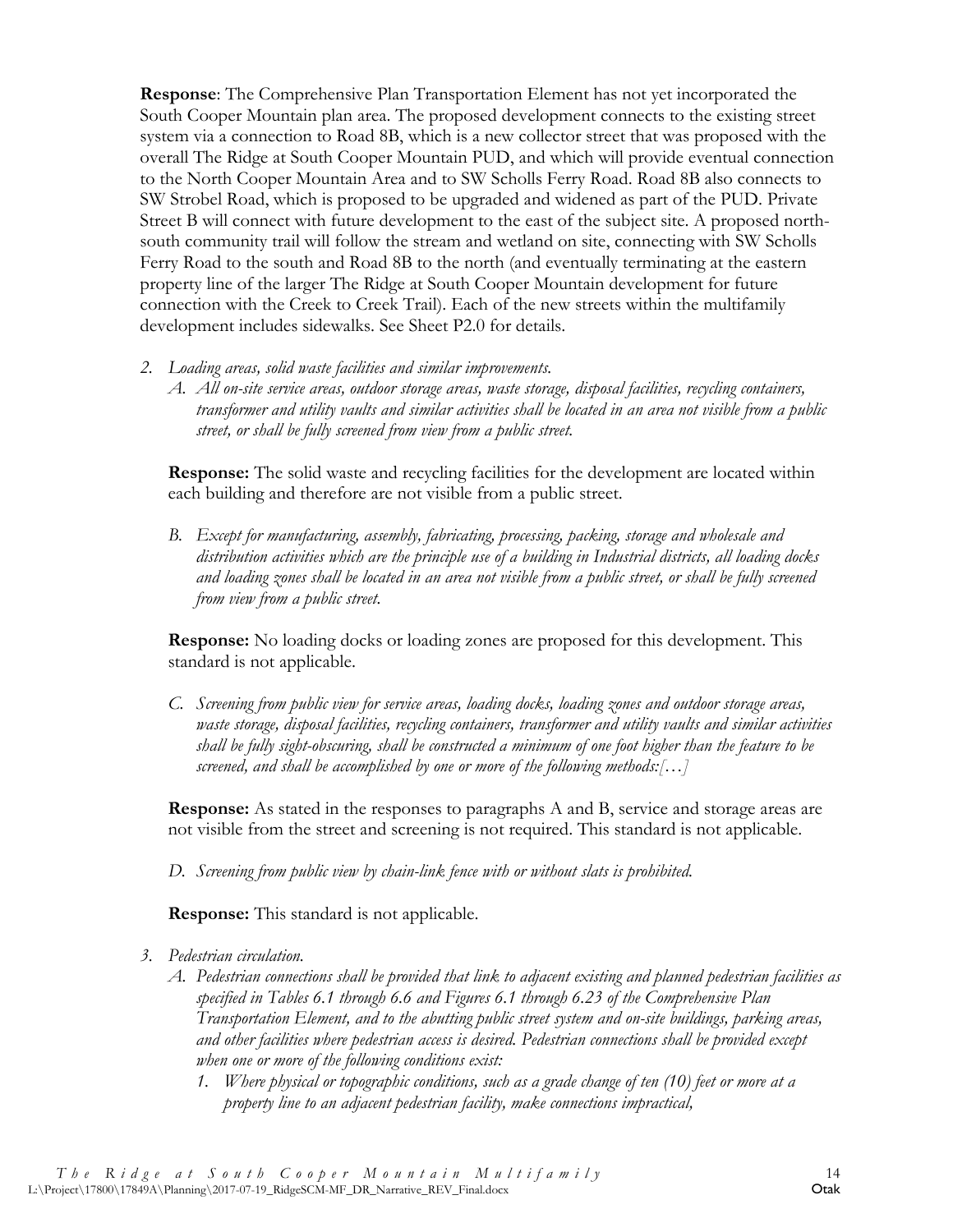**Response**: The Comprehensive Plan Transportation Element has not yet incorporated the South Cooper Mountain plan area. The proposed development connects to the existing street system via a connection to Road 8B, which is a new collector street that was proposed with the overall The Ridge at South Cooper Mountain PUD, and which will provide eventual connection to the North Cooper Mountain Area and to SW Scholls Ferry Road. Road 8B also connects to SW Strobel Road, which is proposed to be upgraded and widened as part of the PUD. Private Street B will connect with future development to the east of the subject site. A proposed north-south community trail will follow the stream and wetland on site, connecting with SW Scholls Ferry Road to the south and Road 8B to the north (and eventually terminating at the eastern property line of the larger The Ridge at South Cooper Mountain development for future connection with the Creek to Creek Trail). Each of the new streets within the multifamily development includes sidewalks. See Sheet P2.0 for details.

2. *Loading areas, solid waste facilities and similar improvements.*
   A. *All on-site service areas, outdoor storage areas, waste storage, disposal facilities, recycling containers, transformer and utility vaults and similar activities shall be located in an area not visible from a public street, or shall be fully screened from view from a public street.*

   **Response:** The solid waste and recycling facilities for the development are located within each building and therefore are not visible from a public street.

   B. *Except for manufacturing, assembly, fabricating, processing, packing, storage and wholesale and distribution activities which are the principle use of a building in Industrial districts, all loading docks and loading zones shall be located in an area not visible from a public street, or shall be fully screened from view from a public street.*

   **Response:** No loading docks or loading zones are proposed for this development. This standard is not applicable.

   C. *Screening from public view for service areas, loading docks, loading zones and outdoor storage areas, waste storage, disposal facilities, recycling containers, transformer and utility vaults and similar activities shall be fully sight-obscuring, shall be constructed a minimum of one foot higher than the feature to be screened, and shall be accomplished by one or more of the following methods:[…]*

   **Response:** As stated in the responses to paragraphs A and B, service and storage areas are not visible from the street and screening is not required. This standard is not applicable.

   D. *Screening from public view by chain-link fence with or without slats is prohibited.*

   **Response:** This standard is not applicable.

3. *Pedestrian circulation.*
   A. *Pedestrian connections shall be provided that link to adjacent existing and planned pedestrian facilities as specified in Tables 6.1 through 6.6 and Figures 6.1 through 6.23 of the Comprehensive Plan Transportation Element, and to the abutting public street system and on-site buildings, parking areas, and other facilities where pedestrian access is desired. Pedestrian connections shall be provided except when one or more of the following conditions exist:*
      1. *Where physical or topographic conditions, such as a grade change of ten (10) feet or more at a property line to an adjacent pedestrian facility, make connections impractical,*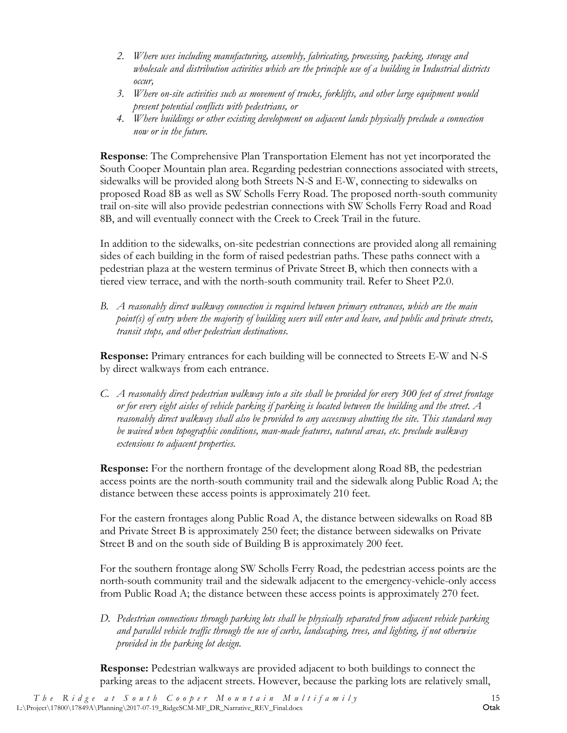2. *Where uses including manufacturing, assembly, fabricating, processing, packing, storage and wholesale and distribution activities which are the principle use of a building in Industrial districts occur,*
3. *Where on-site activities such as movement of trucks, forklifts, and other large equipment would present potential conflicts with pedestrians, or*
4. *Where buildings or other existing development on adjacent lands physically preclude a connection now or in the future.*

**Response**: The Comprehensive Plan Transportation Element has not yet incorporated the South Cooper Mountain plan area. Regarding pedestrian connections associated with streets, sidewalks will be provided along both Streets N-S and E-W, connecting to sidewalks on proposed Road 8B as well as SW Scholls Ferry Road. The proposed north-south community trail on-site will also provide pedestrian connections with SW Scholls Ferry Road and Road 8B, and will eventually connect with the Creek to Creek Trail in the future.

In addition to the sidewalks, on-site pedestrian connections are provided along all remaining sides of each building in the form of raised pedestrian paths. These paths connect with a pedestrian plaza at the western terminus of Private Street B, which then connects with a tiered view terrace, and with the north-south community trail. Refer to Sheet P2.0.

B. *A reasonably direct walkway connection is required between primary entrances, which are the main point(s) of entry where the majority of building users will enter and leave, and public and private streets, transit stops, and other pedestrian destinations.*

**Response:** Primary entrances for each building will be connected to Streets E-W and N-S by direct walkways from each entrance.

C. *A reasonably direct pedestrian walkway into a site shall be provided for every 300 feet of street frontage or for every eight aisles of vehicle parking if parking is located between the building and the street. A reasonably direct walkway shall also be provided to any accessway abutting the site. This standard may be waived when topographic conditions, man-made features, natural areas, etc. preclude walkway extensions to adjacent properties.*

**Response:** For the northern frontage of the development along Road 8B, the pedestrian access points are the north-south community trail and the sidewalk along Public Road A; the distance between these access points is approximately 210 feet.

For the eastern frontages along Public Road A, the distance between sidewalks on Road 8B and Private Street B is approximately 250 feet; the distance between sidewalks on Private Street B and on the south side of Building B is approximately 200 feet.

For the southern frontage along SW Scholls Ferry Road, the pedestrian access points are the north-south community trail and the sidewalk adjacent to the emergency-vehicle-only access from Public Road A; the distance between these access points is approximately 270 feet.

D. *Pedestrian connections through parking lots shall be physically separated from adjacent vehicle parking and parallel vehicle traffic through the use of curbs, landscaping, trees, and lighting, if not otherwise provided in the parking lot design.*

**Response:** Pedestrian walkways are provided adjacent to both buildings to connect the parking areas to the adjacent streets. However, because the parking lots are relatively small,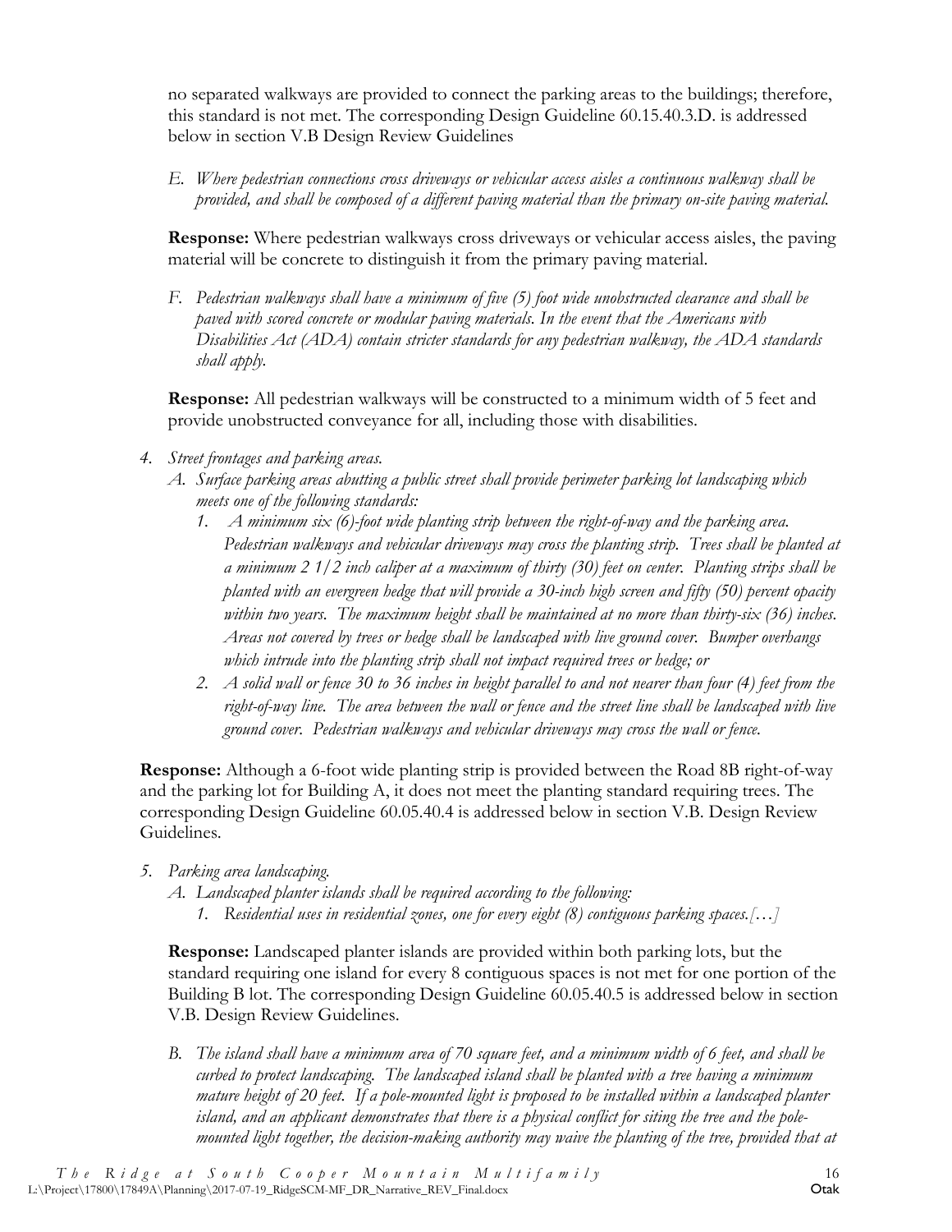no separated walkways are provided to connect the parking areas to the buildings; therefore, this standard is not met. The corresponding Design Guideline 60.15.40.3.D. is addressed below in section V.B Design Review Guidelines

E. *Where pedestrian connections cross driveways or vehicular access aisles a continuous walkway shall be provided, and shall be composed of a different paving material than the primary on-site paving material.*

**Response:** Where pedestrian walkways cross driveways or vehicular access aisles, the paving material will be concrete to distinguish it from the primary paving material.

F. *Pedestrian walkways shall have a minimum of five (5) foot wide unobstructed clearance and shall be paved with scored concrete or modular paving materials. In the event that the Americans with Disabilities Act (ADA) contain stricter standards for any pedestrian walkway, the ADA standards shall apply.*

**Response:** All pedestrian walkways will be constructed to a minimum width of 5 feet and provide unobstructed conveyance for all, including those with disabilities.

4. *Street frontages and parking areas.*
   A. *Surface parking areas abutting a public street shall provide perimeter parking lot landscaping which meets one of the following standards:*
      1. *A minimum six (6)-foot wide planting strip between the right-of-way and the parking area. Pedestrian walkways and vehicular driveways may cross the planting strip. Trees shall be planted at a minimum 2 1/2 inch caliper at a maximum of thirty (30) feet on center. Planting strips shall be planted with an evergreen hedge that will provide a 30-inch high screen and fifty (50) percent opacity within two years. The maximum height shall be maintained at no more than thirty-six (36) inches. Areas not covered by trees or hedge shall be landscaped with live ground cover. Bumper overhangs which intrude into the planting strip shall not impact required trees or hedge; or*
      2. *A solid wall or fence 30 to 36 inches in height parallel to and not nearer than four (4) feet from the right-of-way line. The area between the wall or fence and the street line shall be landscaped with live ground cover. Pedestrian walkways and vehicular driveways may cross the wall or fence.*

**Response:** Although a 6-foot wide planting strip is provided between the Road 8B right-of-way and the parking lot for Building A, it does not meet the planting standard requiring trees. The corresponding Design Guideline 60.05.40.4 is addressed below in section V.B. Design Review Guidelines.

5. *Parking area landscaping.*
   A. *Landscaped planter islands shall be required according to the following:*
      1. *Residential uses in residential zones, one for every eight (8) contiguous parking spaces.[…]*

**Response:** Landscaped planter islands are provided within both parking lots, but the standard requiring one island for every 8 contiguous spaces is not met for one portion of the Building B lot. The corresponding Design Guideline 60.05.40.5 is addressed below in section V.B. Design Review Guidelines.

B. *The island shall have a minimum area of 70 square feet, and a minimum width of 6 feet, and shall be curbed to protect landscaping. The landscaped island shall be planted with a tree having a minimum mature height of 20 feet. If a pole-mounted light is proposed to be installed within a landscaped planter island, and an applicant demonstrates that there is a physical conflict for siting the tree and the pole-mounted light together, the decision-making authority may waive the planting of the tree, provided that at*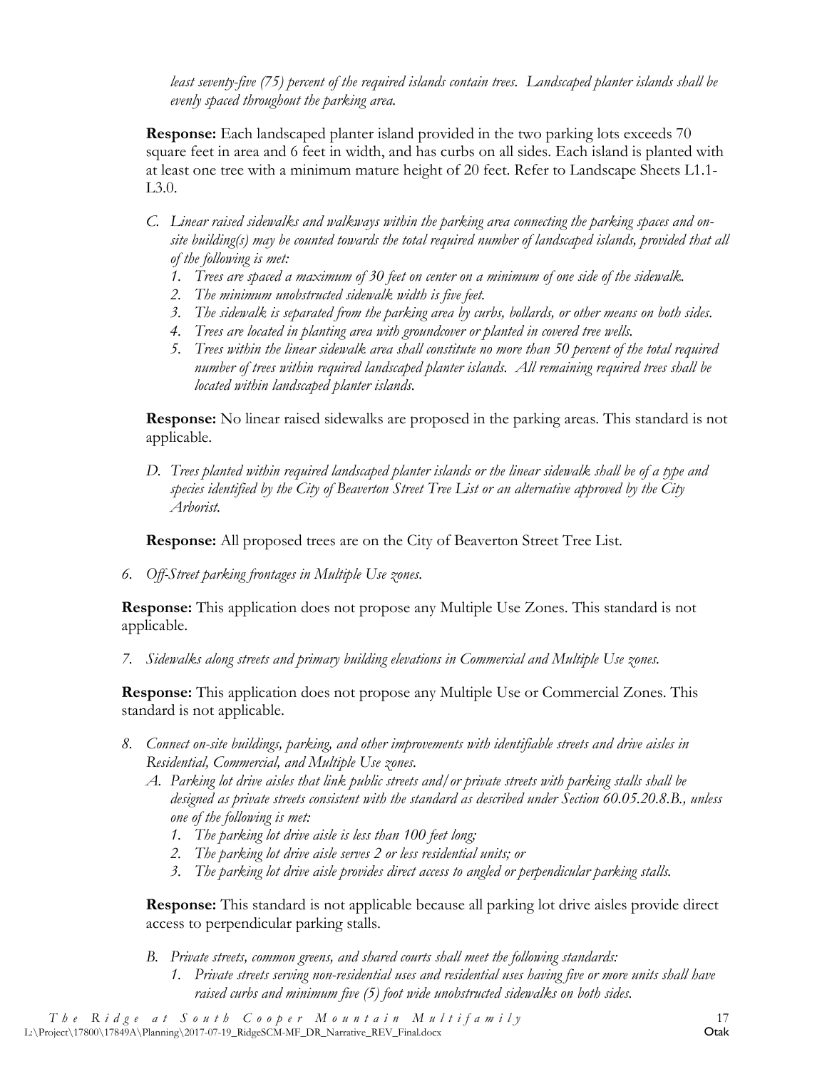*least seventy-five (75) percent of the required islands contain trees. Landscaped planter islands shall be evenly spaced throughout the parking area.*

**Response:** Each landscaped planter island provided in the two parking lots exceeds 70 square feet in area and 6 feet in width, and has curbs on all sides. Each island is planted with at least one tree with a minimum mature height of 20 feet. Refer to Landscape Sheets L1.1-L3.0.

*C. Linear raised sidewalks and walkways within the parking area connecting the parking spaces and on-site building(s) may be counted towards the total required number of landscaped islands, provided that all of the following is met:*

*1. Trees are spaced a maximum of 30 feet on center on a minimum of one side of the sidewalk.*
*2. The minimum unobstructed sidewalk width is five feet.*
*3. The sidewalk is separated from the parking area by curbs, bollards, or other means on both sides.*
*4. Trees are located in planting area with groundcover or planted in covered tree wells.*
*5. Trees within the linear sidewalk area shall constitute no more than 50 percent of the total required number of trees within required landscaped planter islands. All remaining required trees shall be located within landscaped planter islands.*

**Response:** No linear raised sidewalks are proposed in the parking areas. This standard is not applicable.

*D. Trees planted within required landscaped planter islands or the linear sidewalk shall be of a type and species identified by the City of Beaverton Street Tree List or an alternative approved by the City Arborist.*

**Response:** All proposed trees are on the City of Beaverton Street Tree List.

*6. Off-Street parking frontages in Multiple Use zones.*

**Response:** This application does not propose any Multiple Use Zones. This standard is not applicable.

*7. Sidewalks along streets and primary building elevations in Commercial and Multiple Use zones.*

**Response:** This application does not propose any Multiple Use or Commercial Zones. This standard is not applicable.

*8. Connect on-site buildings, parking, and other improvements with identifiable streets and drive aisles in Residential, Commercial, and Multiple Use zones.*

*A. Parking lot drive aisles that link public streets and/or private streets with parking stalls shall be designed as private streets consistent with the standard as described under Section 60.05.20.8.B., unless one of the following is met:*

*1. The parking lot drive aisle is less than 100 feet long;*
*2. The parking lot drive aisle serves 2 or less residential units; or*
*3. The parking lot drive aisle provides direct access to angled or perpendicular parking stalls.*

**Response:** This standard is not applicable because all parking lot drive aisles provide direct access to perpendicular parking stalls.

*B. Private streets, common greens, and shared courts shall meet the following standards:*

*1. Private streets serving non-residential uses and residential uses having five or more units shall have raised curbs and minimum five (5) foot wide unobstructed sidewalks on both sides.*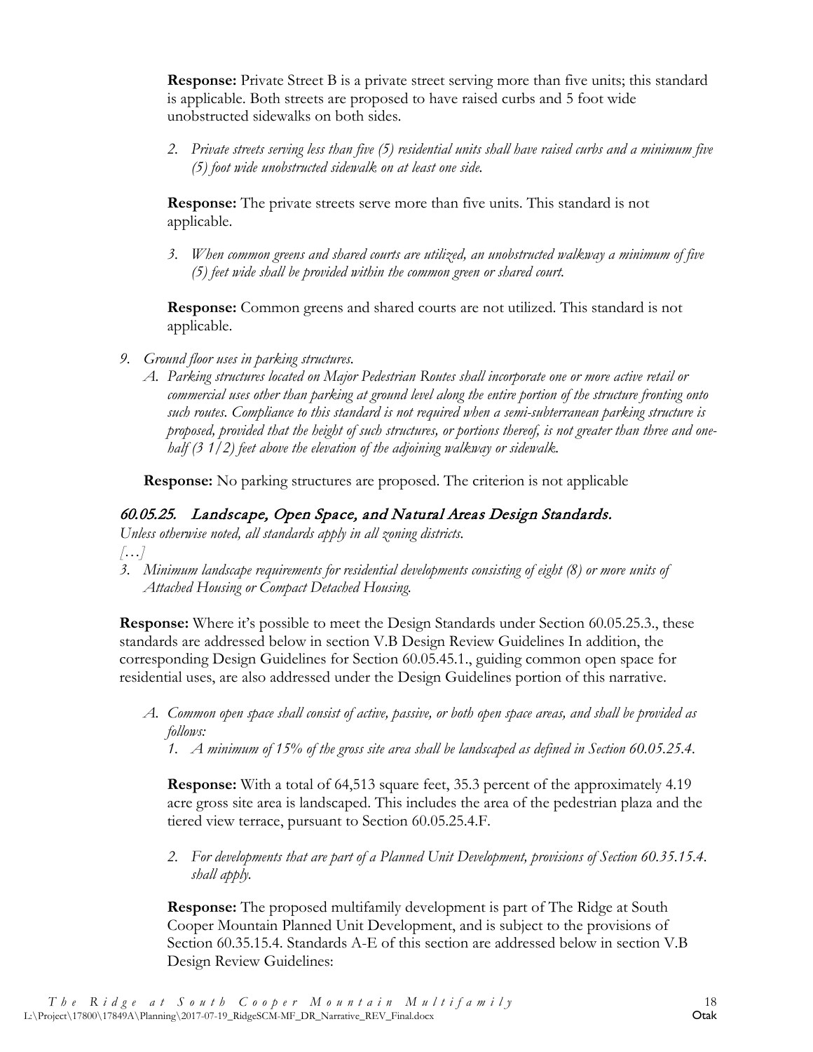**Response:** Private Street B is a private street serving more than five units; this standard is applicable. Both streets are proposed to have raised curbs and 5 foot wide unobstructed sidewalks on both sides.

2. *Private streets serving less than five (5) residential units shall have raised curbs and a minimum five (5) foot wide unobstructed sidewalk on at least one side.*

**Response:** The private streets serve more than five units. This standard is not applicable.

3. *When common greens and shared courts are utilized, an unobstructed walkway a minimum of five (5) feet wide shall be provided within the common green or shared court.*

**Response:** Common greens and shared courts are not utilized. This standard is not applicable.

9. *Ground floor uses in parking structures.*
   A. *Parking structures located on Major Pedestrian Routes shall incorporate one or more active retail or commercial uses other than parking at ground level along the entire portion of the structure fronting onto such routes. Compliance to this standard is not required when a semi-subterranean parking structure is proposed, provided that the height of such structures, or portions thereof, is not greater than three and one-half (3 1/2) feet above the elevation of the adjoining walkway or sidewalk.*

**Response:** No parking structures are proposed. The criterion is not applicable

## *60.05.25. Landscape, Open Space, and Natural Areas Design Standards.*

*Unless otherwise noted, all standards apply in all zoning districts.*

*[…]*

3. *Minimum landscape requirements for residential developments consisting of eight (8) or more units of Attached Housing or Compact Detached Housing.*

**Response:** Where it's possible to meet the Design Standards under Section 60.05.25.3., these standards are addressed below in section V.B Design Review Guidelines In addition, the corresponding Design Guidelines for Section 60.05.45.1., guiding common open space for residential uses, are also addressed under the Design Guidelines portion of this narrative.

A. *Common open space shall consist of active, passive, or both open space areas, and shall be provided as follows:*
   1. *A minimum of 15% of the gross site area shall be landscaped as defined in Section 60.05.25.4.*

   **Response:** With a total of 64,513 square feet, 35.3 percent of the approximately 4.19 acre gross site area is landscaped. This includes the area of the pedestrian plaza and the tiered view terrace, pursuant to Section 60.05.25.4.F.

   2. *For developments that are part of a Planned Unit Development, provisions of Section 60.35.15.4. shall apply.*

   **Response:** The proposed multifamily development is part of The Ridge at South Cooper Mountain Planned Unit Development, and is subject to the provisions of Section 60.35.15.4. Standards A-E of this section are addressed below in section V.B Design Review Guidelines: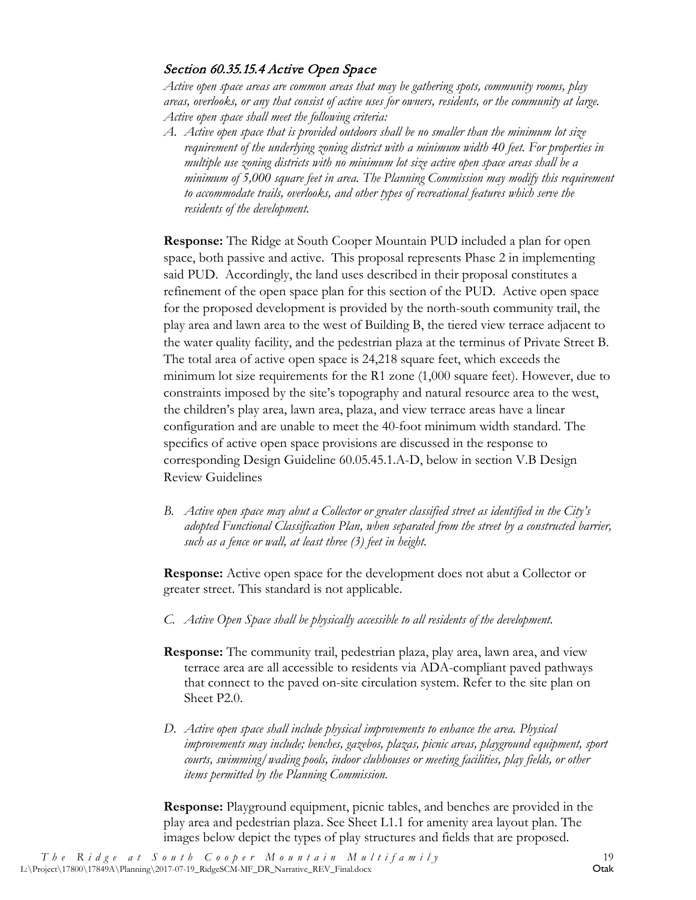### *Section 60.35.15.4 Active Open Space*

*Active open space areas are common areas that may be gathering spots, community rooms, play areas, overlooks, or any that consist of active uses for owners, residents, or the community at large. Active open space shall meet the following criteria:*

*A. Active open space that is provided outdoors shall be no smaller than the minimum lot size requirement of the underlying zoning district with a minimum width 40 feet. For properties in multiple use zoning districts with no minimum lot size active open space areas shall be a minimum of 5,000 square feet in area. The Planning Commission may modify this requirement to accommodate trails, overlooks, and other types of recreational features which serve the residents of the development.*

**Response:** The Ridge at South Cooper Mountain PUD included a plan for open space, both passive and active. This proposal represents Phase 2 in implementing said PUD. Accordingly, the land uses described in their proposal constitutes a refinement of the open space plan for this section of the PUD. Active open space for the proposed development is provided by the north-south community trail, the play area and lawn area to the west of Building B, the tiered view terrace adjacent to the water quality facility, and the pedestrian plaza at the terminus of Private Street B. The total area of active open space is 24,218 square feet, which exceeds the minimum lot size requirements for the R1 zone (1,000 square feet). However, due to constraints imposed by the site's topography and natural resource area to the west, the children's play area, lawn area, plaza, and view terrace areas have a linear configuration and are unable to meet the 40-foot minimum width standard. The specifics of active open space provisions are discussed in the response to corresponding Design Guideline 60.05.45.1.A-D, below in section V.B Design Review Guidelines

*B. Active open space may abut a Collector or greater classified street as identified in the City's adopted Functional Classification Plan, when separated from the street by a constructed barrier, such as a fence or wall, at least three (3) feet in height.*

**Response:** Active open space for the development does not abut a Collector or greater street. This standard is not applicable.

*C. Active Open Space shall be physically accessible to all residents of the development.*

**Response:** The community trail, pedestrian plaza, play area, lawn area, and view terrace area are all accessible to residents via ADA-compliant paved pathways that connect to the paved on-site circulation system. Refer to the site plan on Sheet P2.0.

*D. Active open space shall include physical improvements to enhance the area. Physical improvements may include; benches, gazebos, plazas, picnic areas, playground equipment, sport courts, swimming/wading pools, indoor clubhouses or meeting facilities, play fields, or other items permitted by the Planning Commission.*

**Response:** Playground equipment, picnic tables, and benches are provided in the play area and pedestrian plaza. See Sheet L1.1 for amenity area layout plan. The images below depict the types of play structures and fields that are proposed.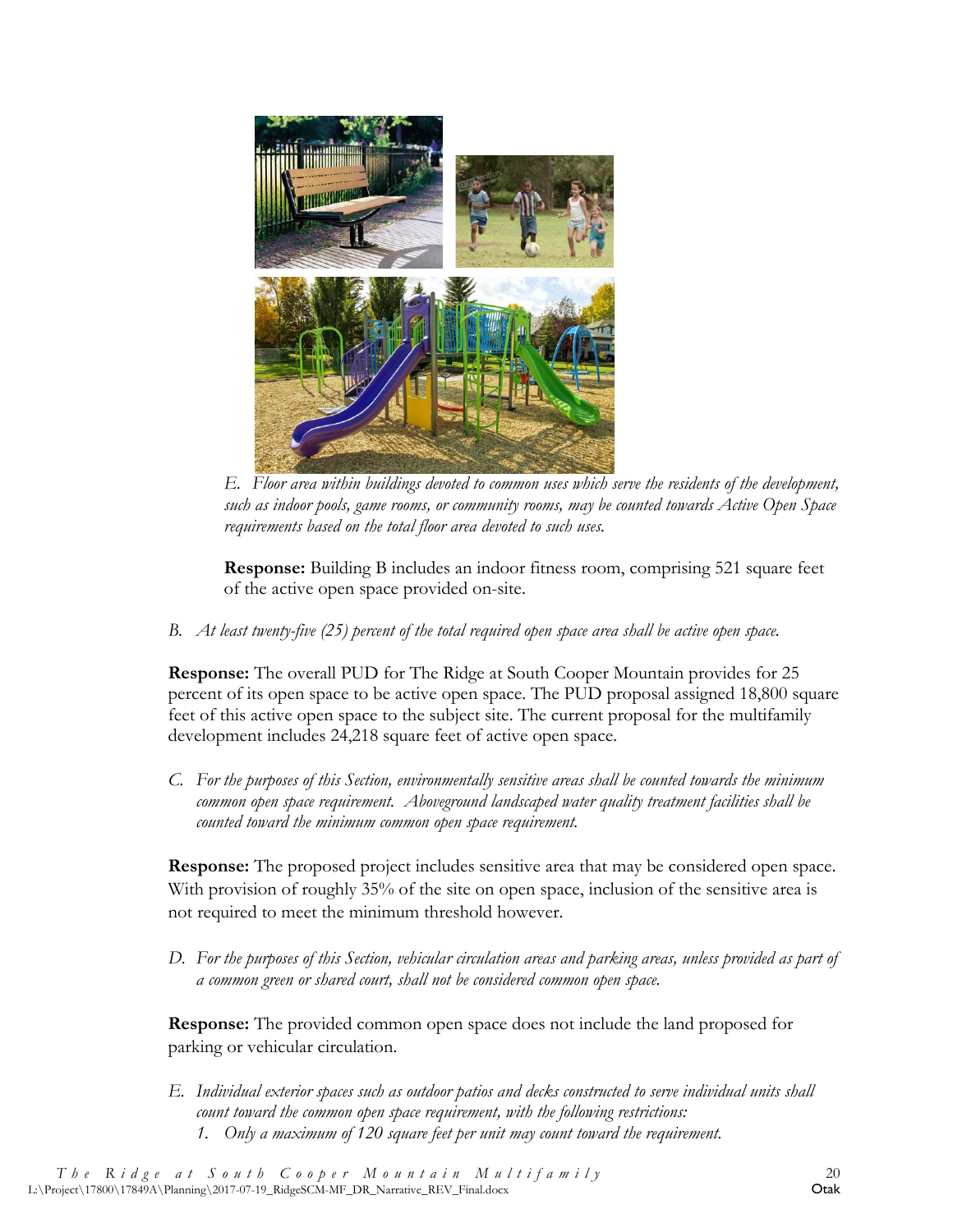*E. Floor area within buildings devoted to common uses which serve the residents of the development, such as indoor pools, game rooms, or community rooms, may be counted towards Active Open Space requirements based on the total floor area devoted to such uses.*

**Response:** Building B includes an indoor fitness room, comprising 521 square feet of the active open space provided on-site.

*B. At least twenty-five (25) percent of the total required open space area shall be active open space.*

**Response:** The overall PUD for The Ridge at South Cooper Mountain provides for 25 percent of its open space to be active open space. The PUD proposal assigned 18,800 square feet of this active open space to the subject site. The current proposal for the multifamily development includes 24,218 square feet of active open space.

*C. For the purposes of this Section, environmentally sensitive areas shall be counted towards the minimum common open space requirement. Aboveground landscaped water quality treatment facilities shall be counted toward the minimum common open space requirement.*

**Response:** The proposed project includes sensitive area that may be considered open space. With provision of roughly 35% of the site on open space, inclusion of the sensitive area is not required to meet the minimum threshold however.

*D. For the purposes of this Section, vehicular circulation areas and parking areas, unless provided as part of a common green or shared court, shall not be considered common open space.*

**Response:** The provided common open space does not include the land proposed for parking or vehicular circulation.

*E. Individual exterior spaces such as outdoor patios and decks constructed to serve individual units shall count toward the common open space requirement, with the following restrictions:*

*1. Only a maximum of 120 square feet per unit may count toward the requirement.*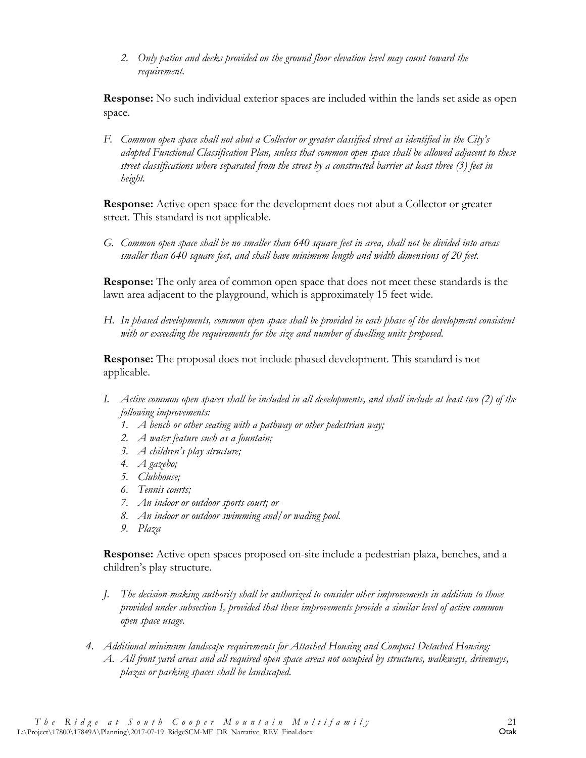2. *Only patios and decks provided on the ground floor elevation level may count toward the requirement.*

**Response:** No such individual exterior spaces are included within the lands set aside as open space.

F. *Common open space shall not abut a Collector or greater classified street as identified in the City's adopted Functional Classification Plan, unless that common open space shall be allowed adjacent to these street classifications where separated from the street by a constructed barrier at least three (3) feet in height.*

**Response:** Active open space for the development does not abut a Collector or greater street. This standard is not applicable.

G. *Common open space shall be no smaller than 640 square feet in area, shall not be divided into areas smaller than 640 square feet, and shall have minimum length and width dimensions of 20 feet.*

**Response:** The only area of common open space that does not meet these standards is the lawn area adjacent to the playground, which is approximately 15 feet wide.

H. *In phased developments, common open space shall be provided in each phase of the development consistent with or exceeding the requirements for the size and number of dwelling units proposed.*

**Response:** The proposal does not include phased development. This standard is not applicable.

I. *Active common open spaces shall be included in all developments, and shall include at least two (2) of the following improvements:*
   1. *A bench or other seating with a pathway or other pedestrian way;*
   2. *A water feature such as a fountain;*
   3. *A children's play structure;*
   4. *A gazebo;*
   5. *Clubhouse;*
   6. *Tennis courts;*
   7. *An indoor or outdoor sports court; or*
   8. *An indoor or outdoor swimming and/or wading pool.*
   9. *Plaza*

**Response:** Active open spaces proposed on-site include a pedestrian plaza, benches, and a children's play structure.

J. *The decision-making authority shall be authorized to consider other improvements in addition to those provided under subsection I, provided that these improvements provide a similar level of active common open space usage.*

4. *Additional minimum landscape requirements for Attached Housing and Compact Detached Housing:*
   A. *All front yard areas and all required open space areas not occupied by structures, walkways, driveways, plazas or parking spaces shall be landscaped.*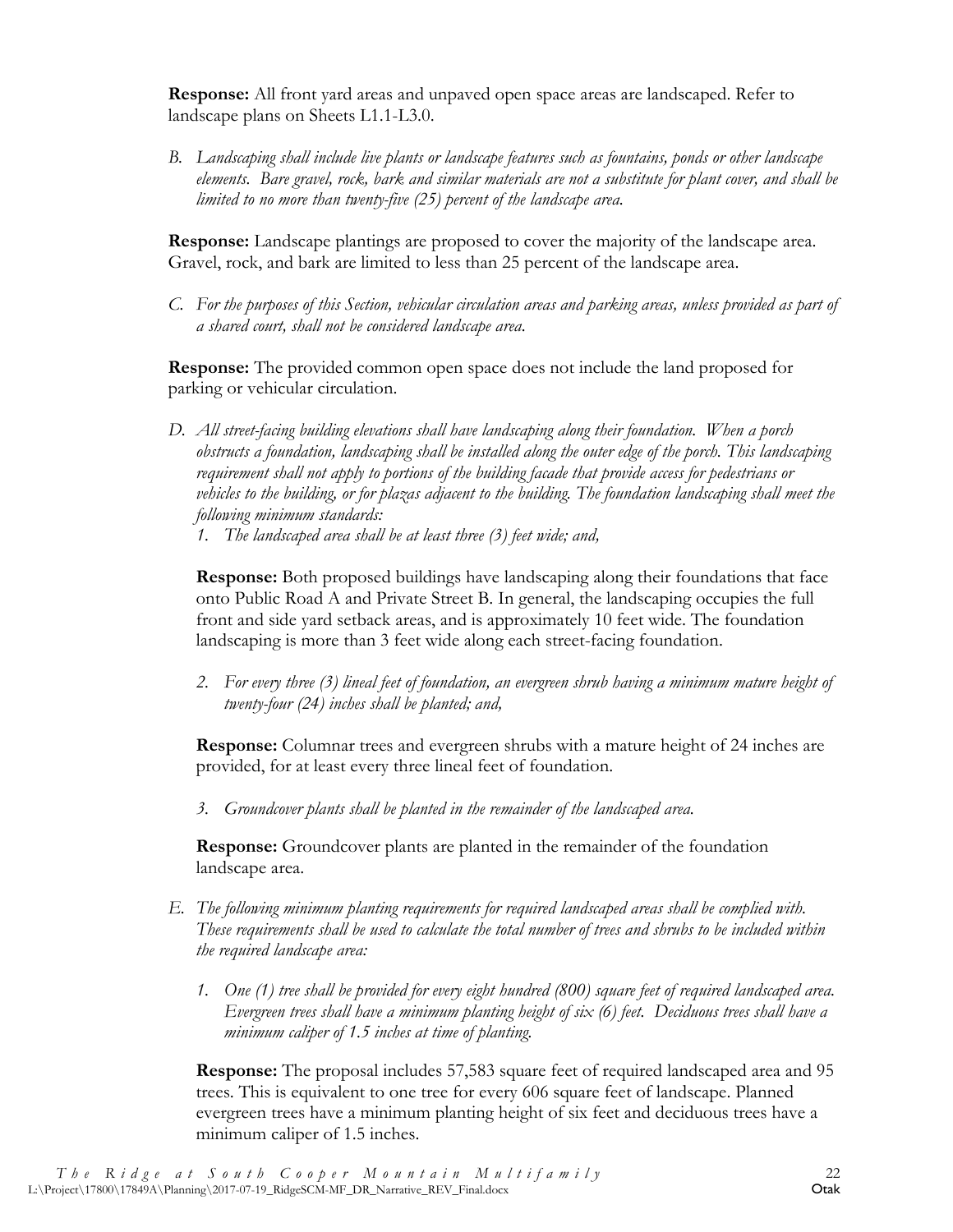**Response:** All front yard areas and unpaved open space areas are landscaped. Refer to landscape plans on Sheets L1.1-L3.0.

B. *Landscaping shall include live plants or landscape features such as fountains, ponds or other landscape elements. Bare gravel, rock, bark and similar materials are not a substitute for plant cover, and shall be limited to no more than twenty-five (25) percent of the landscape area.*

**Response:** Landscape plantings are proposed to cover the majority of the landscape area. Gravel, rock, and bark are limited to less than 25 percent of the landscape area.

C. *For the purposes of this Section, vehicular circulation areas and parking areas, unless provided as part of a shared court, shall not be considered landscape area.*

**Response:** The provided common open space does not include the land proposed for parking or vehicular circulation.

D. *All street-facing building elevations shall have landscaping along their foundation. When a porch obstructs a foundation, landscaping shall be installed along the outer edge of the porch. This landscaping requirement shall not apply to portions of the building facade that provide access for pedestrians or vehicles to the building, or for plazas adjacent to the building. The foundation landscaping shall meet the following minimum standards:*

   1. *The landscaped area shall be at least three (3) feet wide; and,*

   **Response:** Both proposed buildings have landscaping along their foundations that face onto Public Road A and Private Street B. In general, the landscaping occupies the full front and side yard setback areas, and is approximately 10 feet wide. The foundation landscaping is more than 3 feet wide along each street-facing foundation.

   2. *For every three (3) lineal feet of foundation, an evergreen shrub having a minimum mature height of twenty-four (24) inches shall be planted; and,*

   **Response:** Columnar trees and evergreen shrubs with a mature height of 24 inches are provided, for at least every three lineal feet of foundation.

   3. *Groundcover plants shall be planted in the remainder of the landscaped area.*

   **Response:** Groundcover plants are planted in the remainder of the foundation landscape area.

E. *The following minimum planting requirements for required landscaped areas shall be complied with. These requirements shall be used to calculate the total number of trees and shrubs to be included within the required landscape area:*

   1. *One (1) tree shall be provided for every eight hundred (800) square feet of required landscaped area. Evergreen trees shall have a minimum planting height of six (6) feet. Deciduous trees shall have a minimum caliper of 1.5 inches at time of planting.*

   **Response:** The proposal includes 57,583 square feet of required landscaped area and 95 trees. This is equivalent to one tree for every 606 square feet of landscape. Planned evergreen trees have a minimum planting height of six feet and deciduous trees have a minimum caliper of 1.5 inches.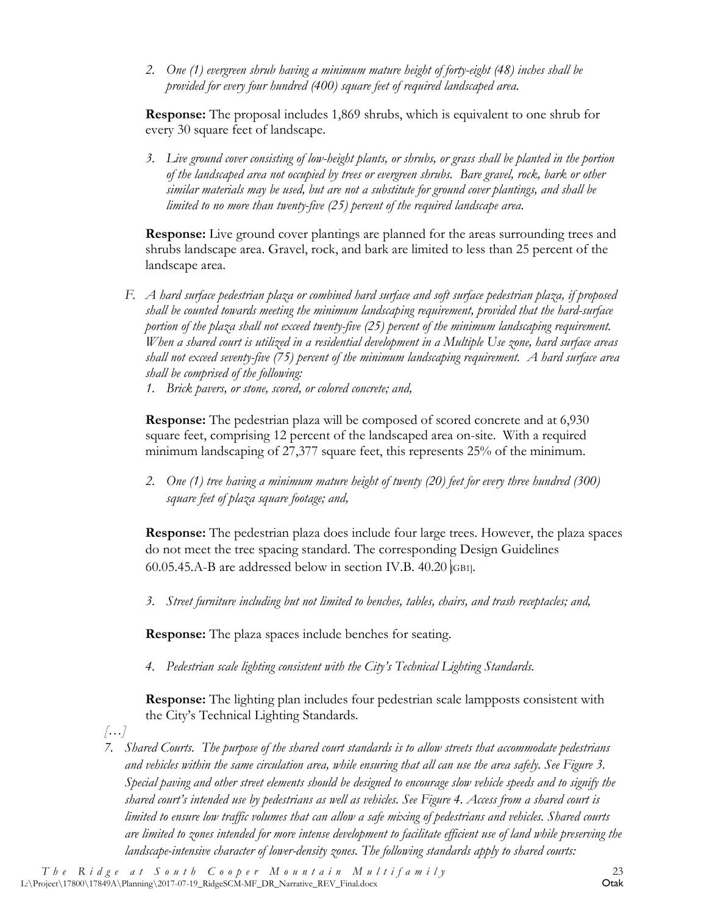2. *One (1) evergreen shrub having a minimum mature height of forty-eight (48) inches shall be provided for every four hundred (400) square feet of required landscaped area.*

**Response:** The proposal includes 1,869 shrubs, which is equivalent to one shrub for every 30 square feet of landscape.

3. *Live ground cover consisting of low-height plants, or shrubs, or grass shall be planted in the portion of the landscaped area not occupied by trees or evergreen shrubs. Bare gravel, rock, bark or other similar materials may be used, but are not a substitute for ground cover plantings, and shall be limited to no more than twenty-five (25) percent of the required landscape area.*

**Response:** Live ground cover plantings are planned for the areas surrounding trees and shrubs landscape area. Gravel, rock, and bark are limited to less than 25 percent of the landscape area.

F. *A hard surface pedestrian plaza or combined hard surface and soft surface pedestrian plaza, if proposed shall be counted towards meeting the minimum landscaping requirement, provided that the hard-surface portion of the plaza shall not exceed twenty-five (25) percent of the minimum landscaping requirement. When a shared court is utilized in a residential development in a Multiple Use zone, hard surface areas shall not exceed seventy-five (75) percent of the minimum landscaping requirement. A hard surface area shall be comprised of the following:*

1. *Brick pavers, or stone, scored, or colored concrete; and,*

**Response:** The pedestrian plaza will be composed of scored concrete and at 6,930 square feet, comprising 12 percent of the landscaped area on-site. With a required minimum landscaping of 27,377 square feet, this represents 25% of the minimum.

2. *One (1) tree having a minimum mature height of twenty (20) feet for every three hundred (300) square feet of plaza square footage; and,*

**Response:** The pedestrian plaza does include four large trees. However, the plaza spaces do not meet the tree spacing standard. The corresponding Design Guidelines 60.05.45.A-B are addressed below in section IV.B. 40.20 [GB1].

3. *Street furniture including but not limited to benches, tables, chairs, and trash receptacles; and,*

**Response:** The plaza spaces include benches for seating.

4. *Pedestrian scale lighting consistent with the City's Technical Lighting Standards.*

**Response:** The lighting plan includes four pedestrian scale lampposts consistent with the City's Technical Lighting Standards.

*[…]*

7. *Shared Courts. The purpose of the shared court standards is to allow streets that accommodate pedestrians and vehicles within the same circulation area, while ensuring that all can use the area safely. See Figure 3. Special paving and other street elements should be designed to encourage slow vehicle speeds and to signify the shared court's intended use by pedestrians as well as vehicles. See Figure 4. Access from a shared court is limited to ensure low traffic volumes that can allow a safe mixing of pedestrians and vehicles. Shared courts are limited to zones intended for more intense development to facilitate efficient use of land while preserving the landscape-intensive character of lower-density zones. The following standards apply to shared courts:*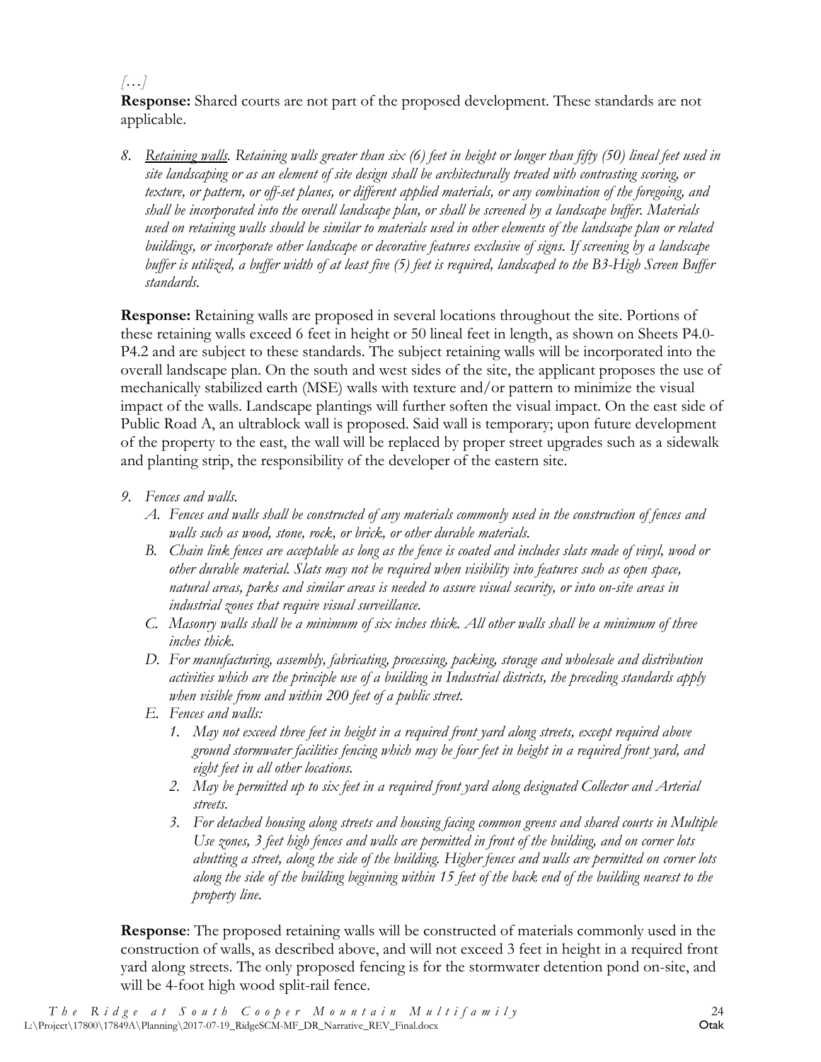*[…]*

**Response:** Shared courts are not part of the proposed development. These standards are not applicable.

8. *Retaining walls. Retaining walls greater than six (6) feet in height or longer than fifty (50) lineal feet used in site landscaping or as an element of site design shall be architecturally treated with contrasting scoring, or texture, or pattern, or off-set planes, or different applied materials, or any combination of the foregoing, and shall be incorporated into the overall landscape plan, or shall be screened by a landscape buffer. Materials used on retaining walls should be similar to materials used in other elements of the landscape plan or related buildings, or incorporate other landscape or decorative features exclusive of signs. If screening by a landscape buffer is utilized, a buffer width of at least five (5) feet is required, landscaped to the B3-High Screen Buffer standards.*

**Response:** Retaining walls are proposed in several locations throughout the site. Portions of these retaining walls exceed 6 feet in height or 50 lineal feet in length, as shown on Sheets P4.0-P4.2 and are subject to these standards. The subject retaining walls will be incorporated into the overall landscape plan. On the south and west sides of the site, the applicant proposes the use of mechanically stabilized earth (MSE) walls with texture and/or pattern to minimize the visual impact of the walls. Landscape plantings will further soften the visual impact. On the east side of Public Road A, an ultrablock wall is proposed. Said wall is temporary; upon future development of the property to the east, the wall will be replaced by proper street upgrades such as a sidewalk and planting strip, the responsibility of the developer of the eastern site.

9. *Fences and walls.*
   - A. *Fences and walls shall be constructed of any materials commonly used in the construction of fences and walls such as wood, stone, rock, or brick, or other durable materials.*
   - B. *Chain link fences are acceptable as long as the fence is coated and includes slats made of vinyl, wood or other durable material. Slats may not be required when visibility into features such as open space, natural areas, parks and similar areas is needed to assure visual security, or into on-site areas in industrial zones that require visual surveillance.*
   - C. *Masonry walls shall be a minimum of six inches thick. All other walls shall be a minimum of three inches thick.*
   - D. *For manufacturing, assembly, fabricating, processing, packing, storage and wholesale and distribution activities which are the principle use of a building in Industrial districts, the preceding standards apply when visible from and within 200 feet of a public street.*
   - E. *Fences and walls:*
     1. *May not exceed three feet in height in a required front yard along streets, except required above ground stormwater facilities fencing which may be four feet in height in a required front yard, and eight feet in all other locations.*
     2. *May be permitted up to six feet in a required front yard along designated Collector and Arterial streets.*
     3. *For detached housing along streets and housing facing common greens and shared courts in Multiple Use zones, 3 feet high fences and walls are permitted in front of the building, and on corner lots abutting a street, along the side of the building. Higher fences and walls are permitted on corner lots along the side of the building beginning within 15 feet of the back end of the building nearest to the property line.*

**Response**: The proposed retaining walls will be constructed of materials commonly used in the construction of walls, as described above, and will not exceed 3 feet in height in a required front yard along streets. The only proposed fencing is for the stormwater detention pond on-site, and will be 4-foot high wood split-rail fence.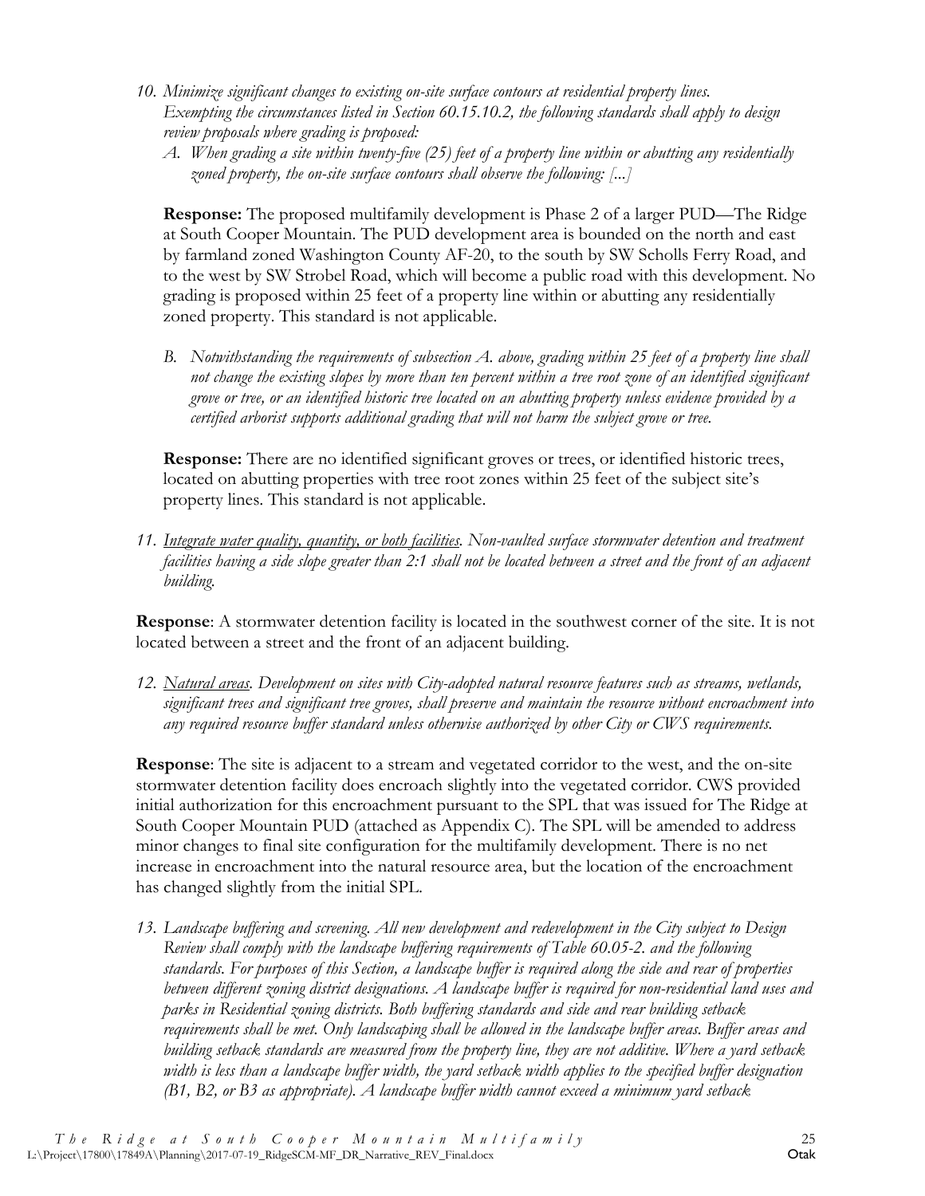10. *Minimize significant changes to existing on-site surface contours at residential property lines. Exempting the circumstances listed in Section 60.15.10.2, the following standards shall apply to design review proposals where grading is proposed:*
    A. *When grading a site within twenty-five (25) feet of a property line within or abutting any residentially zoned property, the on-site surface contours shall observe the following: [...]*

    **Response:** The proposed multifamily development is Phase 2 of a larger PUD—The Ridge at South Cooper Mountain. The PUD development area is bounded on the north and east by farmland zoned Washington County AF-20, to the south by SW Scholls Ferry Road, and to the west by SW Strobel Road, which will become a public road with this development. No grading is proposed within 25 feet of a property line within or abutting any residentially zoned property. This standard is not applicable.

    B. *Notwithstanding the requirements of subsection A. above, grading within 25 feet of a property line shall not change the existing slopes by more than ten percent within a tree root zone of an identified significant grove or tree, or an identified historic tree located on an abutting property unless evidence provided by a certified arborist supports additional grading that will not harm the subject grove or tree.*

    **Response:** There are no identified significant groves or trees, or identified historic trees, located on abutting properties with tree root zones within 25 feet of the subject site's property lines. This standard is not applicable.

11. *<u>Integrate water quality, quantity, or both facilities</u>. Non-vaulted surface stormwater detention and treatment facilities having a side slope greater than 2:1 shall not be located between a street and the front of an adjacent building.*

**Response**: A stormwater detention facility is located in the southwest corner of the site. It is not located between a street and the front of an adjacent building.

12. *<u>Natural areas</u>. Development on sites with City-adopted natural resource features such as streams, wetlands, significant trees and significant tree groves, shall preserve and maintain the resource without encroachment into any required resource buffer standard unless otherwise authorized by other City or CWS requirements.*

**Response**: The site is adjacent to a stream and vegetated corridor to the west, and the on-site stormwater detention facility does encroach slightly into the vegetated corridor. CWS provided initial authorization for this encroachment pursuant to the SPL that was issued for The Ridge at South Cooper Mountain PUD (attached as Appendix C). The SPL will be amended to address minor changes to final site configuration for the multifamily development. There is no net increase in encroachment into the natural resource area, but the location of the encroachment has changed slightly from the initial SPL.

13. *Landscape buffering and screening. All new development and redevelopment in the City subject to Design Review shall comply with the landscape buffering requirements of Table 60.05-2. and the following standards. For purposes of this Section, a landscape buffer is required along the side and rear of properties between different zoning district designations. A landscape buffer is required for non-residential land uses and parks in Residential zoning districts. Both buffering standards and side and rear building setback requirements shall be met. Only landscaping shall be allowed in the landscape buffer areas. Buffer areas and building setback standards are measured from the property line, they are not additive. Where a yard setback width is less than a landscape buffer width, the yard setback width applies to the specified buffer designation (B1, B2, or B3 as appropriate). A landscape buffer width cannot exceed a minimum yard setback*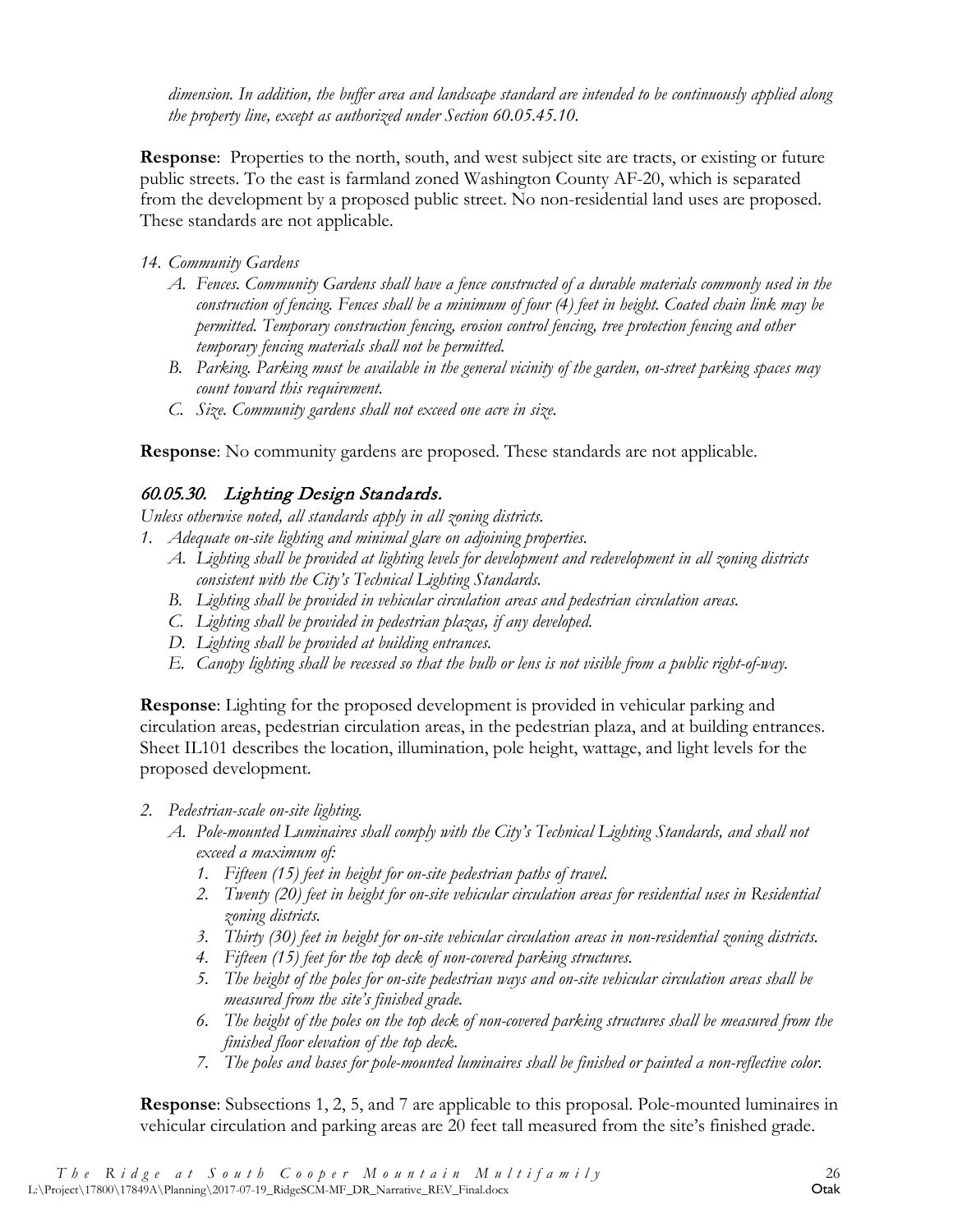*dimension. In addition, the buffer area and landscape standard are intended to be continuously applied along the property line, except as authorized under Section 60.05.45.10.*

**Response**: Properties to the north, south, and west subject site are tracts, or existing or future public streets. To the east is farmland zoned Washington County AF-20, which is separated from the development by a proposed public street. No non-residential land uses are proposed. These standards are not applicable.

*14. Community Gardens*

*A. Fences. Community Gardens shall have a fence constructed of a durable materials commonly used in the construction of fencing. Fences shall be a minimum of four (4) feet in height. Coated chain link may be permitted. Temporary construction fencing, erosion control fencing, tree protection fencing and other temporary fencing materials shall not be permitted.*

*B. Parking. Parking must be available in the general vicinity of the garden, on-street parking spaces may count toward this requirement.*

*C. Size. Community gardens shall not exceed one acre in size.*

**Response**: No community gardens are proposed. These standards are not applicable.

## *60.05.30. Lighting Design Standards.*

*Unless otherwise noted, all standards apply in all zoning districts.*

*1. Adequate on-site lighting and minimal glare on adjoining properties.*

*A. Lighting shall be provided at lighting levels for development and redevelopment in all zoning districts consistent with the City's Technical Lighting Standards.*

*B. Lighting shall be provided in vehicular circulation areas and pedestrian circulation areas.*

*C. Lighting shall be provided in pedestrian plazas, if any developed.*

*D. Lighting shall be provided at building entrances.*

*E. Canopy lighting shall be recessed so that the bulb or lens is not visible from a public right-of-way.*

**Response**: Lighting for the proposed development is provided in vehicular parking and circulation areas, pedestrian circulation areas, in the pedestrian plaza, and at building entrances. Sheet IL101 describes the location, illumination, pole height, wattage, and light levels for the proposed development.

*2. Pedestrian-scale on-site lighting.*

*A. Pole-mounted Luminaires shall comply with the City's Technical Lighting Standards, and shall not exceed a maximum of:*

*1. Fifteen (15) feet in height for on-site pedestrian paths of travel.*

*2. Twenty (20) feet in height for on-site vehicular circulation areas for residential uses in Residential zoning districts.*

*3. Thirty (30) feet in height for on-site vehicular circulation areas in non-residential zoning districts.*

*4. Fifteen (15) feet for the top deck of non-covered parking structures.*

*5. The height of the poles for on-site pedestrian ways and on-site vehicular circulation areas shall be measured from the site's finished grade.*

*6. The height of the poles on the top deck of non-covered parking structures shall be measured from the finished floor elevation of the top deck.*

*7. The poles and bases for pole-mounted luminaires shall be finished or painted a non-reflective color.*

**Response**: Subsections 1, 2, 5, and 7 are applicable to this proposal. Pole-mounted luminaires in vehicular circulation and parking areas are 20 feet tall measured from the site's finished grade.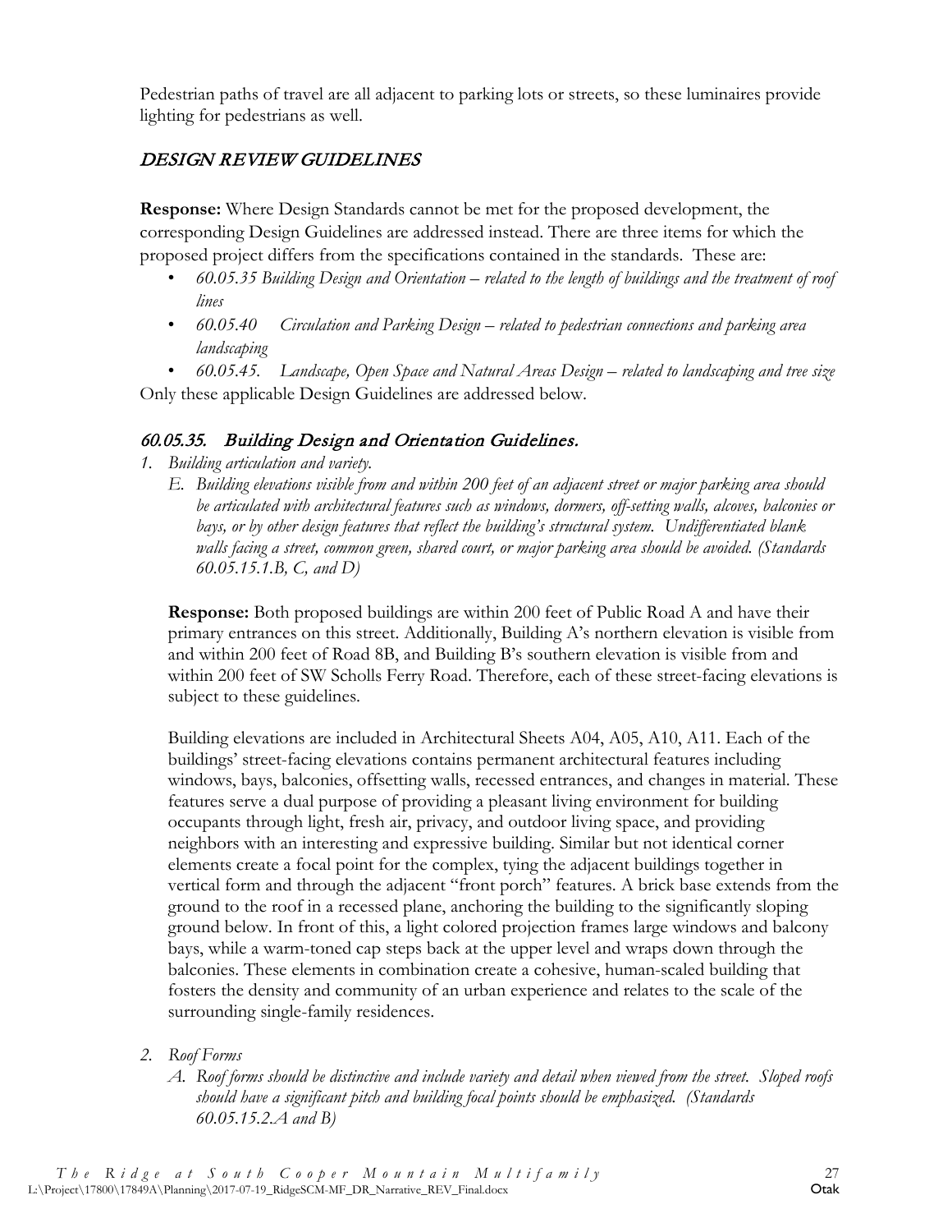Pedestrian paths of travel are all adjacent to parking lots or streets, so these luminaires provide lighting for pedestrians as well.

## *DESIGN REVIEW GUIDELINES*

**Response:** Where Design Standards cannot be met for the proposed development, the corresponding Design Guidelines are addressed instead. There are three items for which the proposed project differs from the specifications contained in the standards. These are:

- *60.05.35 Building Design and Orientation – related to the length of buildings and the treatment of roof lines*
- *60.05.40 Circulation and Parking Design – related to pedestrian connections and parking area landscaping*
- *60.05.45. Landscape, Open Space and Natural Areas Design – related to landscaping and tree size*

Only these applicable Design Guidelines are addressed below.

### *60.05.35. Building Design and Orientation Guidelines.*

1. *Building articulation and variety.*
   E. *Building elevations visible from and within 200 feet of an adjacent street or major parking area should be articulated with architectural features such as windows, dormers, off-setting walls, alcoves, balconies or bays, or by other design features that reflect the building's structural system. Undifferentiated blank walls facing a street, common green, shared court, or major parking area should be avoided. (Standards 60.05.15.1.B, C, and D)*

   **Response:** Both proposed buildings are within 200 feet of Public Road A and have their primary entrances on this street. Additionally, Building A's northern elevation is visible from and within 200 feet of Road 8B, and Building B's southern elevation is visible from and within 200 feet of SW Scholls Ferry Road. Therefore, each of these street-facing elevations is subject to these guidelines.

   Building elevations are included in Architectural Sheets A04, A05, A10, A11. Each of the buildings' street-facing elevations contains permanent architectural features including windows, bays, balconies, offsetting walls, recessed entrances, and changes in material. These features serve a dual purpose of providing a pleasant living environment for building occupants through light, fresh air, privacy, and outdoor living space, and providing neighbors with an interesting and expressive building. Similar but not identical corner elements create a focal point for the complex, tying the adjacent buildings together in vertical form and through the adjacent "front porch" features. A brick base extends from the ground to the roof in a recessed plane, anchoring the building to the significantly sloping ground below. In front of this, a light colored projection frames large windows and balcony bays, while a warm-toned cap steps back at the upper level and wraps down through the balconies. These elements in combination create a cohesive, human-scaled building that fosters the density and community of an urban experience and relates to the scale of the surrounding single-family residences.

2. *Roof Forms*
   A. *Roof forms should be distinctive and include variety and detail when viewed from the street. Sloped roofs should have a significant pitch and building focal points should be emphasized. (Standards 60.05.15.2.A and B)*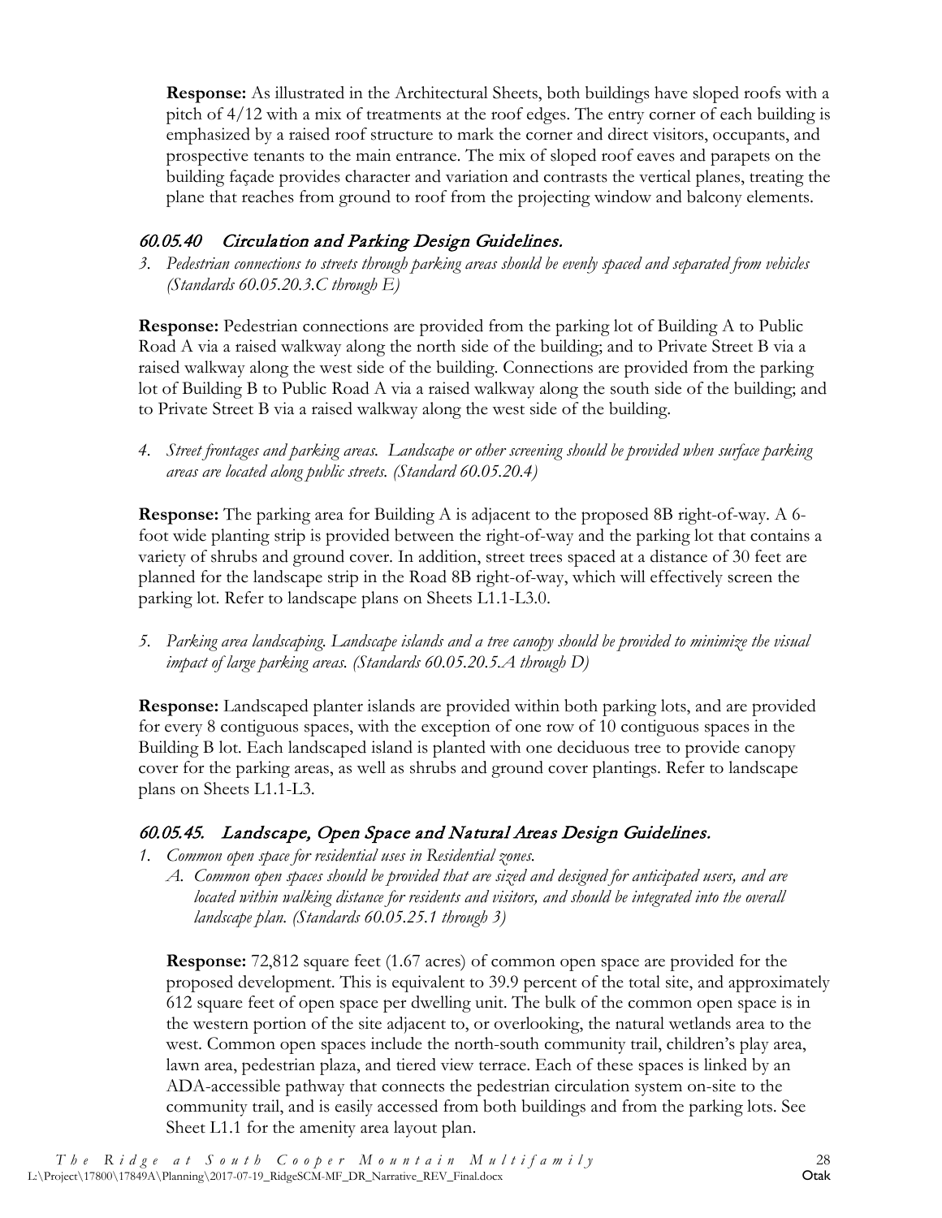**Response:** As illustrated in the Architectural Sheets, both buildings have sloped roofs with a pitch of 4/12 with a mix of treatments at the roof edges. The entry corner of each building is emphasized by a raised roof structure to mark the corner and direct visitors, occupants, and prospective tenants to the main entrance. The mix of sloped roof eaves and parapets on the building façade provides character and variation and contrasts the vertical planes, treating the plane that reaches from ground to roof from the projecting window and balcony elements.

## *60.05.40 Circulation and Parking Design Guidelines.*

3. *Pedestrian connections to streets through parking areas should be evenly spaced and separated from vehicles (Standards 60.05.20.3.C through E)*

**Response:** Pedestrian connections are provided from the parking lot of Building A to Public Road A via a raised walkway along the north side of the building; and to Private Street B via a raised walkway along the west side of the building. Connections are provided from the parking lot of Building B to Public Road A via a raised walkway along the south side of the building; and to Private Street B via a raised walkway along the west side of the building.

4. *Street frontages and parking areas. Landscape or other screening should be provided when surface parking areas are located along public streets. (Standard 60.05.20.4)*

**Response:** The parking area for Building A is adjacent to the proposed 8B right-of-way. A 6-foot wide planting strip is provided between the right-of-way and the parking lot that contains a variety of shrubs and ground cover. In addition, street trees spaced at a distance of 30 feet are planned for the landscape strip in the Road 8B right-of-way, which will effectively screen the parking lot. Refer to landscape plans on Sheets L1.1-L3.0.

5. *Parking area landscaping. Landscape islands and a tree canopy should be provided to minimize the visual impact of large parking areas. (Standards 60.05.20.5.A through D)*

**Response:** Landscaped planter islands are provided within both parking lots, and are provided for every 8 contiguous spaces, with the exception of one row of 10 contiguous spaces in the Building B lot. Each landscaped island is planted with one deciduous tree to provide canopy cover for the parking areas, as well as shrubs and ground cover plantings. Refer to landscape plans on Sheets L1.1-L3.

## *60.05.45. Landscape, Open Space and Natural Areas Design Guidelines.*

1. *Common open space for residential uses in Residential zones.*
   A. *Common open spaces should be provided that are sized and designed for anticipated users, and are located within walking distance for residents and visitors, and should be integrated into the overall landscape plan. (Standards 60.05.25.1 through 3)*

   **Response:** 72,812 square feet (1.67 acres) of common open space are provided for the proposed development. This is equivalent to 39.9 percent of the total site, and approximately 612 square feet of open space per dwelling unit. The bulk of the common open space is in the western portion of the site adjacent to, or overlooking, the natural wetlands area to the west. Common open spaces include the north-south community trail, children's play area, lawn area, pedestrian plaza, and tiered view terrace. Each of these spaces is linked by an ADA-accessible pathway that connects the pedestrian circulation system on-site to the community trail, and is easily accessed from both buildings and from the parking lots. See Sheet L1.1 for the amenity area layout plan.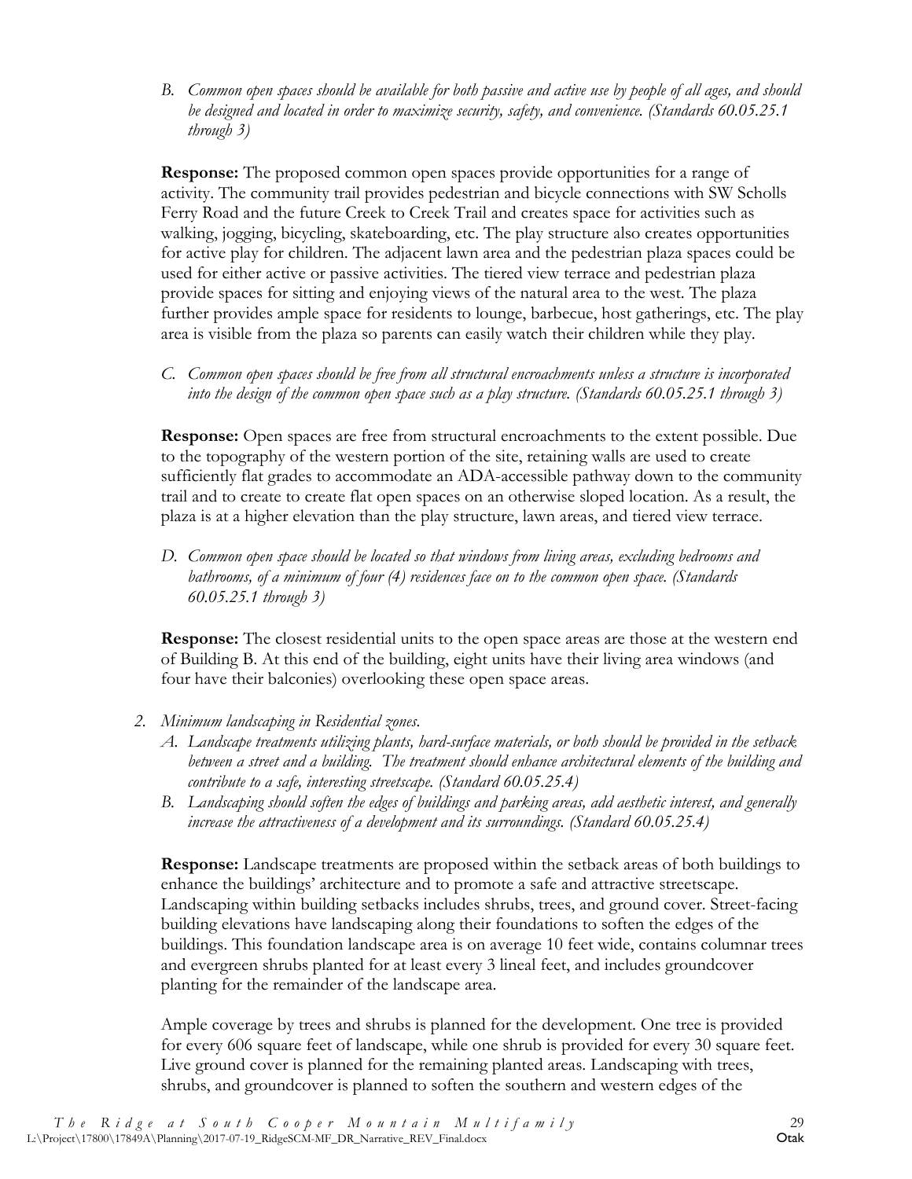*B. Common open spaces should be available for both passive and active use by people of all ages, and should be designed and located in order to maximize security, safety, and convenience. (Standards 60.05.25.1 through 3)*

**Response:** The proposed common open spaces provide opportunities for a range of activity. The community trail provides pedestrian and bicycle connections with SW Scholls Ferry Road and the future Creek to Creek Trail and creates space for activities such as walking, jogging, bicycling, skateboarding, etc. The play structure also creates opportunities for active play for children. The adjacent lawn area and the pedestrian plaza spaces could be used for either active or passive activities. The tiered view terrace and pedestrian plaza provide spaces for sitting and enjoying views of the natural area to the west. The plaza further provides ample space for residents to lounge, barbecue, host gatherings, etc. The play area is visible from the plaza so parents can easily watch their children while they play.

*C. Common open spaces should be free from all structural encroachments unless a structure is incorporated into the design of the common open space such as a play structure. (Standards 60.05.25.1 through 3)*

**Response:** Open spaces are free from structural encroachments to the extent possible. Due to the topography of the western portion of the site, retaining walls are used to create sufficiently flat grades to accommodate an ADA-accessible pathway down to the community trail and to create to create flat open spaces on an otherwise sloped location. As a result, the plaza is at a higher elevation than the play structure, lawn areas, and tiered view terrace.

*D. Common open space should be located so that windows from living areas, excluding bedrooms and bathrooms, of a minimum of four (4) residences face on to the common open space. (Standards 60.05.25.1 through 3)*

**Response:** The closest residential units to the open space areas are those at the western end of Building B. At this end of the building, eight units have their living area windows (and four have their balconies) overlooking these open space areas.

2. *Minimum landscaping in Residential zones.*
   *A. Landscape treatments utilizing plants, hard-surface materials, or both should be provided in the setback between a street and a building. The treatment should enhance architectural elements of the building and contribute to a safe, interesting streetscape. (Standard 60.05.25.4)*
   *B. Landscaping should soften the edges of buildings and parking areas, add aesthetic interest, and generally increase the attractiveness of a development and its surroundings. (Standard 60.05.25.4)*

**Response:** Landscape treatments are proposed within the setback areas of both buildings to enhance the buildings' architecture and to promote a safe and attractive streetscape. Landscaping within building setbacks includes shrubs, trees, and ground cover. Street-facing building elevations have landscaping along their foundations to soften the edges of the buildings. This foundation landscape area is on average 10 feet wide, contains columnar trees and evergreen shrubs planted for at least every 3 lineal feet, and includes groundcover planting for the remainder of the landscape area.

Ample coverage by trees and shrubs is planned for the development. One tree is provided for every 606 square feet of landscape, while one shrub is provided for every 30 square feet. Live ground cover is planned for the remaining planted areas. Landscaping with trees, shrubs, and groundcover is planned to soften the southern and western edges of the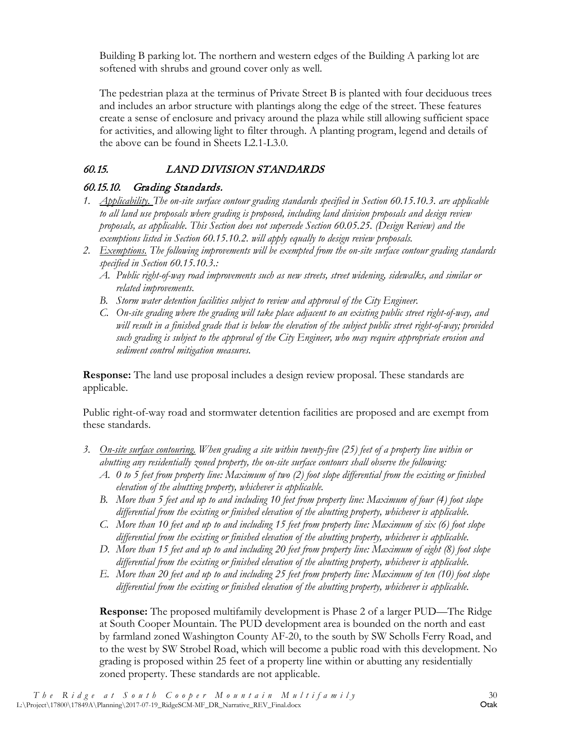Building B parking lot. The northern and western edges of the Building A parking lot are softened with shrubs and ground cover only as well.

The pedestrian plaza at the terminus of Private Street B is planted with four deciduous trees and includes an arbor structure with plantings along the edge of the street. These features create a sense of enclosure and privacy around the plaza while still allowing sufficient space for activities, and allowing light to filter through. A planting program, legend and details of the above can be found in Sheets L2.1-L3.0.

## 60.15. LAND DIVISION STANDARDS

### 60.15.10. Grading Standards.

1. *Applicability. The on-site surface contour grading standards specified in Section 60.15.10.3. are applicable to all land use proposals where grading is proposed, including land division proposals and design review proposals, as applicable. This Section does not supersede Section 60.05.25. (Design Review) and the exemptions listed in Section 60.15.10.2. will apply equally to design review proposals.*
2. *Exemptions. The following improvements will be exempted from the on-site surface contour grading standards specified in Section 60.15.10.3.:*
   *A. Public right-of-way road improvements such as new streets, street widening, sidewalks, and similar or related improvements.*
   *B. Storm water detention facilities subject to review and approval of the City Engineer.*
   *C. On-site grading where the grading will take place adjacent to an existing public street right-of-way, and will result in a finished grade that is below the elevation of the subject public street right-of-way; provided such grading is subject to the approval of the City Engineer, who may require appropriate erosion and sediment control mitigation measures.*

**Response:** The land use proposal includes a design review proposal. These standards are applicable.

Public right-of-way road and stormwater detention facilities are proposed and are exempt from these standards.

3. *On-site surface contouring. When grading a site within twenty-five (25) feet of a property line within or abutting any residentially zoned property, the on-site surface contours shall observe the following:*
   *A. 0 to 5 feet from property line: Maximum of two (2) foot slope differential from the existing or finished elevation of the abutting property, whichever is applicable.*
   *B. More than 5 feet and up to and including 10 feet from property line: Maximum of four (4) foot slope differential from the existing or finished elevation of the abutting property, whichever is applicable.*
   *C. More than 10 feet and up to and including 15 feet from property line: Maximum of six (6) foot slope differential from the existing or finished elevation of the abutting property, whichever is applicable.*
   *D. More than 15 feet and up to and including 20 feet from property line: Maximum of eight (8) foot slope differential from the existing or finished elevation of the abutting property, whichever is applicable.*
   *E. More than 20 feet and up to and including 25 feet from property line: Maximum of ten (10) foot slope differential from the existing or finished elevation of the abutting property, whichever is applicable.*

   **Response:** The proposed multifamily development is Phase 2 of a larger PUD—The Ridge at South Cooper Mountain. The PUD development area is bounded on the north and east by farmland zoned Washington County AF-20, to the south by SW Scholls Ferry Road, and to the west by SW Strobel Road, which will become a public road with this development. No grading is proposed within 25 feet of a property line within or abutting any residentially zoned property. These standards are not applicable.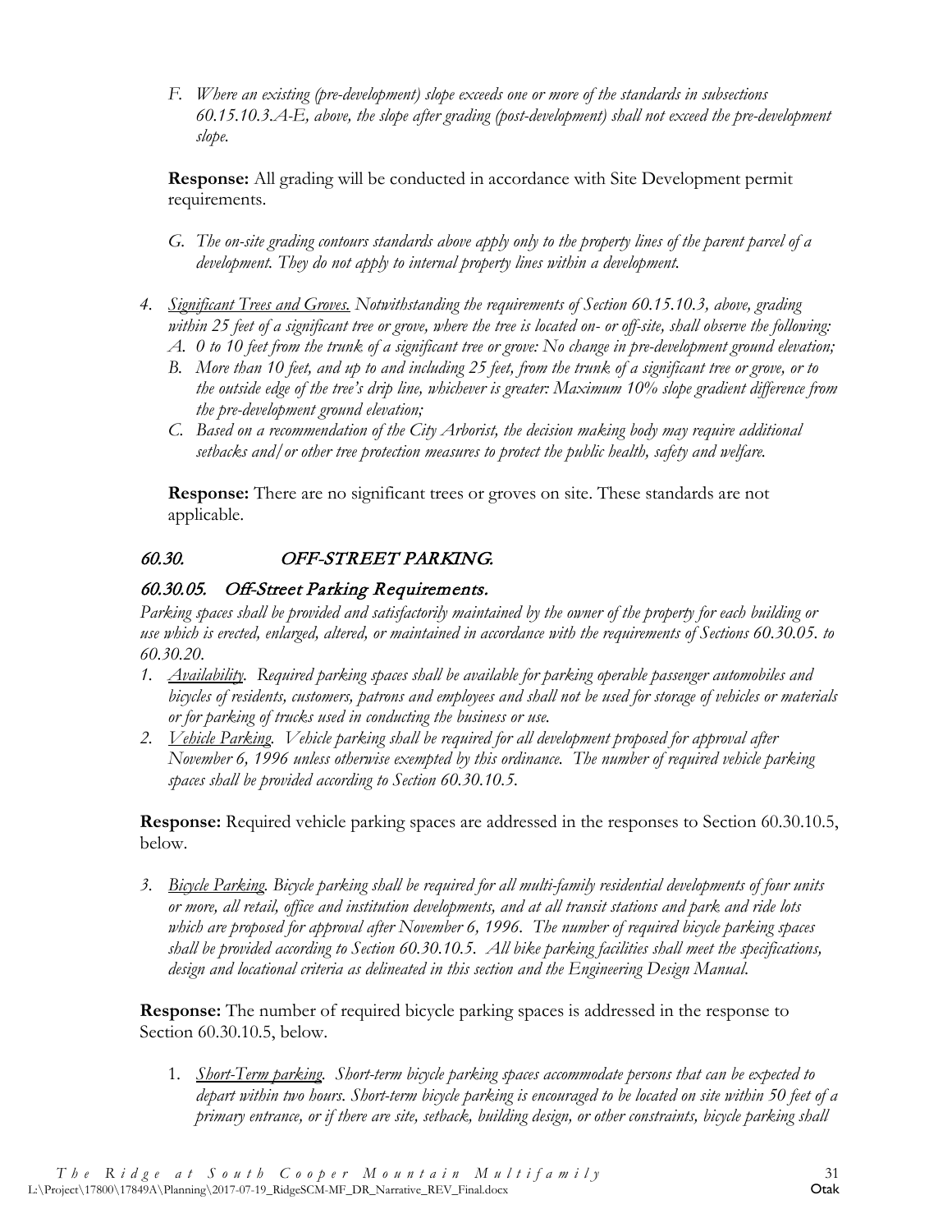*F. Where an existing (pre-development) slope exceeds one or more of the standards in subsections 60.15.10.3.A-E, above, the slope after grading (post-development) shall not exceed the pre-development slope.*

**Response:** All grading will be conducted in accordance with Site Development permit requirements.

*G. The on-site grading contours standards above apply only to the property lines of the parent parcel of a development. They do not apply to internal property lines within a development.*

*4. <u>Significant Trees and Groves.</u> Notwithstanding the requirements of Section 60.15.10.3, above, grading within 25 feet of a significant tree or grove, where the tree is located on- or off-site, shall observe the following:*
   *A. 0 to 10 feet from the trunk of a significant tree or grove: No change in pre-development ground elevation;*
   *B. More than 10 feet, and up to and including 25 feet, from the trunk of a significant tree or grove, or to the outside edge of the tree's drip line, whichever is greater: Maximum 10% slope gradient difference from the pre-development ground elevation;*
   *C. Based on a recommendation of the City Arborist, the decision making body may require additional setbacks and/or other tree protection measures to protect the public health, safety and welfare.*

**Response:** There are no significant trees or groves on site. These standards are not applicable.

## *60.30. OFF-STREET PARKING.*

### *60.30.05. Off-Street Parking Requirements.*

*Parking spaces shall be provided and satisfactorily maintained by the owner of the property for each building or use which is erected, enlarged, altered, or maintained in accordance with the requirements of Sections 60.30.05. to 60.30.20.*

1. *<u>Availability</u>. Required parking spaces shall be available for parking operable passenger automobiles and bicycles of residents, customers, patrons and employees and shall not be used for storage of vehicles or materials or for parking of trucks used in conducting the business or use.*
2. *<u>Vehicle Parking</u>. Vehicle parking shall be required for all development proposed for approval after November 6, 1996 unless otherwise exempted by this ordinance. The number of required vehicle parking spaces shall be provided according to Section 60.30.10.5.*

**Response:** Required vehicle parking spaces are addressed in the responses to Section 60.30.10.5, below.

3. *<u>Bicycle Parking</u>. Bicycle parking shall be required for all multi-family residential developments of four units or more, all retail, office and institution developments, and at all transit stations and park and ride lots which are proposed for approval after November 6, 1996. The number of required bicycle parking spaces shall be provided according to Section 60.30.10.5. All bike parking facilities shall meet the specifications, design and locational criteria as delineated in this section and the Engineering Design Manual.*

**Response:** The number of required bicycle parking spaces is addressed in the response to Section 60.30.10.5, below.

   1. *<u>Short-Term parking</u>. Short-term bicycle parking spaces accommodate persons that can be expected to depart within two hours. Short-term bicycle parking is encouraged to be located on site within 50 feet of a primary entrance, or if there are site, setback, building design, or other constraints, bicycle parking shall*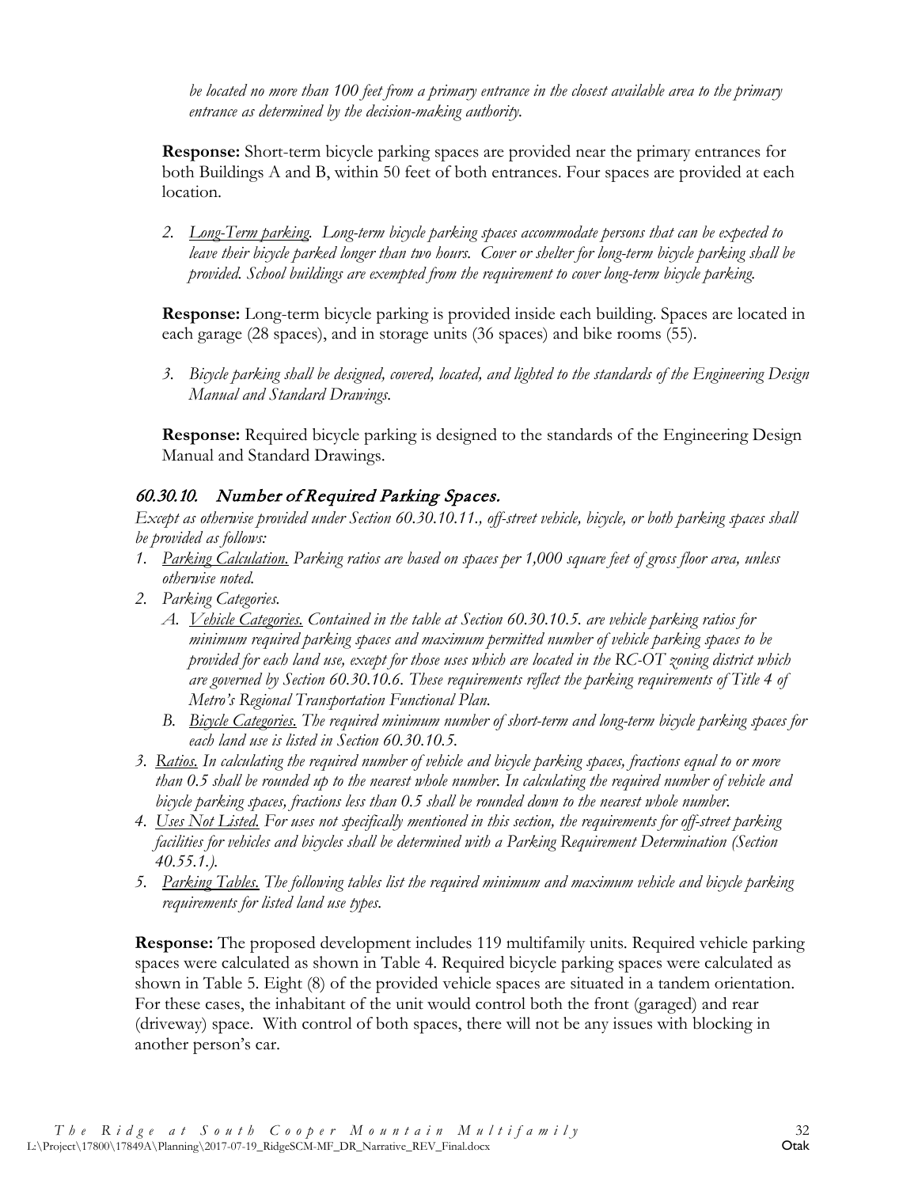*be located no more than 100 feet from a primary entrance in the closest available area to the primary entrance as determined by the decision-making authority.*

**Response:** Short-term bicycle parking spaces are provided near the primary entrances for both Buildings A and B, within 50 feet of both entrances. Four spaces are provided at each location.

2. *Long-Term parking. Long-term bicycle parking spaces accommodate persons that can be expected to leave their bicycle parked longer than two hours. Cover or shelter for long-term bicycle parking shall be provided. School buildings are exempted from the requirement to cover long-term bicycle parking.*

**Response:** Long-term bicycle parking is provided inside each building. Spaces are located in each garage (28 spaces), and in storage units (36 spaces) and bike rooms (55).

3. *Bicycle parking shall be designed, covered, located, and lighted to the standards of the Engineering Design Manual and Standard Drawings.*

**Response:** Required bicycle parking is designed to the standards of the Engineering Design Manual and Standard Drawings.

### 60.30.10. Number of Required Parking Spaces.

*Except as otherwise provided under Section 60.30.10.11., off-street vehicle, bicycle, or both parking spaces shall be provided as follows:*

1. *Parking Calculation. Parking ratios are based on spaces per 1,000 square feet of gross floor area, unless otherwise noted.*
2. *Parking Categories.*
   - A. *Vehicle Categories. Contained in the table at Section 60.30.10.5. are vehicle parking ratios for minimum required parking spaces and maximum permitted number of vehicle parking spaces to be provided for each land use, except for those uses which are located in the RC-OT zoning district which are governed by Section 60.30.10.6. These requirements reflect the parking requirements of Title 4 of Metro's Regional Transportation Functional Plan.*
   - B. *Bicycle Categories. The required minimum number of short-term and long-term bicycle parking spaces for each land use is listed in Section 60.30.10.5.*
3. *Ratios. In calculating the required number of vehicle and bicycle parking spaces, fractions equal to or more than 0.5 shall be rounded up to the nearest whole number. In calculating the required number of vehicle and bicycle parking spaces, fractions less than 0.5 shall be rounded down to the nearest whole number.*
4. *Uses Not Listed. For uses not specifically mentioned in this section, the requirements for off-street parking facilities for vehicles and bicycles shall be determined with a Parking Requirement Determination (Section 40.55.1.).*
5. *Parking Tables. The following tables list the required minimum and maximum vehicle and bicycle parking requirements for listed land use types.*

**Response:** The proposed development includes 119 multifamily units. Required vehicle parking spaces were calculated as shown in Table 4. Required bicycle parking spaces were calculated as shown in Table 5. Eight (8) of the provided vehicle spaces are situated in a tandem orientation. For these cases, the inhabitant of the unit would control both the front (garaged) and rear (driveway) space. With control of both spaces, there will not be any issues with blocking in another person's car.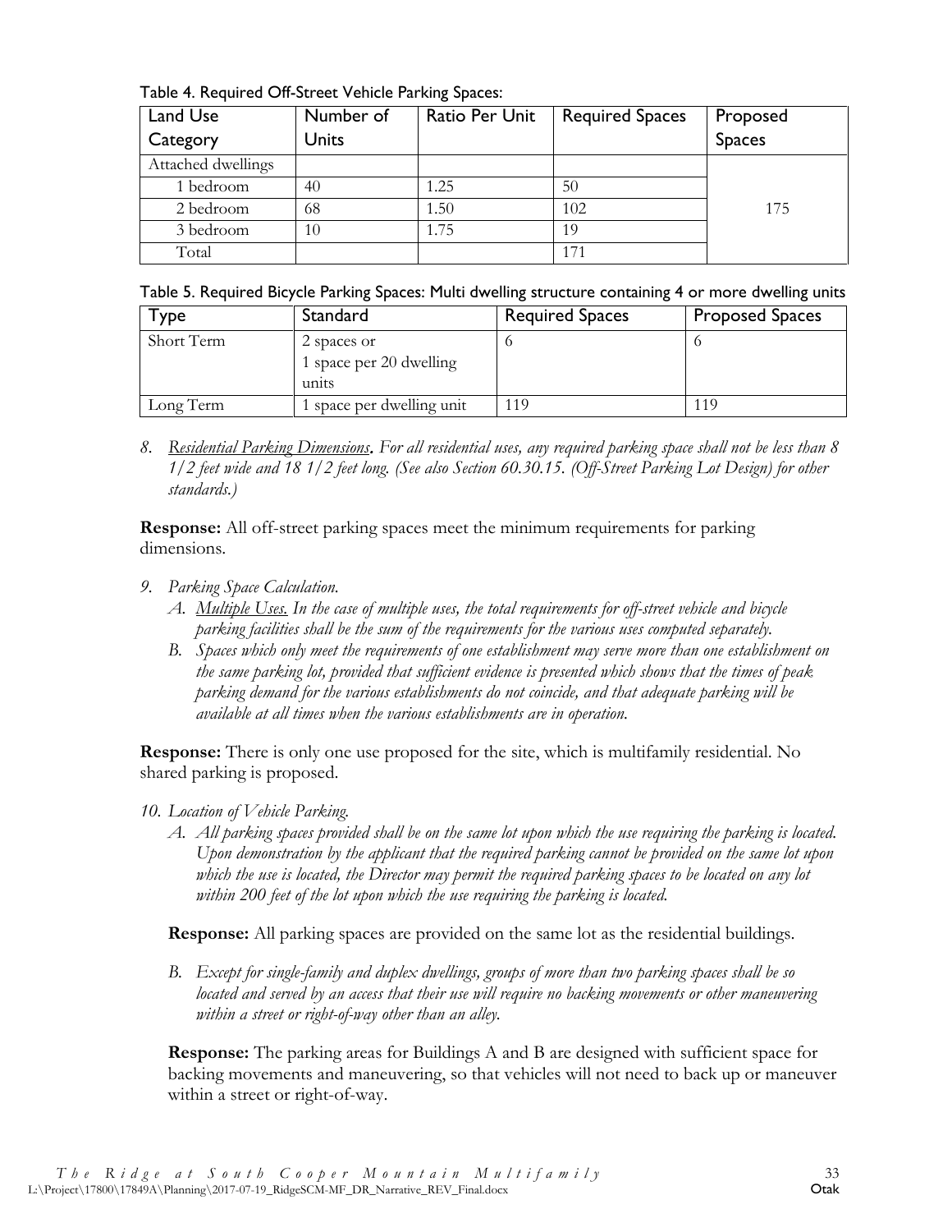Table 4. Required Off-Street Vehicle Parking Spaces:

| Land Use Category | Number of Units | Ratio Per Unit | Required Spaces | Proposed Spaces |
|---|---|---|---|---|
| Attached dwellings | | | | 175 |
| 1 bedroom | 40 | 1.25 | 50 | |
| 2 bedroom | 68 | 1.50 | 102 | |
| 3 bedroom | 10 | 1.75 | 19 | |
| Total | | | 171 | |

Table 5. Required Bicycle Parking Spaces: Multi dwelling structure containing 4 or more dwelling units

| Type | Standard | Required Spaces | Proposed Spaces |
|---|---|---|---|
| Short Term | 2 spaces or 1 space per 20 dwelling units | 6 | 6 |
| Long Term | 1 space per dwelling unit | 119 | 119 |

8. *Residential Parking Dimensions. For all residential uses, any required parking space shall not be less than 8 1/2 feet wide and 18 1/2 feet long. (See also Section 60.30.15. (Off-Street Parking Lot Design) for other standards.)*

**Response:** All off-street parking spaces meet the minimum requirements for parking dimensions.

9. *Parking Space Calculation.*
   A. *Multiple Uses. In the case of multiple uses, the total requirements for off-street vehicle and bicycle parking facilities shall be the sum of the requirements for the various uses computed separately.*
   B. *Spaces which only meet the requirements of one establishment may serve more than one establishment on the same parking lot, provided that sufficient evidence is presented which shows that the times of peak parking demand for the various establishments do not coincide, and that adequate parking will be available at all times when the various establishments are in operation.*

**Response:** There is only one use proposed for the site, which is multifamily residential. No shared parking is proposed.

10. *Location of Vehicle Parking.*
    A. *All parking spaces provided shall be on the same lot upon which the use requiring the parking is located. Upon demonstration by the applicant that the required parking cannot be provided on the same lot upon which the use is located, the Director may permit the required parking spaces to be located on any lot within 200 feet of the lot upon which the use requiring the parking is located.*

    **Response:** All parking spaces are provided on the same lot as the residential buildings.

    B. *Except for single-family and duplex dwellings, groups of more than two parking spaces shall be so located and served by an access that their use will require no backing movements or other maneuvering within a street or right-of-way other than an alley.*

    **Response:** The parking areas for Buildings A and B are designed with sufficient space for backing movements and maneuvering, so that vehicles will not need to back up or maneuver within a street or right-of-way.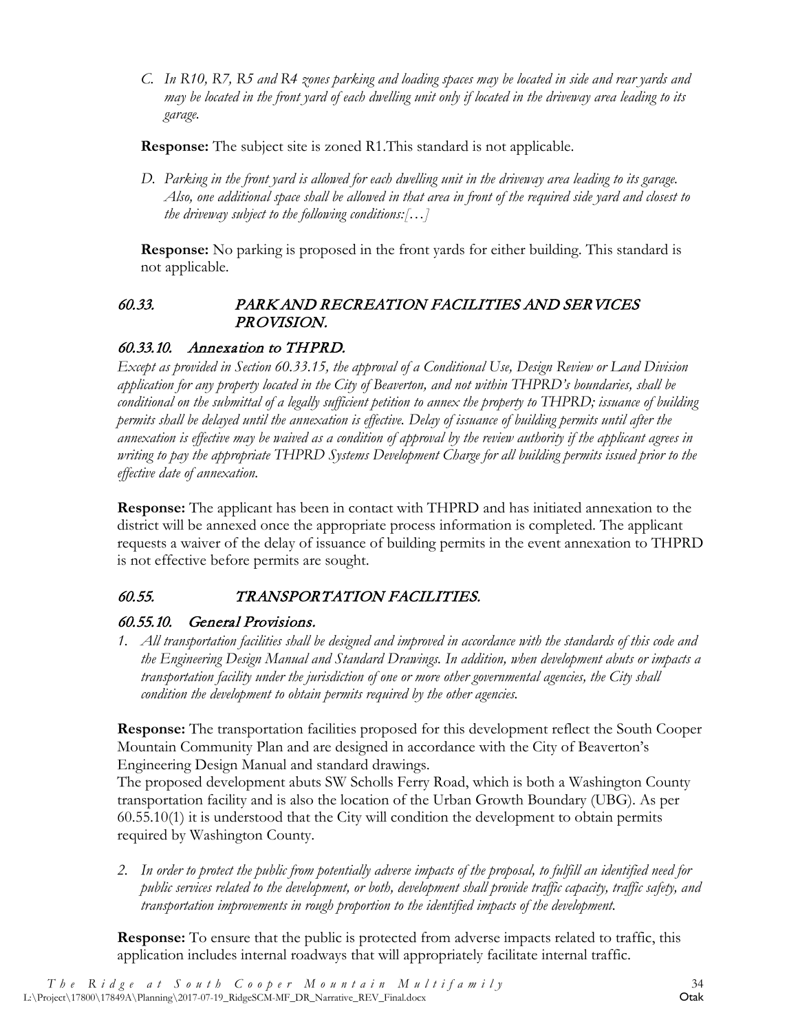*C. In R10, R7, R5 and R4 zones parking and loading spaces may be located in side and rear yards and may be located in the front yard of each dwelling unit only if located in the driveway area leading to its garage.*

**Response:** The subject site is zoned R1.This standard is not applicable.

*D. Parking in the front yard is allowed for each dwelling unit in the driveway area leading to its garage. Also, one additional space shall be allowed in that area in front of the required side yard and closest to the driveway subject to the following conditions:[…]*

**Response:** No parking is proposed in the front yards for either building. This standard is not applicable.

## *60.33. PARK AND RECREATION FACILITIES AND SERVICES PROVISION.*

### *60.33.10. Annexation to THPRD.*

*Except as provided in Section 60.33.15, the approval of a Conditional Use, Design Review or Land Division application for any property located in the City of Beaverton, and not within THPRD's boundaries, shall be conditional on the submittal of a legally sufficient petition to annex the property to THPRD; issuance of building permits shall be delayed until the annexation is effective. Delay of issuance of building permits until after the annexation is effective may be waived as a condition of approval by the review authority if the applicant agrees in writing to pay the appropriate THPRD Systems Development Charge for all building permits issued prior to the effective date of annexation.*

**Response:** The applicant has been in contact with THPRD and has initiated annexation to the district will be annexed once the appropriate process information is completed. The applicant requests a waiver of the delay of issuance of building permits in the event annexation to THPRD is not effective before permits are sought.

## *60.55. TRANSPORTATION FACILITIES.*

### *60.55.10. General Provisions.*

*1. All transportation facilities shall be designed and improved in accordance with the standards of this code and the Engineering Design Manual and Standard Drawings. In addition, when development abuts or impacts a transportation facility under the jurisdiction of one or more other governmental agencies, the City shall condition the development to obtain permits required by the other agencies.*

**Response:** The transportation facilities proposed for this development reflect the South Cooper Mountain Community Plan and are designed in accordance with the City of Beaverton's Engineering Design Manual and standard drawings.
The proposed development abuts SW Scholls Ferry Road, which is both a Washington County transportation facility and is also the location of the Urban Growth Boundary (UBG). As per 60.55.10(1) it is understood that the City will condition the development to obtain permits required by Washington County.

*2. In order to protect the public from potentially adverse impacts of the proposal, to fulfill an identified need for public services related to the development, or both, development shall provide traffic capacity, traffic safety, and transportation improvements in rough proportion to the identified impacts of the development.*

**Response:** To ensure that the public is protected from adverse impacts related to traffic, this application includes internal roadways that will appropriately facilitate internal traffic.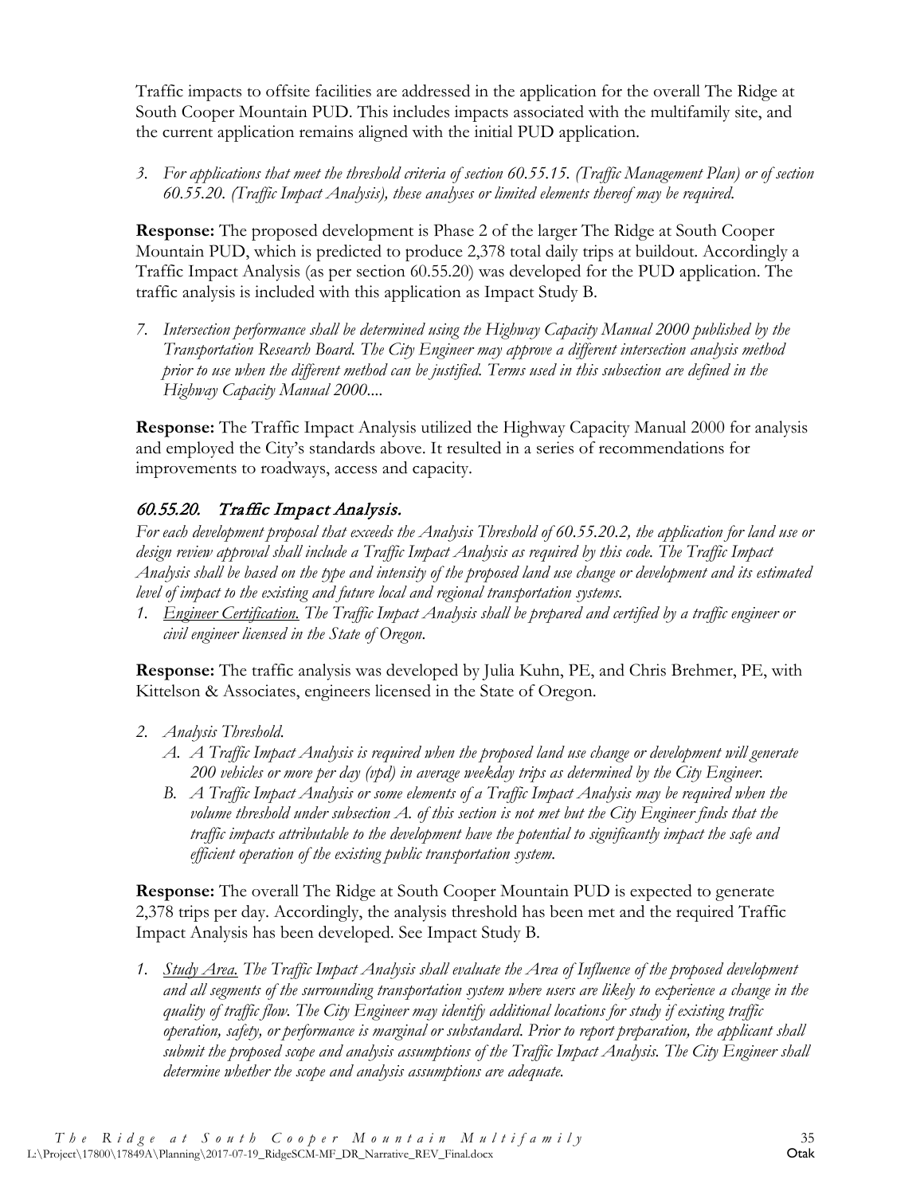Traffic impacts to offsite facilities are addressed in the application for the overall The Ridge at South Cooper Mountain PUD. This includes impacts associated with the multifamily site, and the current application remains aligned with the initial PUD application.

3. *For applications that meet the threshold criteria of section 60.55.15. (Traffic Management Plan) or of section 60.55.20. (Traffic Impact Analysis), these analyses or limited elements thereof may be required.*

**Response:** The proposed development is Phase 2 of the larger The Ridge at South Cooper Mountain PUD, which is predicted to produce 2,378 total daily trips at buildout. Accordingly a Traffic Impact Analysis (as per section 60.55.20) was developed for the PUD application. The traffic analysis is included with this application as Impact Study B.

7. *Intersection performance shall be determined using the Highway Capacity Manual 2000 published by the Transportation Research Board. The City Engineer may approve a different intersection analysis method prior to use when the different method can be justified. Terms used in this subsection are defined in the Highway Capacity Manual 2000....*

**Response:** The Traffic Impact Analysis utilized the Highway Capacity Manual 2000 for analysis and employed the City's standards above. It resulted in a series of recommendations for improvements to roadways, access and capacity.

## *60.55.20. Traffic Impact Analysis.*

*For each development proposal that exceeds the Analysis Threshold of 60.55.20.2, the application for land use or design review approval shall include a Traffic Impact Analysis as required by this code. The Traffic Impact Analysis shall be based on the type and intensity of the proposed land use change or development and its estimated level of impact to the existing and future local and regional transportation systems.*

1. *Engineer Certification. The Traffic Impact Analysis shall be prepared and certified by a traffic engineer or civil engineer licensed in the State of Oregon.*

**Response:** The traffic analysis was developed by Julia Kuhn, PE, and Chris Brehmer, PE, with Kittelson & Associates, engineers licensed in the State of Oregon.

2. *Analysis Threshold.*
   A. *A Traffic Impact Analysis is required when the proposed land use change or development will generate 200 vehicles or more per day (vpd) in average weekday trips as determined by the City Engineer.*
   B. *A Traffic Impact Analysis or some elements of a Traffic Impact Analysis may be required when the volume threshold under subsection A. of this section is not met but the City Engineer finds that the traffic impacts attributable to the development have the potential to significantly impact the safe and efficient operation of the existing public transportation system.*

**Response:** The overall The Ridge at South Cooper Mountain PUD is expected to generate 2,378 trips per day. Accordingly, the analysis threshold has been met and the required Traffic Impact Analysis has been developed. See Impact Study B.

1. *Study Area. The Traffic Impact Analysis shall evaluate the Area of Influence of the proposed development and all segments of the surrounding transportation system where users are likely to experience a change in the quality of traffic flow. The City Engineer may identify additional locations for study if existing traffic operation, safety, or performance is marginal or substandard. Prior to report preparation, the applicant shall submit the proposed scope and analysis assumptions of the Traffic Impact Analysis. The City Engineer shall determine whether the scope and analysis assumptions are adequate.*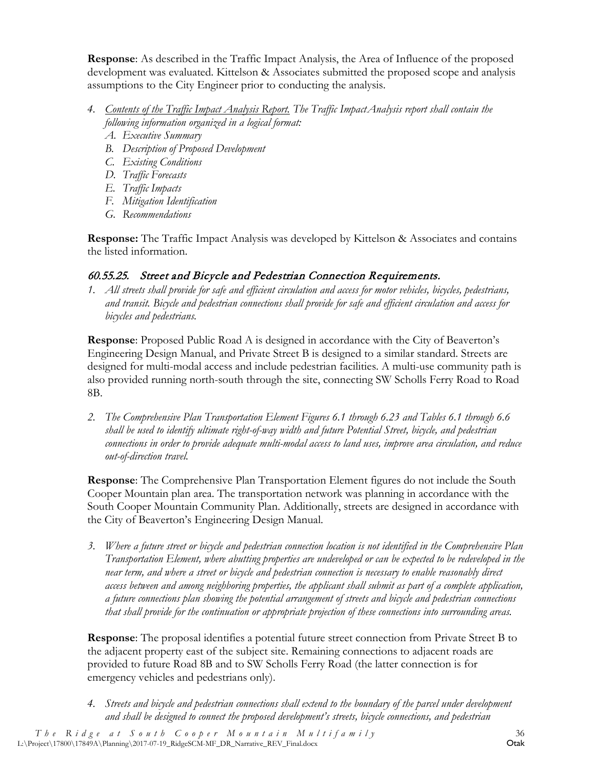**Response**: As described in the Traffic Impact Analysis, the Area of Influence of the proposed development was evaluated. Kittelson & Associates submitted the proposed scope and analysis assumptions to the City Engineer prior to conducting the analysis.

4. *Contents of the Traffic Impact Analysis Report. The Traffic ImpactAnalysis report shall contain the following information organized in a logical format:*
   A. *Executive Summary*
   B. *Description of Proposed Development*
   C. *Existing Conditions*
   D. *Traffic Forecasts*
   E. *Traffic Impacts*
   F. *Mitigation Identification*
   G. *Recommendations*

**Response:** The Traffic Impact Analysis was developed by Kittelson & Associates and contains the listed information.

### 60.55.25. Street and Bicycle and Pedestrian Connection Requirements.

1. *All streets shall provide for safe and efficient circulation and access for motor vehicles, bicycles, pedestrians, and transit. Bicycle and pedestrian connections shall provide for safe and efficient circulation and access for bicycles and pedestrians.*

**Response**: Proposed Public Road A is designed in accordance with the City of Beaverton's Engineering Design Manual, and Private Street B is designed to a similar standard. Streets are designed for multi-modal access and include pedestrian facilities. A multi-use community path is also provided running north-south through the site, connecting SW Scholls Ferry Road to Road 8B.

2. *The Comprehensive Plan Transportation Element Figures 6.1 through 6.23 and Tables 6.1 through 6.6 shall be used to identify ultimate right-of-way width and future Potential Street, bicycle, and pedestrian connections in order to provide adequate multi-modal access to land uses, improve area circulation, and reduce out-of-direction travel.*

**Response**: The Comprehensive Plan Transportation Element figures do not include the South Cooper Mountain plan area. The transportation network was planning in accordance with the South Cooper Mountain Community Plan. Additionally, streets are designed in accordance with the City of Beaverton's Engineering Design Manual.

3. *Where a future street or bicycle and pedestrian connection location is not identified in the Comprehensive Plan Transportation Element, where abutting properties are undeveloped or can be expected to be redeveloped in the near term, and where a street or bicycle and pedestrian connection is necessary to enable reasonably direct access between and among neighboring properties, the applicant shall submit as part of a complete application, a future connections plan showing the potential arrangement of streets and bicycle and pedestrian connections that shall provide for the continuation or appropriate projection of these connections into surrounding areas.*

**Response**: The proposal identifies a potential future street connection from Private Street B to the adjacent property east of the subject site. Remaining connections to adjacent roads are provided to future Road 8B and to SW Scholls Ferry Road (the latter connection is for emergency vehicles and pedestrians only).

4. *Streets and bicycle and pedestrian connections shall extend to the boundary of the parcel under development and shall be designed to connect the proposed development's streets, bicycle connections, and pedestrian*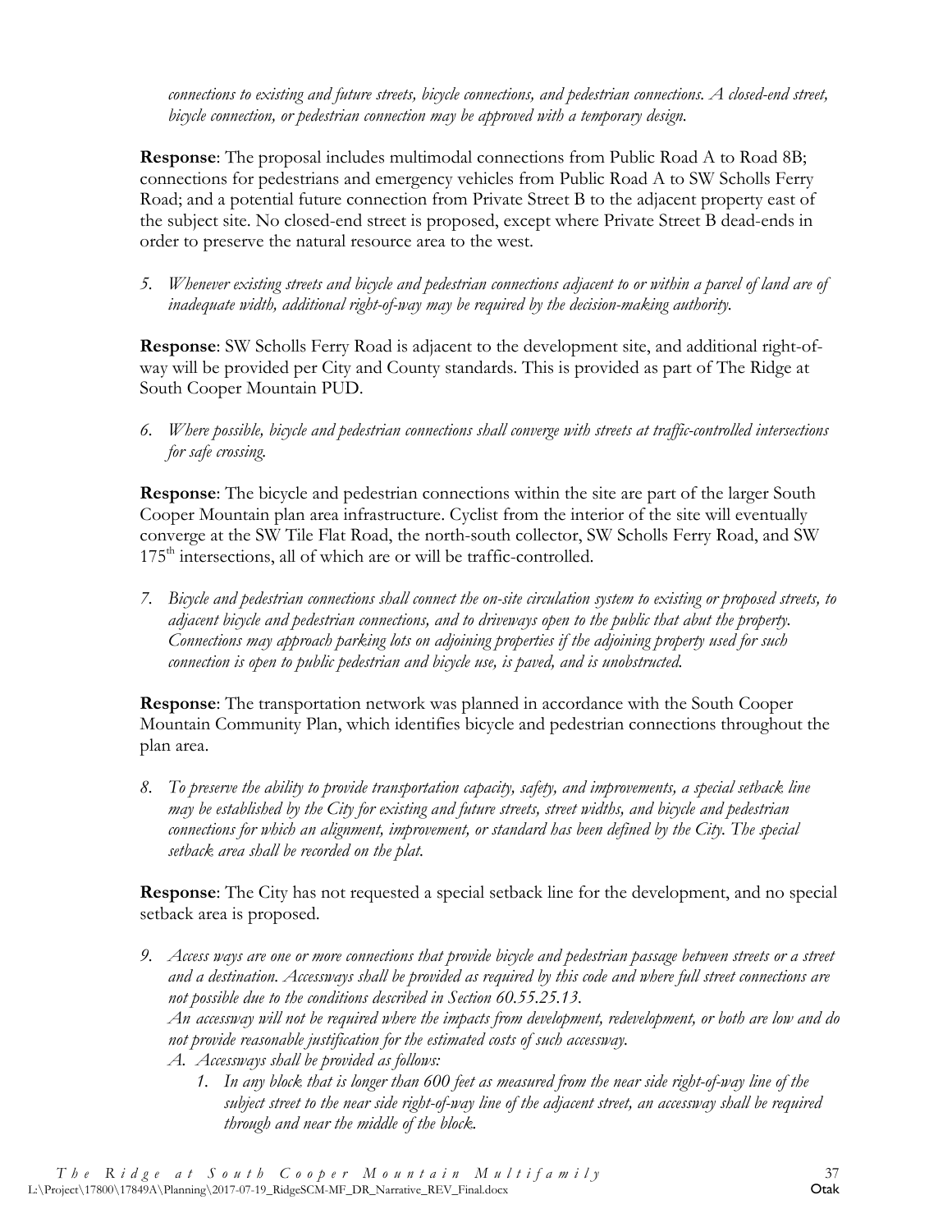*connections to existing and future streets, bicycle connections, and pedestrian connections. A closed-end street, bicycle connection, or pedestrian connection may be approved with a temporary design.*

**Response**: The proposal includes multimodal connections from Public Road A to Road 8B; connections for pedestrians and emergency vehicles from Public Road A to SW Scholls Ferry Road; and a potential future connection from Private Street B to the adjacent property east of the subject site. No closed-end street is proposed, except where Private Street B dead-ends in order to preserve the natural resource area to the west.

5. *Whenever existing streets and bicycle and pedestrian connections adjacent to or within a parcel of land are of inadequate width, additional right-of-way may be required by the decision-making authority.*

**Response**: SW Scholls Ferry Road is adjacent to the development site, and additional right-of-way will be provided per City and County standards. This is provided as part of The Ridge at South Cooper Mountain PUD.

6. *Where possible, bicycle and pedestrian connections shall converge with streets at traffic-controlled intersections for safe crossing.*

**Response**: The bicycle and pedestrian connections within the site are part of the larger South Cooper Mountain plan area infrastructure. Cyclist from the interior of the site will eventually converge at the SW Tile Flat Road, the north-south collector, SW Scholls Ferry Road, and SW 175th intersections, all of which are or will be traffic-controlled.

7. *Bicycle and pedestrian connections shall connect the on-site circulation system to existing or proposed streets, to adjacent bicycle and pedestrian connections, and to driveways open to the public that abut the property. Connections may approach parking lots on adjoining properties if the adjoining property used for such connection is open to public pedestrian and bicycle use, is paved, and is unobstructed.*

**Response**: The transportation network was planned in accordance with the South Cooper Mountain Community Plan, which identifies bicycle and pedestrian connections throughout the plan area.

8. *To preserve the ability to provide transportation capacity, safety, and improvements, a special setback line may be established by the City for existing and future streets, street widths, and bicycle and pedestrian connections for which an alignment, improvement, or standard has been defined by the City. The special setback area shall be recorded on the plat.*

**Response**: The City has not requested a special setback line for the development, and no special setback area is proposed.

9. *Access ways are one or more connections that provide bicycle and pedestrian passage between streets or a street and a destination. Accessways shall be provided as required by this code and where full street connections are not possible due to the conditions described in Section 60.55.25.13.*
   *An accessway will not be required where the impacts from development, redevelopment, or both are low and do not provide reasonable justification for the estimated costs of such accessway.*
   A. *Accessways shall be provided as follows:*
      1. *In any block that is longer than 600 feet as measured from the near side right-of-way line of the subject street to the near side right-of-way line of the adjacent street, an accessway shall be required through and near the middle of the block.*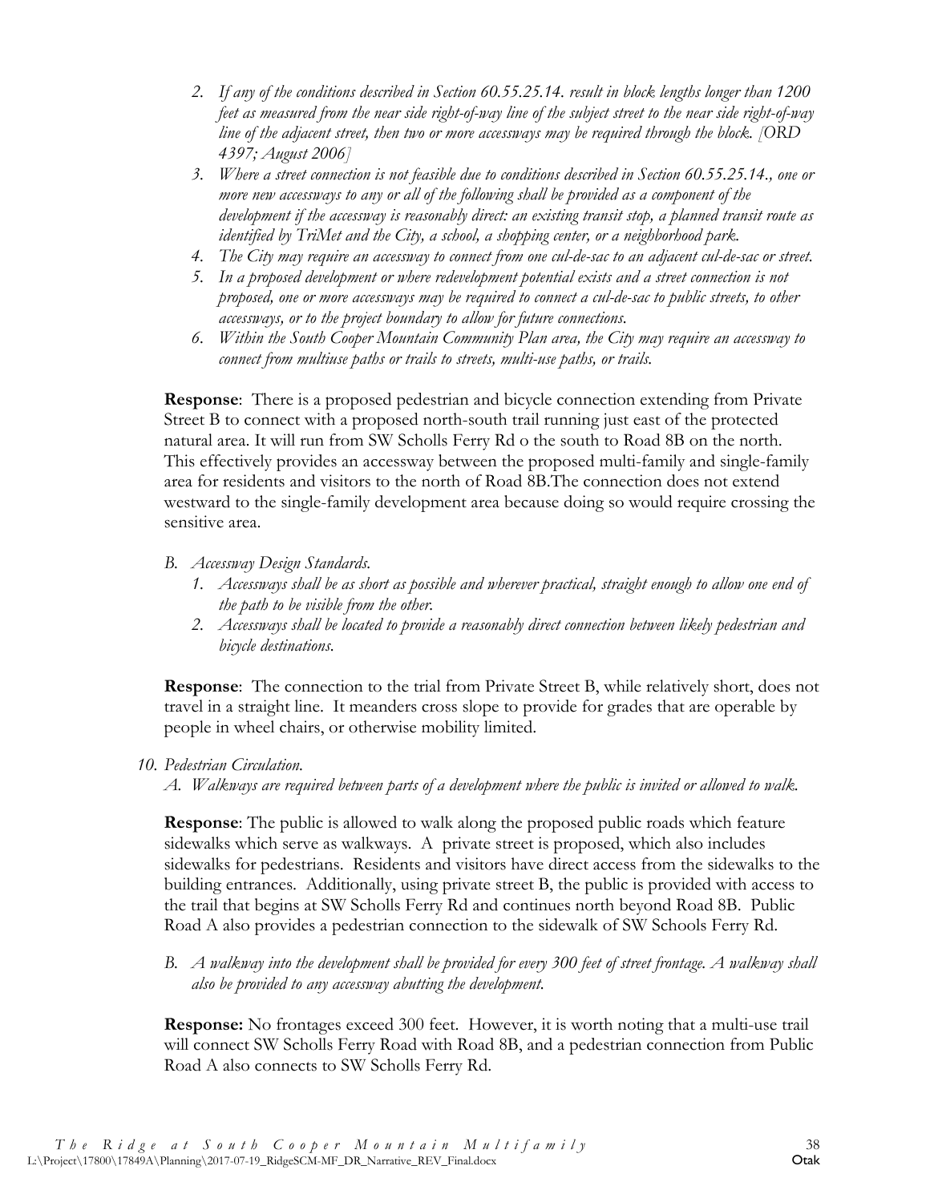2. *If any of the conditions described in Section 60.55.25.14. result in block lengths longer than 1200 feet as measured from the near side right-of-way line of the subject street to the near side right-of-way line of the adjacent street, then two or more accessways may be required through the block. [ORD 4397; August 2006]*
3. *Where a street connection is not feasible due to conditions described in Section 60.55.25.14., one or more new accessways to any or all of the following shall be provided as a component of the development if the accessway is reasonably direct: an existing transit stop, a planned transit route as identified by TriMet and the City, a school, a shopping center, or a neighborhood park.*
4. *The City may require an accessway to connect from one cul-de-sac to an adjacent cul-de-sac or street.*
5. *In a proposed development or where redevelopment potential exists and a street connection is not proposed, one or more accessways may be required to connect a cul-de-sac to public streets, to other accessways, or to the project boundary to allow for future connections.*
6. *Within the South Cooper Mountain Community Plan area, the City may require an accessway to connect from multiuse paths or trails to streets, multi-use paths, or trails.*

**Response**: There is a proposed pedestrian and bicycle connection extending from Private Street B to connect with a proposed north-south trail running just east of the protected natural area. It will run from SW Scholls Ferry Rd o the south to Road 8B on the north. This effectively provides an accessway between the proposed multi-family and single-family area for residents and visitors to the north of Road 8B.The connection does not extend westward to the single-family development area because doing so would require crossing the sensitive area.

B. *Accessway Design Standards.*
   1. *Accessways shall be as short as possible and wherever practical, straight enough to allow one end of the path to be visible from the other.*
   2. *Accessways shall be located to provide a reasonably direct connection between likely pedestrian and bicycle destinations.*

**Response**: The connection to the trial from Private Street B, while relatively short, does not travel in a straight line. It meanders cross slope to provide for grades that are operable by people in wheel chairs, or otherwise mobility limited.

10. *Pedestrian Circulation.*

A. *Walkways are required between parts of a development where the public is invited or allowed to walk.*

**Response**: The public is allowed to walk along the proposed public roads which feature sidewalks which serve as walkways. A private street is proposed, which also includes sidewalks for pedestrians. Residents and visitors have direct access from the sidewalks to the building entrances. Additionally, using private street B, the public is provided with access to the trail that begins at SW Scholls Ferry Rd and continues north beyond Road 8B. Public Road A also provides a pedestrian connection to the sidewalk of SW Schools Ferry Rd.

B. *A walkway into the development shall be provided for every 300 feet of street frontage. A walkway shall also be provided to any accessway abutting the development.*

**Response:** No frontages exceed 300 feet. However, it is worth noting that a multi-use trail will connect SW Scholls Ferry Road with Road 8B, and a pedestrian connection from Public Road A also connects to SW Scholls Ferry Rd.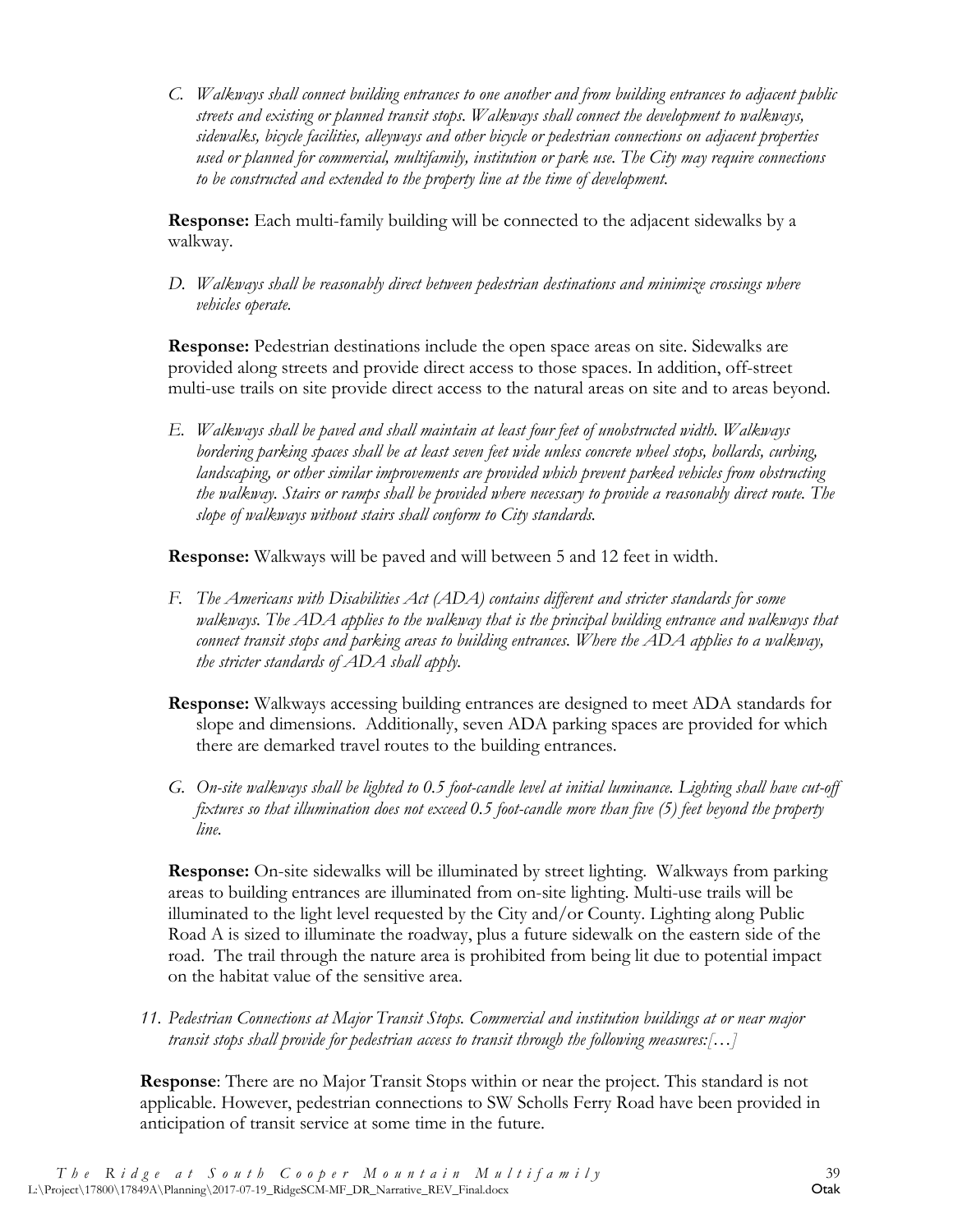*C. Walkways shall connect building entrances to one another and from building entrances to adjacent public streets and existing or planned transit stops. Walkways shall connect the development to walkways, sidewalks, bicycle facilities, alleyways and other bicycle or pedestrian connections on adjacent properties used or planned for commercial, multifamily, institution or park use. The City may require connections to be constructed and extended to the property line at the time of development.*

**Response:** Each multi-family building will be connected to the adjacent sidewalks by a walkway.

*D. Walkways shall be reasonably direct between pedestrian destinations and minimize crossings where vehicles operate.*

**Response:** Pedestrian destinations include the open space areas on site. Sidewalks are provided along streets and provide direct access to those spaces. In addition, off-street multi-use trails on site provide direct access to the natural areas on site and to areas beyond.

*E. Walkways shall be paved and shall maintain at least four feet of unobstructed width. Walkways bordering parking spaces shall be at least seven feet wide unless concrete wheel stops, bollards, curbing, landscaping, or other similar improvements are provided which prevent parked vehicles from obstructing the walkway. Stairs or ramps shall be provided where necessary to provide a reasonably direct route. The slope of walkways without stairs shall conform to City standards.*

**Response:** Walkways will be paved and will between 5 and 12 feet in width.

*F. The Americans with Disabilities Act (ADA) contains different and stricter standards for some walkways. The ADA applies to the walkway that is the principal building entrance and walkways that connect transit stops and parking areas to building entrances. Where the ADA applies to a walkway, the stricter standards of ADA shall apply.*

**Response:** Walkways accessing building entrances are designed to meet ADA standards for slope and dimensions. Additionally, seven ADA parking spaces are provided for which there are demarked travel routes to the building entrances.

*G. On-site walkways shall be lighted to 0.5 foot-candle level at initial luminance. Lighting shall have cut-off fixtures so that illumination does not exceed 0.5 foot-candle more than five (5) feet beyond the property line.*

**Response:** On-site sidewalks will be illuminated by street lighting. Walkways from parking areas to building entrances are illuminated from on-site lighting. Multi-use trails will be illuminated to the light level requested by the City and/or County. Lighting along Public Road A is sized to illuminate the roadway, plus a future sidewalk on the eastern side of the road. The trail through the nature area is prohibited from being lit due to potential impact on the habitat value of the sensitive area.

*11. Pedestrian Connections at Major Transit Stops. Commercial and institution buildings at or near major transit stops shall provide for pedestrian access to transit through the following measures:[…]*

**Response**: There are no Major Transit Stops within or near the project. This standard is not applicable. However, pedestrian connections to SW Scholls Ferry Road have been provided in anticipation of transit service at some time in the future.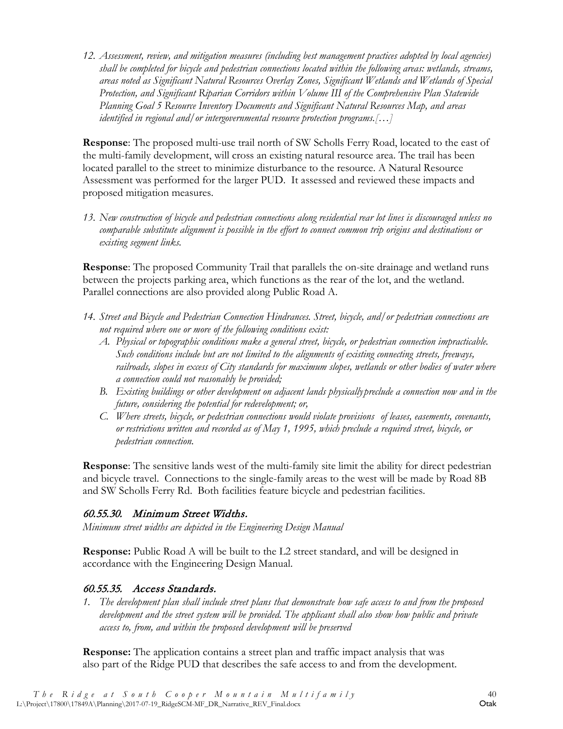12. *Assessment, review, and mitigation measures (including best management practices adopted by local agencies) shall be completed for bicycle and pedestrian connections located within the following areas: wetlands, streams, areas noted as Significant Natural Resources Overlay Zones, Significant Wetlands and Wetlands of Special Protection, and Significant Riparian Corridors within Volume III of the Comprehensive Plan Statewide Planning Goal 5 Resource Inventory Documents and Significant Natural Resources Map, and areas identified in regional and/or intergovernmental resource protection programs.[…]*

**Response**: The proposed multi-use trail north of SW Scholls Ferry Road, located to the east of the multi-family development, will cross an existing natural resource area. The trail has been located parallel to the street to minimize disturbance to the resource. A Natural Resource Assessment was performed for the larger PUD. It assessed and reviewed these impacts and proposed mitigation measures.

13. *New construction of bicycle and pedestrian connections along residential rear lot lines is discouraged unless no comparable substitute alignment is possible in the effort to connect common trip origins and destinations or existing segment links.*

**Response**: The proposed Community Trail that parallels the on-site drainage and wetland runs between the projects parking area, which functions as the rear of the lot, and the wetland. Parallel connections are also provided along Public Road A.

14. *Street and Bicycle and Pedestrian Connection Hindrances. Street, bicycle, and/or pedestrian connections are not required where one or more of the following conditions exist:*
    - *A. Physical or topographic conditions make a general street, bicycle, or pedestrian connection impracticable. Such conditions include but are not limited to the alignments of existing connecting streets, freeways, railroads, slopes in excess of City standards for maximum slopes, wetlands or other bodies of water where a connection could not reasonably be provided;*
    - *B. Existing buildings or other development on adjacent lands physicallypreclude a connection now and in the future, considering the potential for redevelopment; or,*
    - *C. Where streets, bicycle, or pedestrian connections would violate provisions of leases, easements, covenants, or restrictions written and recorded as of May 1, 1995, which preclude a required street, bicycle, or pedestrian connection.*

**Response**: The sensitive lands west of the multi-family site limit the ability for direct pedestrian and bicycle travel. Connections to the single-family areas to the west will be made by Road 8B and SW Scholls Ferry Rd. Both facilities feature bicycle and pedestrian facilities.

### *60.55.30. Minimum Street Widths.*

*Minimum street widths are depicted in the Engineering Design Manual*

**Response:** Public Road A will be built to the L2 street standard, and will be designed in accordance with the Engineering Design Manual.

### *60.55.35. Access Standards.*

1. *The development plan shall include street plans that demonstrate how safe access to and from the proposed development and the street system will be provided. The applicant shall also show how public and private access to, from, and within the proposed development will be preserved*

**Response:** The application contains a street plan and traffic impact analysis that was also part of the Ridge PUD that describes the safe access to and from the development.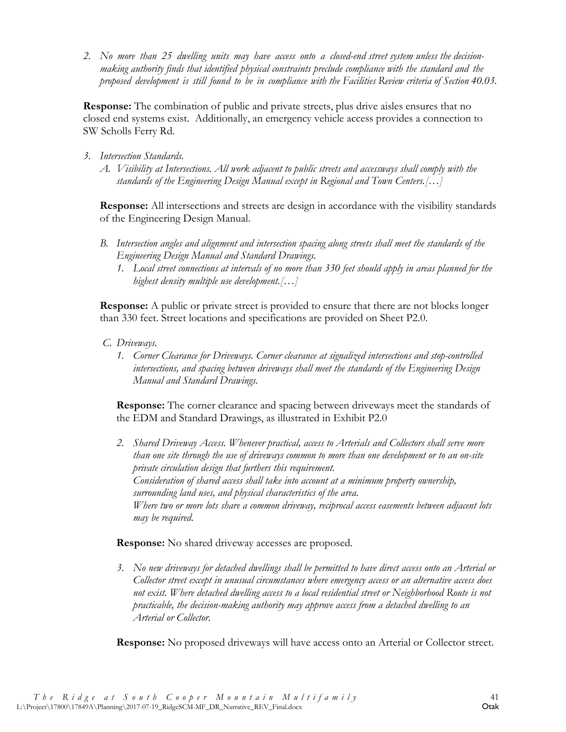2. *No more than 25 dwelling units may have access onto a closed-end street system unless the decision-making authority finds that identified physical constraints preclude compliance with the standard and the proposed development is still found to be in compliance with the Facilities Review criteria of Section 40.03.*

**Response:** The combination of public and private streets, plus drive aisles ensures that no closed end systems exist. Additionally, an emergency vehicle access provides a connection to SW Scholls Ferry Rd.

3. *Intersection Standards.*
   A. *Visibility at Intersections. All work adjacent to public streets and accessways shall comply with the standards of the Engineering Design Manual except in Regional and Town Centers.[…]*

**Response:** All intersections and streets are design in accordance with the visibility standards of the Engineering Design Manual.

   B. *Intersection angles and alignment and intersection spacing along streets shall meet the standards of the Engineering Design Manual and Standard Drawings.*
      1. *Local street connections at intervals of no more than 330 feet should apply in areas planned for the highest density multiple use development.[…]*

**Response:** A public or private street is provided to ensure that there are not blocks longer than 330 feet. Street locations and specifications are provided on Sheet P2.0.

   C. *Driveways.*
      1. *Corner Clearance for Driveways. Corner clearance at signalized intersections and stop-controlled intersections, and spacing between driveways shall meet the standards of the Engineering Design Manual and Standard Drawings.*

**Response:** The corner clearance and spacing between driveways meet the standards of the EDM and Standard Drawings, as illustrated in Exhibit P2.0

      2. *Shared Driveway Access. Whenever practical, access to Arterials and Collectors shall serve more than one site through the use of driveways common to more than one development or to an on-site private circulation design that furthers this requirement.*
         *Consideration of shared access shall take into account at a minimum property ownership, surrounding land uses, and physical characteristics of the area.*
         *Where two or more lots share a common driveway, reciprocal access easements between adjacent lots may be required.*

**Response:** No shared driveway accesses are proposed.

      3. *No new driveways for detached dwellings shall be permitted to have direct access onto an Arterial or Collector street except in unusual circumstances where emergency access or an alternative access does not exist. Where detached dwelling access to a local residential street or Neighborhood Route is not practicable, the decision-making authority may approve access from a detached dwelling to an Arterial or Collector.*

**Response:** No proposed driveways will have access onto an Arterial or Collector street.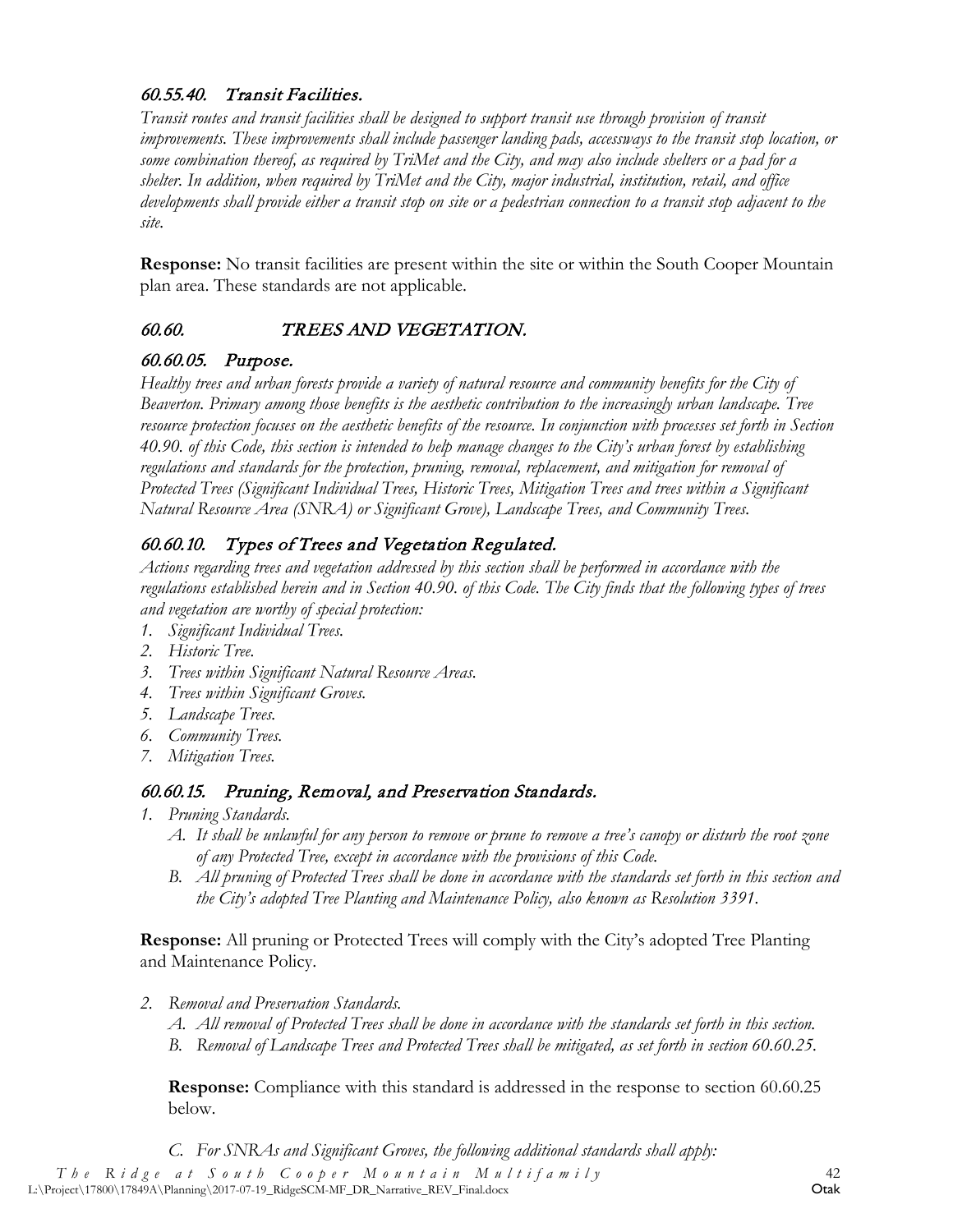### *60.55.40. Transit Facilities.*

*Transit routes and transit facilities shall be designed to support transit use through provision of transit improvements. These improvements shall include passenger landing pads, accessways to the transit stop location, or some combination thereof, as required by TriMet and the City, and may also include shelters or a pad for a shelter. In addition, when required by TriMet and the City, major industrial, institution, retail, and office developments shall provide either a transit stop on site or a pedestrian connection to a transit stop adjacent to the site.*

**Response:** No transit facilities are present within the site or within the South Cooper Mountain plan area. These standards are not applicable.

## *60.60. TREES AND VEGETATION.*

### *60.60.05. Purpose.*

*Healthy trees and urban forests provide a variety of natural resource and community benefits for the City of Beaverton. Primary among those benefits is the aesthetic contribution to the increasingly urban landscape. Tree resource protection focuses on the aesthetic benefits of the resource. In conjunction with processes set forth in Section 40.90. of this Code, this section is intended to help manage changes to the City's urban forest by establishing regulations and standards for the protection, pruning, removal, replacement, and mitigation for removal of Protected Trees (Significant Individual Trees, Historic Trees, Mitigation Trees and trees within a Significant Natural Resource Area (SNRA) or Significant Grove), Landscape Trees, and Community Trees.*

### *60.60.10. Types of Trees and Vegetation Regulated.*

*Actions regarding trees and vegetation addressed by this section shall be performed in accordance with the regulations established herein and in Section 40.90. of this Code. The City finds that the following types of trees and vegetation are worthy of special protection:*

1. *Significant Individual Trees.*
2. *Historic Tree.*
3. *Trees within Significant Natural Resource Areas.*
4. *Trees within Significant Groves.*
5. *Landscape Trees.*
6. *Community Trees.*
7. *Mitigation Trees.*

### *60.60.15. Pruning, Removal, and Preservation Standards.*

1. *Pruning Standards.*
   - A. *It shall be unlawful for any person to remove or prune to remove a tree's canopy or disturb the root zone of any Protected Tree, except in accordance with the provisions of this Code.*
   - B. *All pruning of Protected Trees shall be done in accordance with the standards set forth in this section and the City's adopted Tree Planting and Maintenance Policy, also known as Resolution 3391.*

**Response:** All pruning or Protected Trees will comply with the City's adopted Tree Planting and Maintenance Policy.

2. *Removal and Preservation Standards.*
   - A. *All removal of Protected Trees shall be done in accordance with the standards set forth in this section.*
   - B. *Removal of Landscape Trees and Protected Trees shall be mitigated, as set forth in section 60.60.25.*

   **Response:** Compliance with this standard is addressed in the response to section 60.60.25 below.

   - C. *For SNRAs and Significant Groves, the following additional standards shall apply:*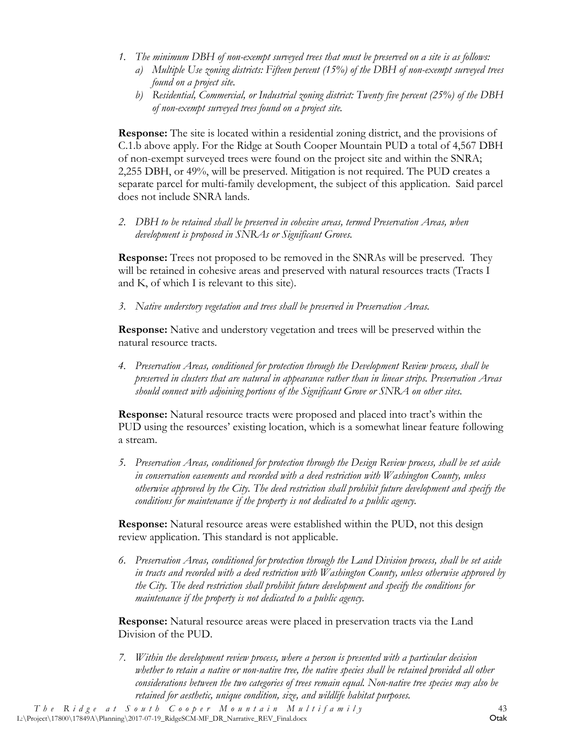1. *The minimum DBH of non-exempt surveyed trees that must be preserved on a site is as follows:*
   a) *Multiple Use zoning districts: Fifteen percent (15%) of the DBH of non-exempt surveyed trees found on a project site.*
   b) *Residential, Commercial, or Industrial zoning district: Twenty five percent (25%) of the DBH of non-exempt surveyed trees found on a project site.*

**Response:** The site is located within a residential zoning district, and the provisions of C.1.b above apply. For the Ridge at South Cooper Mountain PUD a total of 4,567 DBH of non-exempt surveyed trees were found on the project site and within the SNRA; 2,255 DBH, or 49%, will be preserved. Mitigation is not required. The PUD creates a separate parcel for multi-family development, the subject of this application. Said parcel does not include SNRA lands.

2. *DBH to be retained shall be preserved in cohesive areas, termed Preservation Areas, when development is proposed in SNRAs or Significant Groves.*

**Response:** Trees not proposed to be removed in the SNRAs will be preserved. They will be retained in cohesive areas and preserved with natural resources tracts (Tracts I and K, of which I is relevant to this site).

3. *Native understory vegetation and trees shall be preserved in Preservation Areas.*

**Response:** Native and understory vegetation and trees will be preserved within the natural resource tracts.

4. *Preservation Areas, conditioned for protection through the Development Review process, shall be preserved in clusters that are natural in appearance rather than in linear strips. Preservation Areas should connect with adjoining portions of the Significant Grove or SNRA on other sites.*

**Response:** Natural resource tracts were proposed and placed into tract's within the PUD using the resources' existing location, which is a somewhat linear feature following a stream.

5. *Preservation Areas, conditioned for protection through the Design Review process, shall be set aside in conservation easements and recorded with a deed restriction with Washington County, unless otherwise approved by the City. The deed restriction shall prohibit future development and specify the conditions for maintenance if the property is not dedicated to a public agency.*

**Response:** Natural resource areas were established within the PUD, not this design review application. This standard is not applicable.

6. *Preservation Areas, conditioned for protection through the Land Division process, shall be set aside in tracts and recorded with a deed restriction with Washington County, unless otherwise approved by the City. The deed restriction shall prohibit future development and specify the conditions for maintenance if the property is not dedicated to a public agency.*

**Response:** Natural resource areas were placed in preservation tracts via the Land Division of the PUD.

7. *Within the development review process, where a person is presented with a particular decision whether to retain a native or non-native tree, the native species shall be retained provided all other considerations between the two categories of trees remain equal. Non-native tree species may also be retained for aesthetic, unique condition, size, and wildlife habitat purposes.*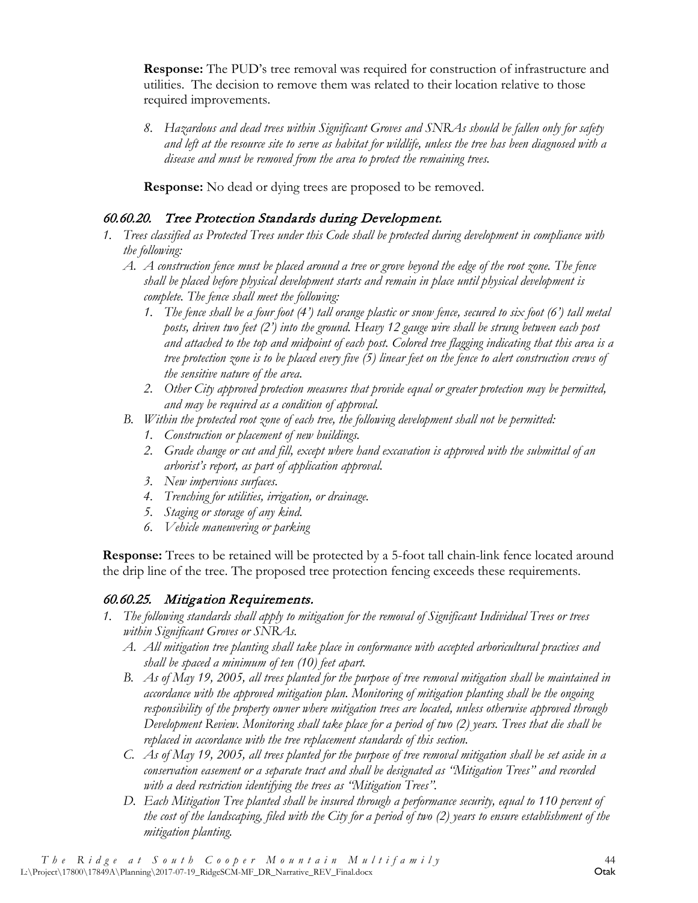**Response:** The PUD's tree removal was required for construction of infrastructure and utilities. The decision to remove them was related to their location relative to those required improvements.

8. *Hazardous and dead trees within Significant Groves and SNRAs should be fallen only for safety and left at the resource site to serve as habitat for wildlife, unless the tree has been diagnosed with a disease and must be removed from the area to protect the remaining trees.*

**Response:** No dead or dying trees are proposed to be removed.

### *60.60.20. Tree Protection Standards during Development.*

1. *Trees classified as Protected Trees under this Code shall be protected during development in compliance with the following:*
   - A. *A construction fence must be placed around a tree or grove beyond the edge of the root zone. The fence shall be placed before physical development starts and remain in place until physical development is complete. The fence shall meet the following:*
     1. *The fence shall be a four foot (4') tall orange plastic or snow fence, secured to six foot (6') tall metal posts, driven two feet (2') into the ground. Heavy 12 gauge wire shall be strung between each post and attached to the top and midpoint of each post. Colored tree flagging indicating that this area is a tree protection zone is to be placed every five (5) linear feet on the fence to alert construction crews of the sensitive nature of the area.*
     2. *Other City approved protection measures that provide equal or greater protection may be permitted, and may be required as a condition of approval.*
   - B. *Within the protected root zone of each tree, the following development shall not be permitted:*
     1. *Construction or placement of new buildings.*
     2. *Grade change or cut and fill, except where hand excavation is approved with the submittal of an arborist's report, as part of application approval.*
     3. *New impervious surfaces.*
     4. *Trenching for utilities, irrigation, or drainage.*
     5. *Staging or storage of any kind.*
     6. *Vehicle maneuvering or parking*

**Response:** Trees to be retained will be protected by a 5-foot tall chain-link fence located around the drip line of the tree. The proposed tree protection fencing exceeds these requirements.

### *60.60.25. Mitigation Requirements.*

1. *The following standards shall apply to mitigation for the removal of Significant Individual Trees or trees within Significant Groves or SNRAs.*
   - A. *All mitigation tree planting shall take place in conformance with accepted arboricultural practices and shall be spaced a minimum of ten (10) feet apart.*
   - B. *As of May 19, 2005, all trees planted for the purpose of tree removal mitigation shall be maintained in accordance with the approved mitigation plan. Monitoring of mitigation planting shall be the ongoing responsibility of the property owner where mitigation trees are located, unless otherwise approved through Development Review. Monitoring shall take place for a period of two (2) years. Trees that die shall be replaced in accordance with the tree replacement standards of this section.*
   - C. *As of May 19, 2005, all trees planted for the purpose of tree removal mitigation shall be set aside in a conservation easement or a separate tract and shall be designated as "Mitigation Trees" and recorded with a deed restriction identifying the trees as "Mitigation Trees".*
   - D. *Each Mitigation Tree planted shall be insured through a performance security, equal to 110 percent of the cost of the landscaping, filed with the City for a period of two (2) years to ensure establishment of the mitigation planting.*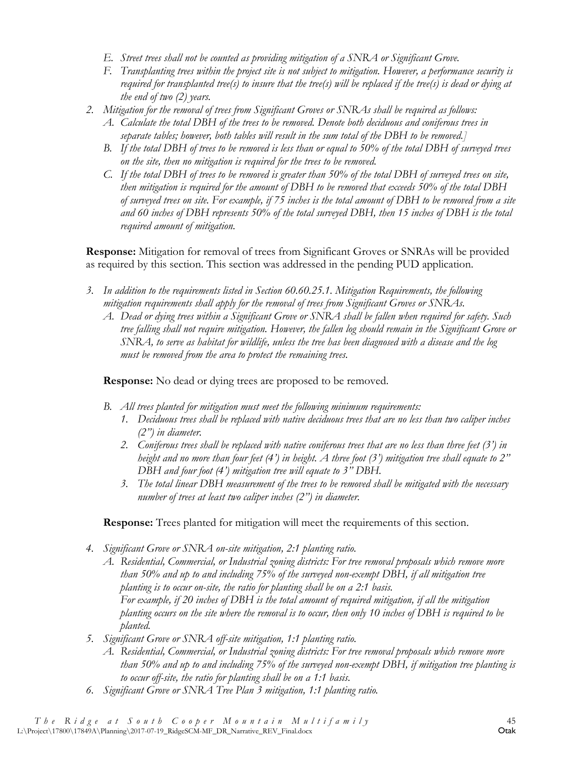*E. Street trees shall not be counted as providing mitigation of a SNRA or Significant Grove.*

*F. Transplanting trees within the project site is not subject to mitigation. However, a performance security is required for transplanted tree(s) to insure that the tree(s) will be replaced if the tree(s) is dead or dying at the end of two (2) years.*

*2. Mitigation for the removal of trees from Significant Groves or SNRAs shall be required as follows:*

*A. Calculate the total DBH of the trees to be removed. Denote both deciduous and coniferous trees in separate tables; however, both tables will result in the sum total of the DBH to be removed.]*

*B. If the total DBH of trees to be removed is less than or equal to 50% of the total DBH of surveyed trees on the site, then no mitigation is required for the trees to be removed.*

*C. If the total DBH of trees to be removed is greater than 50% of the total DBH of surveyed trees on site, then mitigation is required for the amount of DBH to be removed that exceeds 50% of the total DBH of surveyed trees on site. For example, if 75 inches is the total amount of DBH to be removed from a site and 60 inches of DBH represents 50% of the total surveyed DBH, then 15 inches of DBH is the total required amount of mitigation.*

**Response:** Mitigation for removal of trees from Significant Groves or SNRAs will be provided as required by this section. This section was addressed in the pending PUD application.

*3. In addition to the requirements listed in Section 60.60.25.1. Mitigation Requirements, the following mitigation requirements shall apply for the removal of trees from Significant Groves or SNRAs.*

*A. Dead or dying trees within a Significant Grove or SNRA shall be fallen when required for safety. Such tree falling shall not require mitigation. However, the fallen log should remain in the Significant Grove or SNRA, to serve as habitat for wildlife, unless the tree has been diagnosed with a disease and the log must be removed from the area to protect the remaining trees.*

**Response:** No dead or dying trees are proposed to be removed.

*B. All trees planted for mitigation must meet the following minimum requirements:*

*1. Deciduous trees shall be replaced with native deciduous trees that are no less than two caliper inches (2") in diameter.*

*2. Coniferous trees shall be replaced with native coniferous trees that are no less than three feet (3') in height and no more than four feet (4') in height. A three foot (3') mitigation tree shall equate to 2" DBH and four foot (4') mitigation tree will equate to 3" DBH.*

*3. The total linear DBH measurement of the trees to be removed shall be mitigated with the necessary number of trees at least two caliper inches (2") in diameter.*

**Response:** Trees planted for mitigation will meet the requirements of this section.

*4. Significant Grove or SNRA on-site mitigation, 2:1 planting ratio.*

*A. Residential, Commercial, or Industrial zoning districts: For tree removal proposals which remove more than 50% and up to and including 75% of the surveyed non-exempt DBH, if all mitigation tree planting is to occur on-site, the ratio for planting shall be on a 2:1 basis.*
*For example, if 20 inches of DBH is the total amount of required mitigation, if all the mitigation planting occurs on the site where the removal is to occur, then only 10 inches of DBH is required to be planted.*

*5. Significant Grove or SNRA off-site mitigation, 1:1 planting ratio.*

*A. Residential, Commercial, or Industrial zoning districts: For tree removal proposals which remove more than 50% and up to and including 75% of the surveyed non-exempt DBH, if mitigation tree planting is to occur off-site, the ratio for planting shall be on a 1:1 basis.*

*6. Significant Grove or SNRA Tree Plan 3 mitigation, 1:1 planting ratio.*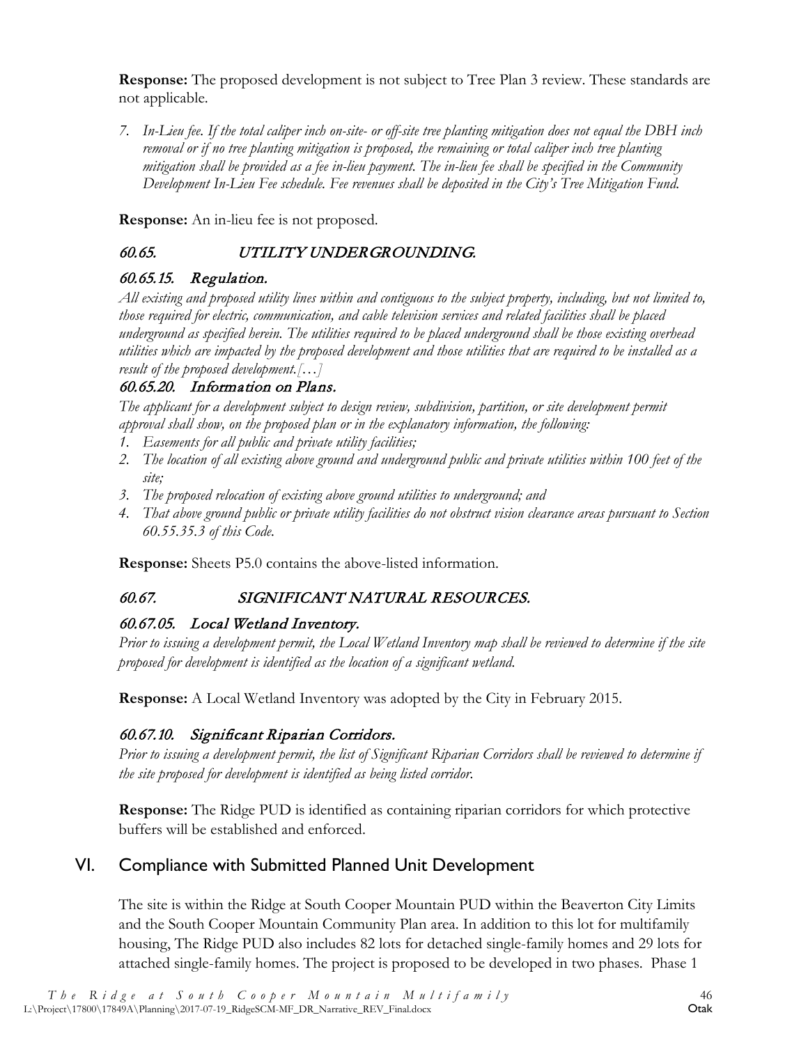**Response:** The proposed development is not subject to Tree Plan 3 review. These standards are not applicable.

7. *In-Lieu fee. If the total caliper inch on-site- or off-site tree planting mitigation does not equal the DBH inch removal or if no tree planting mitigation is proposed, the remaining or total caliper inch tree planting mitigation shall be provided as a fee in-lieu payment. The in-lieu fee shall be specified in the Community Development In-Lieu Fee schedule. Fee revenues shall be deposited in the City's Tree Mitigation Fund.*

**Response:** An in-lieu fee is not proposed.

### *60.65. UTILITY UNDERGROUNDING.*

#### *60.65.15. Regulation.*

*All existing and proposed utility lines within and contiguous to the subject property, including, but not limited to, those required for electric, communication, and cable television services and related facilities shall be placed underground as specified herein. The utilities required to be placed underground shall be those existing overhead utilities which are impacted by the proposed development and those utilities that are required to be installed as a result of the proposed development.[…]*

#### *60.65.20. Information on Plans.*

*The applicant for a development subject to design review, subdivision, partition, or site development permit approval shall show, on the proposed plan or in the explanatory information, the following:*

1. *Easements for all public and private utility facilities;*
2. *The location of all existing above ground and underground public and private utilities within 100 feet of the site;*
3. *The proposed relocation of existing above ground utilities to underground; and*
4. *That above ground public or private utility facilities do not obstruct vision clearance areas pursuant to Section 60.55.35.3 of this Code.*

**Response:** Sheets P5.0 contains the above-listed information.

### *60.67. SIGNIFICANT NATURAL RESOURCES.*

#### *60.67.05. Local Wetland Inventory.*

*Prior to issuing a development permit, the Local Wetland Inventory map shall be reviewed to determine if the site proposed for development is identified as the location of a significant wetland.*

**Response:** A Local Wetland Inventory was adopted by the City in February 2015.

#### *60.67.10. Significant Riparian Corridors.*

*Prior to issuing a development permit, the list of Significant Riparian Corridors shall be reviewed to determine if the site proposed for development is identified as being listed corridor.*

**Response:** The Ridge PUD is identified as containing riparian corridors for which protective buffers will be established and enforced.

## VI. Compliance with Submitted Planned Unit Development

The site is within the Ridge at South Cooper Mountain PUD within the Beaverton City Limits and the South Cooper Mountain Community Plan area. In addition to this lot for multifamily housing, The Ridge PUD also includes 82 lots for detached single-family homes and 29 lots for attached single-family homes. The project is proposed to be developed in two phases. Phase 1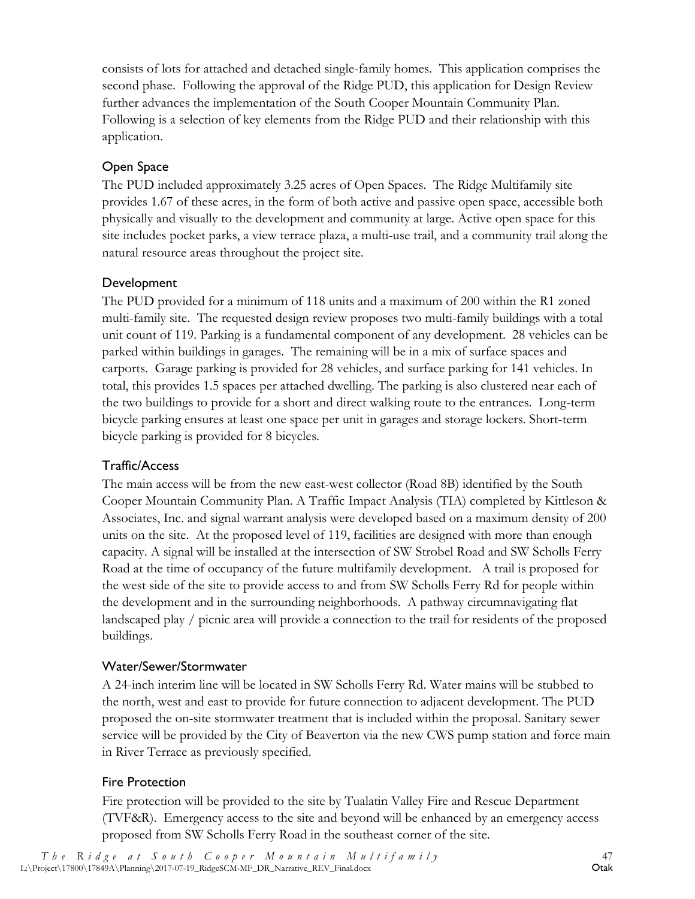consists of lots for attached and detached single-family homes. This application comprises the second phase. Following the approval of the Ridge PUD, this application for Design Review further advances the implementation of the South Cooper Mountain Community Plan. Following is a selection of key elements from the Ridge PUD and their relationship with this application.

### Open Space

The PUD included approximately 3.25 acres of Open Spaces. The Ridge Multifamily site provides 1.67 of these acres, in the form of both active and passive open space, accessible both physically and visually to the development and community at large. Active open space for this site includes pocket parks, a view terrace plaza, a multi-use trail, and a community trail along the natural resource areas throughout the project site.

### Development

The PUD provided for a minimum of 118 units and a maximum of 200 within the R1 zoned multi-family site. The requested design review proposes two multi-family buildings with a total unit count of 119. Parking is a fundamental component of any development. 28 vehicles can be parked within buildings in garages. The remaining will be in a mix of surface spaces and carports. Garage parking is provided for 28 vehicles, and surface parking for 141 vehicles. In total, this provides 1.5 spaces per attached dwelling. The parking is also clustered near each of the two buildings to provide for a short and direct walking route to the entrances. Long-term bicycle parking ensures at least one space per unit in garages and storage lockers. Short-term bicycle parking is provided for 8 bicycles.

### Traffic/Access

The main access will be from the new east-west collector (Road 8B) identified by the South Cooper Mountain Community Plan. A Traffic Impact Analysis (TIA) completed by Kittleson & Associates, Inc. and signal warrant analysis were developed based on a maximum density of 200 units on the site. At the proposed level of 119, facilities are designed with more than enough capacity. A signal will be installed at the intersection of SW Strobel Road and SW Scholls Ferry Road at the time of occupancy of the future multifamily development. A trail is proposed for the west side of the site to provide access to and from SW Scholls Ferry Rd for people within the development and in the surrounding neighborhoods. A pathway circumnavigating flat landscaped play / picnic area will provide a connection to the trail for residents of the proposed buildings.

### Water/Sewer/Stormwater

A 24-inch interim line will be located in SW Scholls Ferry Rd. Water mains will be stubbed to the north, west and east to provide for future connection to adjacent development. The PUD proposed the on-site stormwater treatment that is included within the proposal. Sanitary sewer service will be provided by the City of Beaverton via the new CWS pump station and force main in River Terrace as previously specified.

### Fire Protection

Fire protection will be provided to the site by Tualatin Valley Fire and Rescue Department (TVF&R). Emergency access to the site and beyond will be enhanced by an emergency access proposed from SW Scholls Ferry Road in the southeast corner of the site.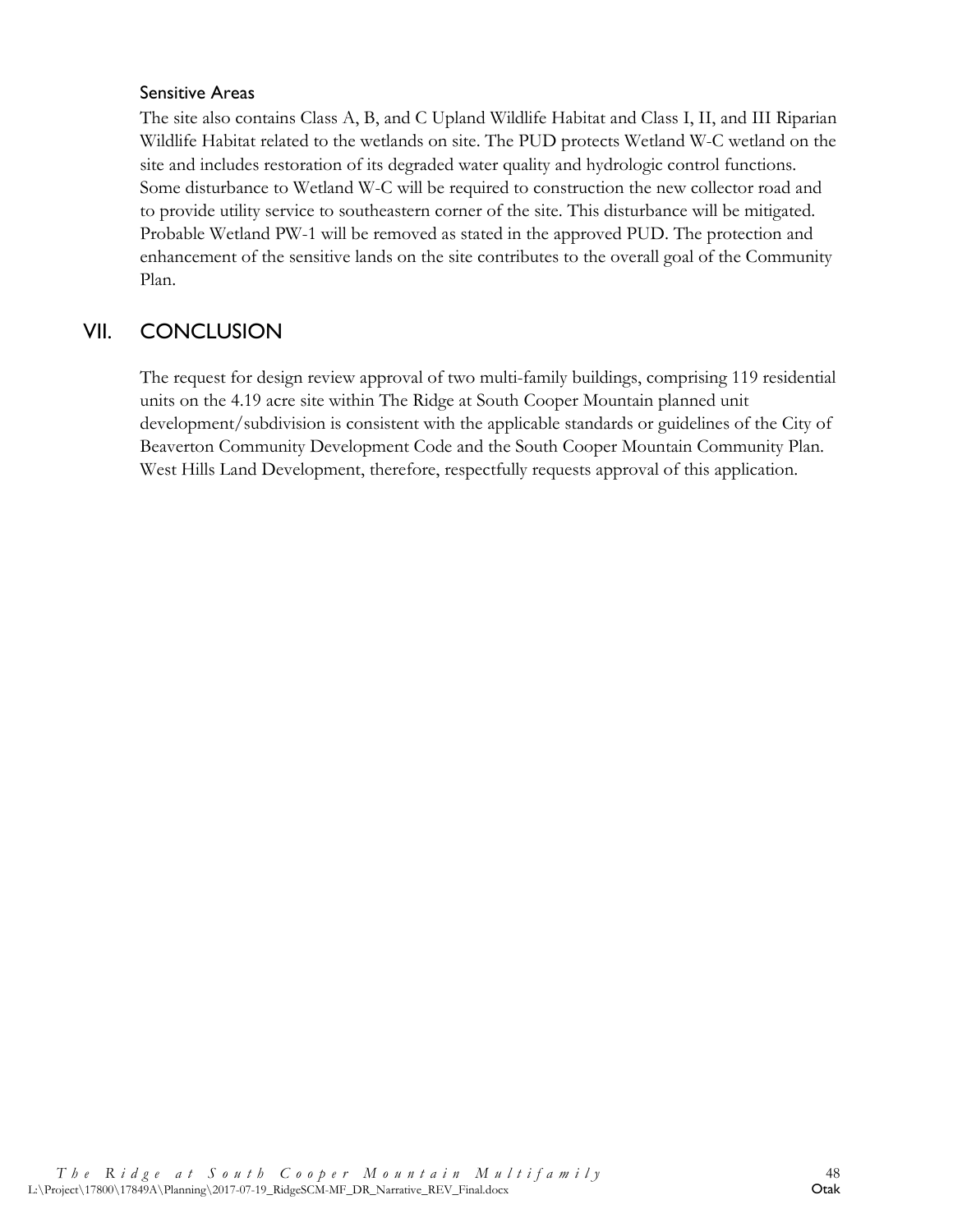### Sensitive Areas

The site also contains Class A, B, and C Upland Wildlife Habitat and Class I, II, and III Riparian Wildlife Habitat related to the wetlands on site. The PUD protects Wetland W-C wetland on the site and includes restoration of its degraded water quality and hydrologic control functions. Some disturbance to Wetland W-C will be required to construction the new collector road and to provide utility service to southeastern corner of the site. This disturbance will be mitigated. Probable Wetland PW-1 will be removed as stated in the approved PUD. The protection and enhancement of the sensitive lands on the site contributes to the overall goal of the Community Plan.

## VII. CONCLUSION

The request for design review approval of two multi-family buildings, comprising 119 residential units on the 4.19 acre site within The Ridge at South Cooper Mountain planned unit development/subdivision is consistent with the applicable standards or guidelines of the City of Beaverton Community Development Code and the South Cooper Mountain Community Plan. West Hills Land Development, therefore, respectfully requests approval of this application.